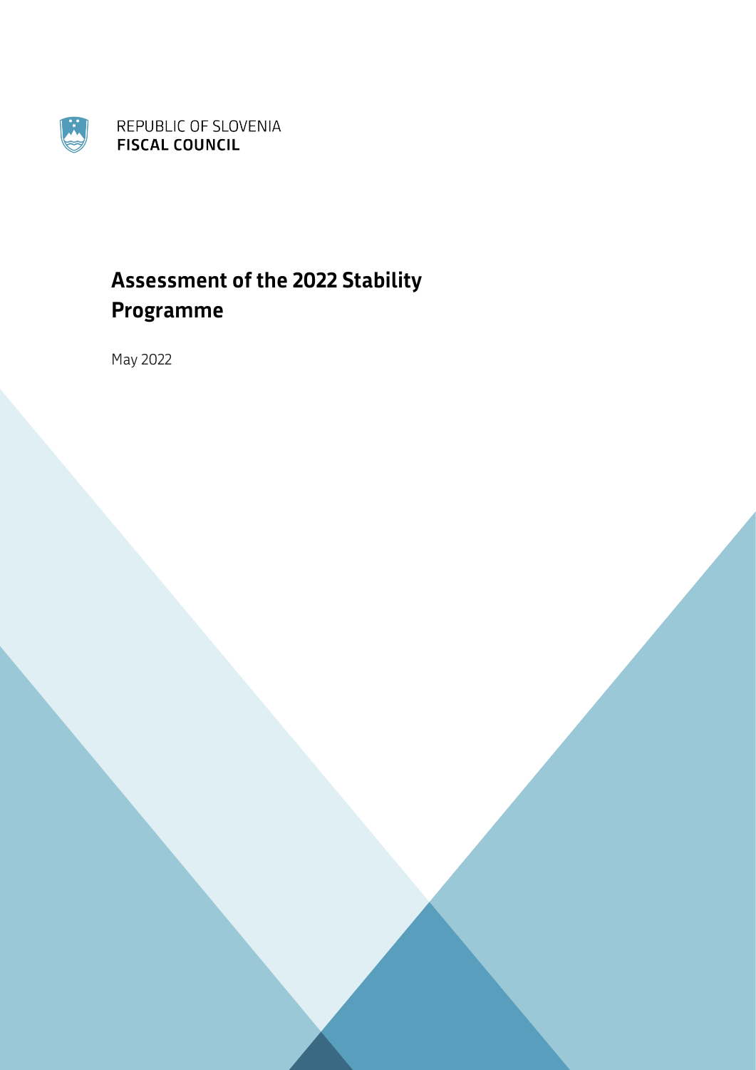REPUBLIC OF SLOVENIA
**FISCAL COUNCIL**

# Assessment of the 2022 Stability Programme

May 2022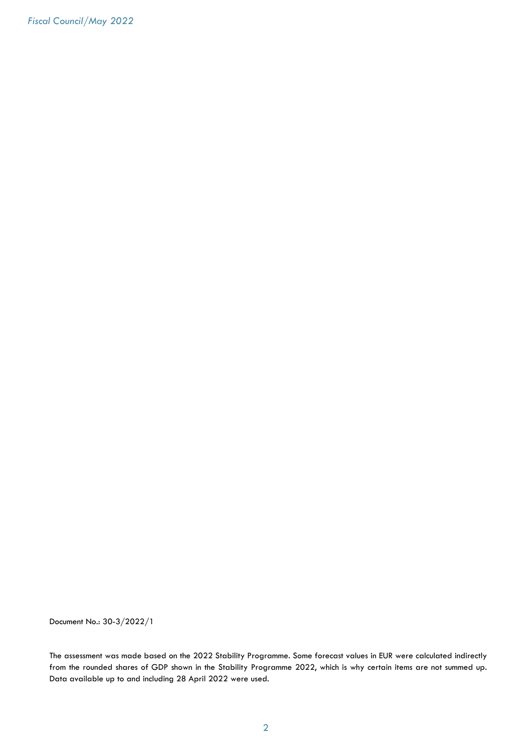Document No.: 30-3/2022/1

The assessment was made based on the 2022 Stability Programme. Some forecast values in EUR were calculated indirectly from the rounded shares of GDP shown in the Stability Programme 2022, which is why certain items are not summed up. Data available up to and including 28 April 2022 were used.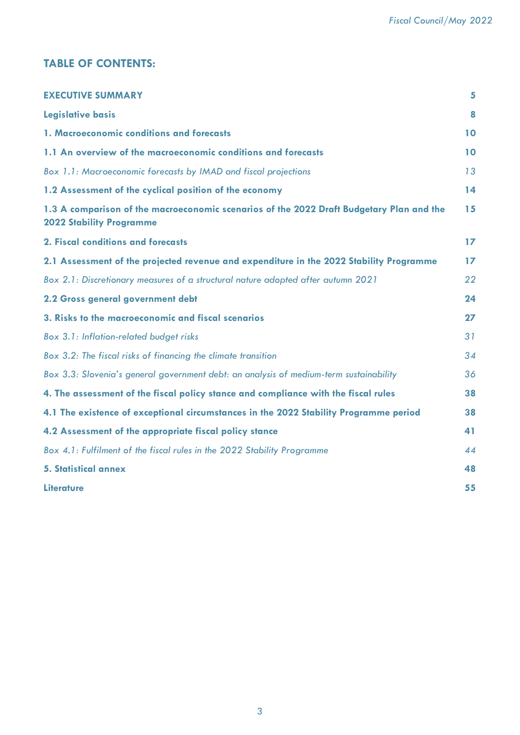## TABLE OF CONTENTS:

| | |
|---|---|
| **EXECUTIVE SUMMARY** | **5** |
| **Legislative basis** | **8** |
| **1. Macroeconomic conditions and forecasts** | **10** |
| **1.1 An overview of the macroeconomic conditions and forecasts** | **10** |
| *Box 1.1: Macroeconomic forecasts by IMAD and fiscal projections* | *13* |
| **1.2 Assessment of the cyclical position of the economy** | **14** |
| **1.3 A comparison of the macroeconomic scenarios of the 2022 Draft Budgetary Plan and the 2022 Stability Programme** | **15** |
| **2. Fiscal conditions and forecasts** | **17** |
| **2.1 Assessment of the projected revenue and expenditure in the 2022 Stability Programme** | **17** |
| *Box 2.1: Discretionary measures of a structural nature adopted after autumn 2021* | *22* |
| **2.2 Gross general government debt** | **24** |
| **3. Risks to the macroeconomic and fiscal scenarios** | **27** |
| *Box 3.1: Inflation-related budget risks* | *31* |
| *Box 3.2: The fiscal risks of financing the climate transition* | *34* |
| *Box 3.3: Slovenia's general government debt: an analysis of medium-term sustainability* | *36* |
| **4. The assessment of the fiscal policy stance and compliance with the fiscal rules** | **38** |
| **4.1 The existence of exceptional circumstances in the 2022 Stability Programme period** | **38** |
| **4.2 Assessment of the appropriate fiscal policy stance** | **41** |
| *Box 4.1: Fulfilment of the fiscal rules in the 2022 Stability Programme* | *44* |
| **5. Statistical annex** | **48** |
| **Literature** | **55** |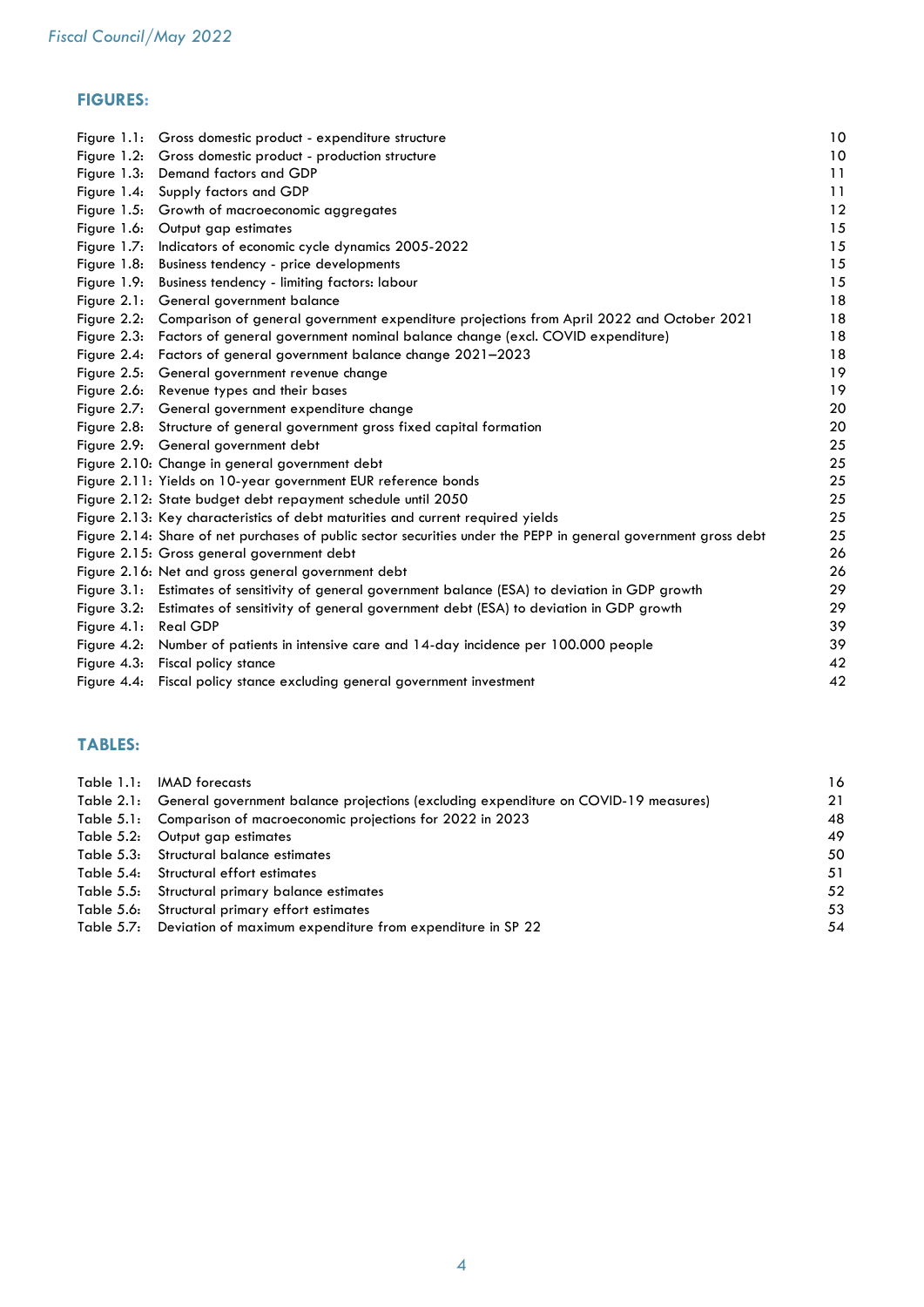## FIGURES:

| | | |
|---|---|---|
| Figure 1.1: | Gross domestic product - expenditure structure | 10 |
| Figure 1.2: | Gross domestic product - production structure | 10 |
| Figure 1.3: | Demand factors and GDP | 11 |
| Figure 1.4: | Supply factors and GDP | 11 |
| Figure 1.5: | Growth of macroeconomic aggregates | 12 |
| Figure 1.6: | Output gap estimates | 15 |
| Figure 1.7: | Indicators of economic cycle dynamics 2005-2022 | 15 |
| Figure 1.8: | Business tendency - price developments | 15 |
| Figure 1.9: | Business tendency - limiting factors: labour | 15 |
| Figure 2.1: | General government balance | 18 |
| Figure 2.2: | Comparison of general government expenditure projections from April 2022 and October 2021 | 18 |
| Figure 2.3: | Factors of general government nominal balance change (excl. COVID expenditure) | 18 |
| Figure 2.4: | Factors of general government balance change 2021–2023 | 18 |
| Figure 2.5: | General government revenue change | 19 |
| Figure 2.6: | Revenue types and their bases | 19 |
| Figure 2.7: | General government expenditure change | 20 |
| Figure 2.8: | Structure of general government gross fixed capital formation | 20 |
| Figure 2.9: | General government debt | 25 |
| Figure 2.10: | Change in general government debt | 25 |
| Figure 2.11: | Yields on 10-year government EUR reference bonds | 25 |
| Figure 2.12: | State budget debt repayment schedule until 2050 | 25 |
| Figure 2.13: | Key characteristics of debt maturities and current required yields | 25 |
| Figure 2.14: | Share of net purchases of public sector securities under the PEPP in general government gross debt | 25 |
| Figure 2.15: | Gross general government debt | 26 |
| Figure 2.16: | Net and gross general government debt | 26 |
| Figure 3.1: | Estimates of sensitivity of general government balance (ESA) to deviation in GDP growth | 29 |
| Figure 3.2: | Estimates of sensitivity of general government debt (ESA) to deviation in GDP growth | 29 |
| Figure 4.1: | Real GDP | 39 |
| Figure 4.2: | Number of patients in intensive care and 14-day incidence per 100.000 people | 39 |
| Figure 4.3: | Fiscal policy stance | 42 |
| Figure 4.4: | Fiscal policy stance excluding general government investment | 42 |

## TABLES:

| | | |
|---|---|---|
| Table 1.1: | IMAD forecasts | 16 |
| Table 2.1: | General government balance projections (excluding expenditure on COVID-19 measures) | 21 |
| Table 5.1: | Comparison of macroeconomic projections for 2022 in 2023 | 48 |
| Table 5.2: | Output gap estimates | 49 |
| Table 5.3: | Structural balance estimates | 50 |
| Table 5.4: | Structural effort estimates | 51 |
| Table 5.5: | Structural primary balance estimates | 52 |
| Table 5.6: | Structural primary effort estimates | 53 |
| Table 5.7: | Deviation of maximum expenditure from expenditure in SP 22 | 54 |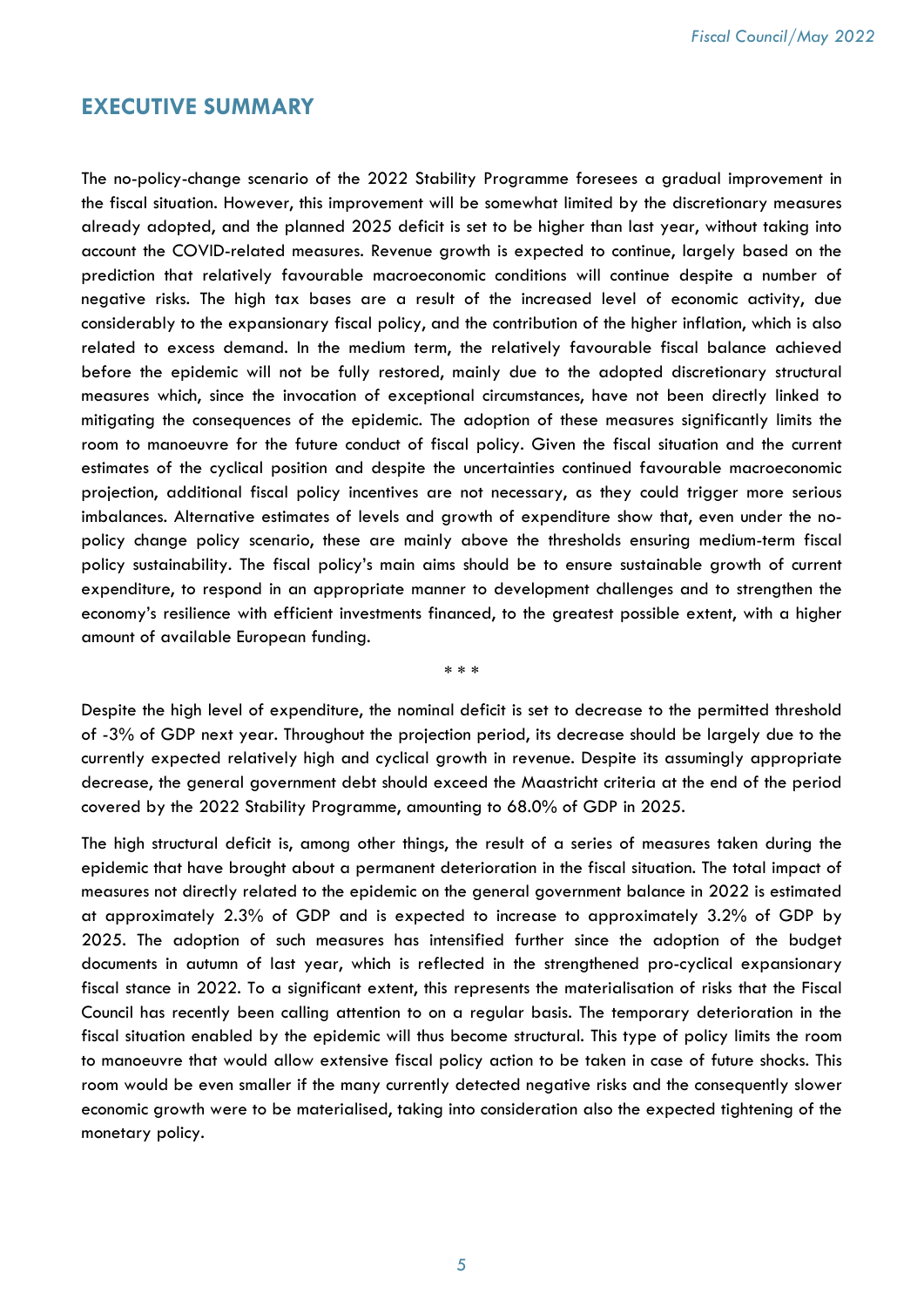# EXECUTIVE SUMMARY

The no-policy-change scenario of the 2022 Stability Programme foresees a gradual improvement in the fiscal situation. However, this improvement will be somewhat limited by the discretionary measures already adopted, and the planned 2025 deficit is set to be higher than last year, without taking into account the COVID-related measures. Revenue growth is expected to continue, largely based on the prediction that relatively favourable macroeconomic conditions will continue despite a number of negative risks. The high tax bases are a result of the increased level of economic activity, due considerably to the expansionary fiscal policy, and the contribution of the higher inflation, which is also related to excess demand. In the medium term, the relatively favourable fiscal balance achieved before the epidemic will not be fully restored, mainly due to the adopted discretionary structural measures which, since the invocation of exceptional circumstances, have not been directly linked to mitigating the consequences of the epidemic. The adoption of these measures significantly limits the room to manoeuvre for the future conduct of fiscal policy. Given the fiscal situation and the current estimates of the cyclical position and despite the uncertainties continued favourable macroeconomic projection, additional fiscal policy incentives are not necessary, as they could trigger more serious imbalances. Alternative estimates of levels and growth of expenditure show that, even under the no-policy change policy scenario, these are mainly above the thresholds ensuring medium-term fiscal policy sustainability. The fiscal policy's main aims should be to ensure sustainable growth of current expenditure, to respond in an appropriate manner to development challenges and to strengthen the economy's resilience with efficient investments financed, to the greatest possible extent, with a higher amount of available European funding.

\* \* \*

Despite the high level of expenditure, the nominal deficit is set to decrease to the permitted threshold of -3% of GDP next year. Throughout the projection period, its decrease should be largely due to the currently expected relatively high and cyclical growth in revenue. Despite its assumingly appropriate decrease, the general government debt should exceed the Maastricht criteria at the end of the period covered by the 2022 Stability Programme, amounting to 68.0% of GDP in 2025.

The high structural deficit is, among other things, the result of a series of measures taken during the epidemic that have brought about a permanent deterioration in the fiscal situation. The total impact of measures not directly related to the epidemic on the general government balance in 2022 is estimated at approximately 2.3% of GDP and is expected to increase to approximately 3.2% of GDP by 2025. The adoption of such measures has intensified further since the adoption of the budget documents in autumn of last year, which is reflected in the strengthened pro-cyclical expansionary fiscal stance in 2022. To a significant extent, this represents the materialisation of risks that the Fiscal Council has recently been calling attention to on a regular basis. The temporary deterioration in the fiscal situation enabled by the epidemic will thus become structural. This type of policy limits the room to manoeuvre that would allow extensive fiscal policy action to be taken in case of future shocks. This room would be even smaller if the many currently detected negative risks and the consequently slower economic growth were to be materialised, taking into consideration also the expected tightening of the monetary policy.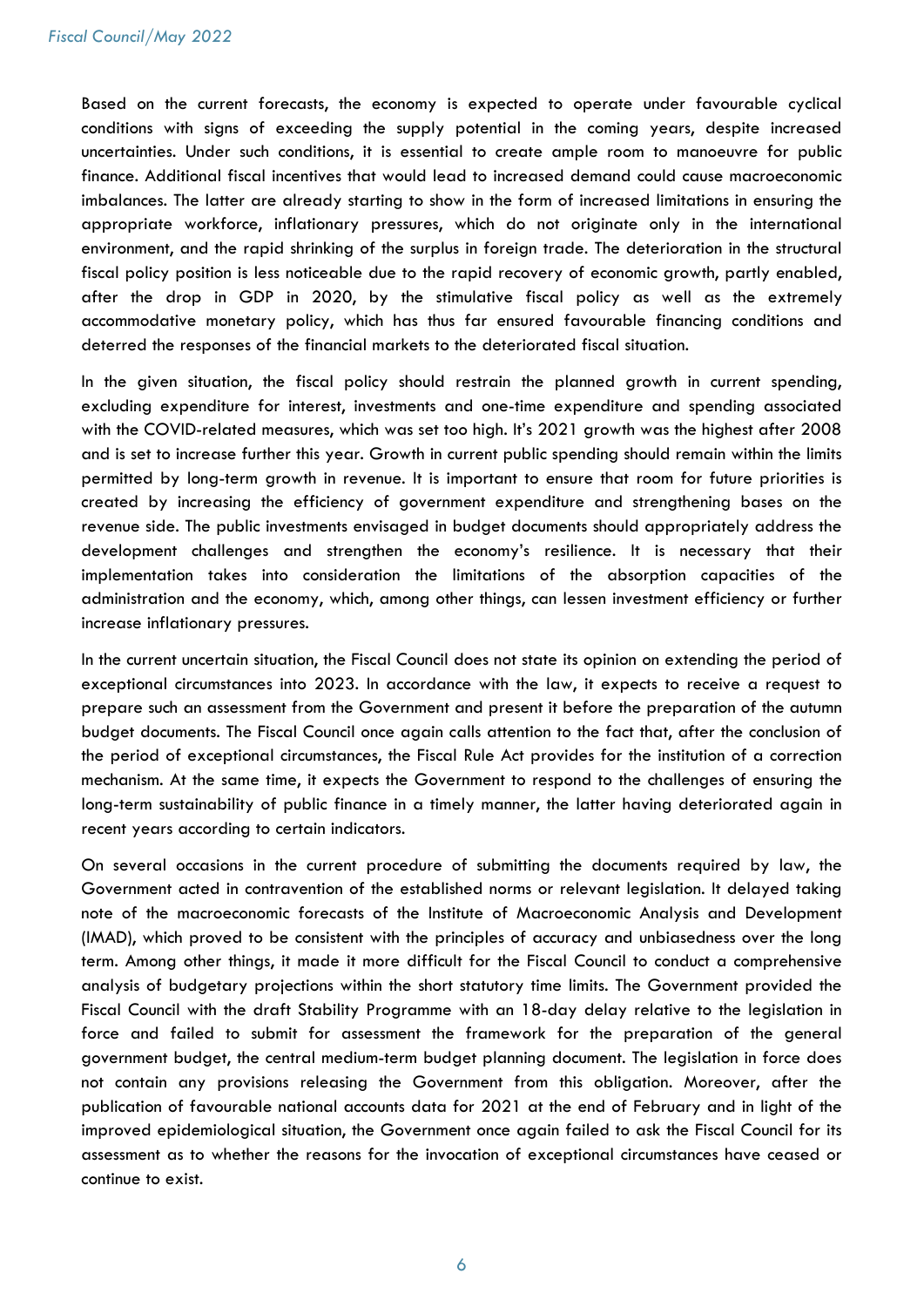Based on the current forecasts, the economy is expected to operate under favourable cyclical conditions with signs of exceeding the supply potential in the coming years, despite increased uncertainties. Under such conditions, it is essential to create ample room to manoeuvre for public finance. Additional fiscal incentives that would lead to increased demand could cause macroeconomic imbalances. The latter are already starting to show in the form of increased limitations in ensuring the appropriate workforce, inflationary pressures, which do not originate only in the international environment, and the rapid shrinking of the surplus in foreign trade. The deterioration in the structural fiscal policy position is less noticeable due to the rapid recovery of economic growth, partly enabled, after the drop in GDP in 2020, by the stimulative fiscal policy as well as the extremely accommodative monetary policy, which has thus far ensured favourable financing conditions and deterred the responses of the financial markets to the deteriorated fiscal situation.

In the given situation, the fiscal policy should restrain the planned growth in current spending, excluding expenditure for interest, investments and one-time expenditure and spending associated with the COVID-related measures, which was set too high. It's 2021 growth was the highest after 2008 and is set to increase further this year. Growth in current public spending should remain within the limits permitted by long-term growth in revenue. It is important to ensure that room for future priorities is created by increasing the efficiency of government expenditure and strengthening bases on the revenue side. The public investments envisaged in budget documents should appropriately address the development challenges and strengthen the economy's resilience. It is necessary that their implementation takes into consideration the limitations of the absorption capacities of the administration and the economy, which, among other things, can lessen investment efficiency or further increase inflationary pressures.

In the current uncertain situation, the Fiscal Council does not state its opinion on extending the period of exceptional circumstances into 2023. In accordance with the law, it expects to receive a request to prepare such an assessment from the Government and present it before the preparation of the autumn budget documents. The Fiscal Council once again calls attention to the fact that, after the conclusion of the period of exceptional circumstances, the Fiscal Rule Act provides for the institution of a correction mechanism. At the same time, it expects the Government to respond to the challenges of ensuring the long-term sustainability of public finance in a timely manner, the latter having deteriorated again in recent years according to certain indicators.

On several occasions in the current procedure of submitting the documents required by law, the Government acted in contravention of the established norms or relevant legislation. It delayed taking note of the macroeconomic forecasts of the Institute of Macroeconomic Analysis and Development (IMAD), which proved to be consistent with the principles of accuracy and unbiasedness over the long term. Among other things, it made it more difficult for the Fiscal Council to conduct a comprehensive analysis of budgetary projections within the short statutory time limits. The Government provided the Fiscal Council with the draft Stability Programme with an 18-day delay relative to the legislation in force and failed to submit for assessment the framework for the preparation of the general government budget, the central medium-term budget planning document. The legislation in force does not contain any provisions releasing the Government from this obligation. Moreover, after the publication of favourable national accounts data for 2021 at the end of February and in light of the improved epidemiological situation, the Government once again failed to ask the Fiscal Council for its assessment as to whether the reasons for the invocation of exceptional circumstances have ceased or continue to exist.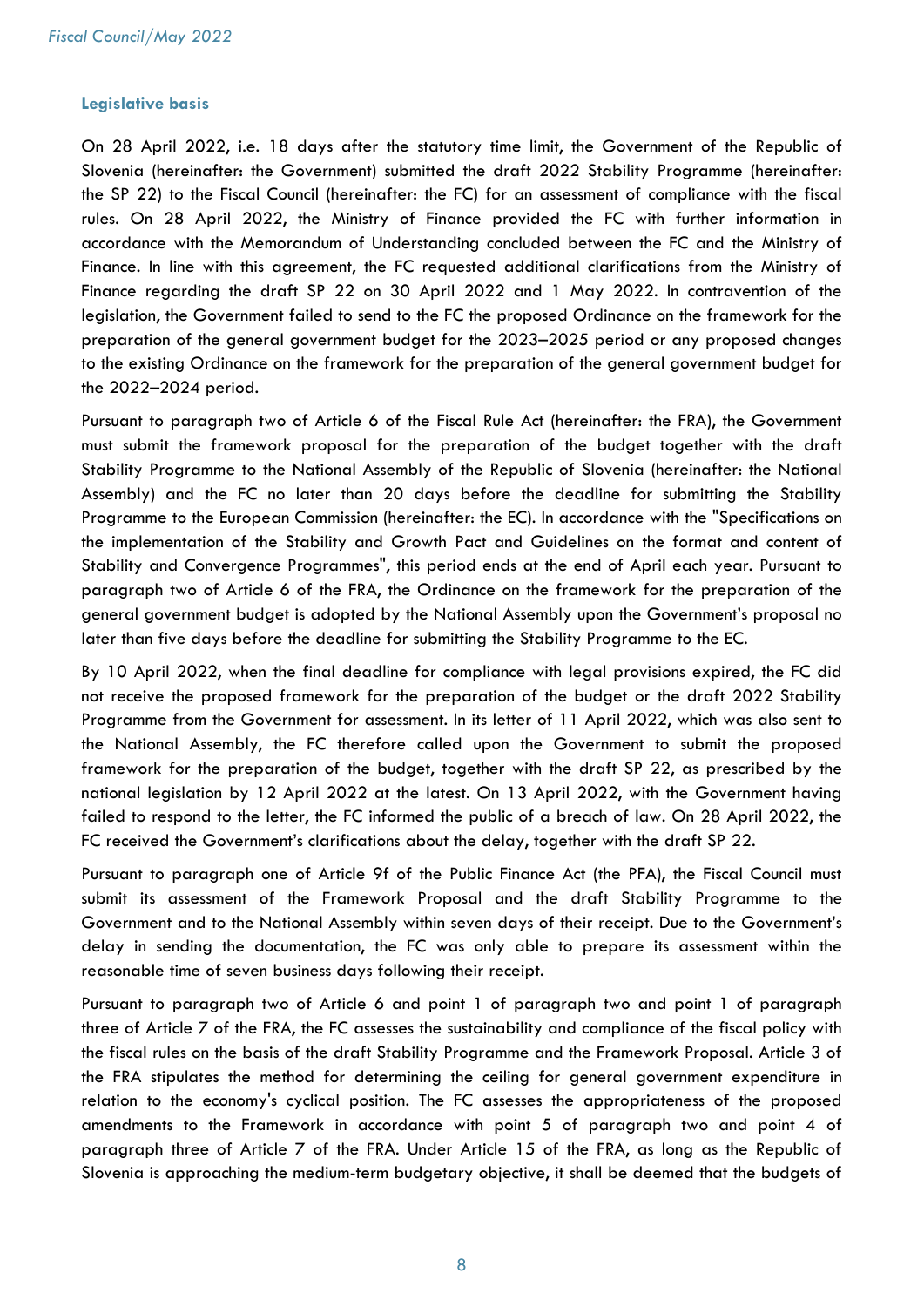## Legislative basis

On 28 April 2022, i.e. 18 days after the statutory time limit, the Government of the Republic of Slovenia (hereinafter: the Government) submitted the draft 2022 Stability Programme (hereinafter: the SP 22) to the Fiscal Council (hereinafter: the FC) for an assessment of compliance with the fiscal rules. On 28 April 2022, the Ministry of Finance provided the FC with further information in accordance with the Memorandum of Understanding concluded between the FC and the Ministry of Finance. In line with this agreement, the FC requested additional clarifications from the Ministry of Finance regarding the draft SP 22 on 30 April 2022 and 1 May 2022. In contravention of the legislation, the Government failed to send to the FC the proposed Ordinance on the framework for the preparation of the general government budget for the 2023–2025 period or any proposed changes to the existing Ordinance on the framework for the preparation of the general government budget for the 2022–2024 period.

Pursuant to paragraph two of Article 6 of the Fiscal Rule Act (hereinafter: the FRA), the Government must submit the framework proposal for the preparation of the budget together with the draft Stability Programme to the National Assembly of the Republic of Slovenia (hereinafter: the National Assembly) and the FC no later than 20 days before the deadline for submitting the Stability Programme to the European Commission (hereinafter: the EC). In accordance with the "Specifications on the implementation of the Stability and Growth Pact and Guidelines on the format and content of Stability and Convergence Programmes", this period ends at the end of April each year. Pursuant to paragraph two of Article 6 of the FRA, the Ordinance on the framework for the preparation of the general government budget is adopted by the National Assembly upon the Government's proposal no later than five days before the deadline for submitting the Stability Programme to the EC.

By 10 April 2022, when the final deadline for compliance with legal provisions expired, the FC did not receive the proposed framework for the preparation of the budget or the draft 2022 Stability Programme from the Government for assessment. In its letter of 11 April 2022, which was also sent to the National Assembly, the FC therefore called upon the Government to submit the proposed framework for the preparation of the budget, together with the draft SP 22, as prescribed by the national legislation by 12 April 2022 at the latest. On 13 April 2022, with the Government having failed to respond to the letter, the FC informed the public of a breach of law. On 28 April 2022, the FC received the Government's clarifications about the delay, together with the draft SP 22.

Pursuant to paragraph one of Article 9f of the Public Finance Act (the PFA), the Fiscal Council must submit its assessment of the Framework Proposal and the draft Stability Programme to the Government and to the National Assembly within seven days of their receipt. Due to the Government's delay in sending the documentation, the FC was only able to prepare its assessment within the reasonable time of seven business days following their receipt.

Pursuant to paragraph two of Article 6 and point 1 of paragraph two and point 1 of paragraph three of Article 7 of the FRA, the FC assesses the sustainability and compliance of the fiscal policy with the fiscal rules on the basis of the draft Stability Programme and the Framework Proposal. Article 3 of the FRA stipulates the method for determining the ceiling for general government expenditure in relation to the economy's cyclical position. The FC assesses the appropriateness of the proposed amendments to the Framework in accordance with point 5 of paragraph two and point 4 of paragraph three of Article 7 of the FRA. Under Article 15 of the FRA, as long as the Republic of Slovenia is approaching the medium-term budgetary objective, it shall be deemed that the budgets of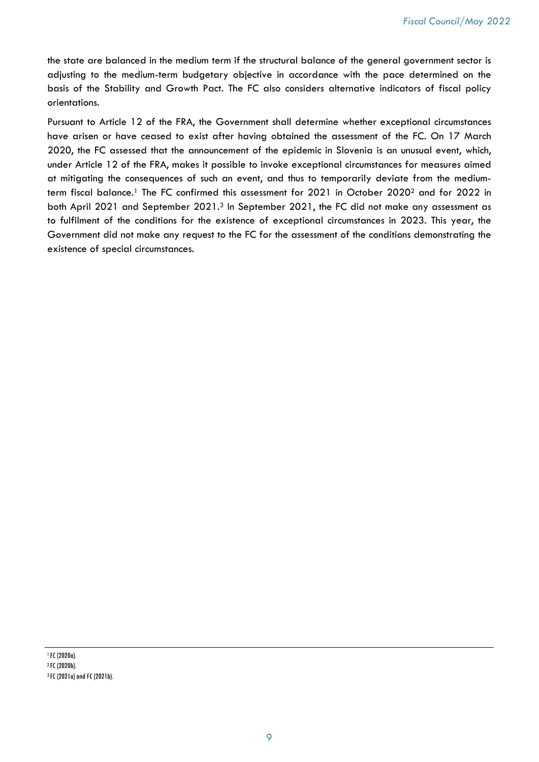the state are balanced in the medium term if the structural balance of the general government sector is adjusting to the medium-term budgetary objective in accordance with the pace determined on the basis of the Stability and Growth Pact. The FC also considers alternative indicators of fiscal policy orientations.

Pursuant to Article 12 of the FRA, the Government shall determine whether exceptional circumstances have arisen or have ceased to exist after having obtained the assessment of the FC. On 17 March 2020, the FC assessed that the announcement of the epidemic in Slovenia is an unusual event, which, under Article 12 of the FRA, makes it possible to invoke exceptional circumstances for measures aimed at mitigating the consequences of such an event, and thus to temporarily deviate from the medium-term fiscal balance.[1] The FC confirmed this assessment for 2021 in October 2020[2] and for 2022 in both April 2021 and September 2021.[3] In September 2021, the FC did not make any assessment as to fulfilment of the conditions for the existence of exceptional circumstances in 2023. This year, the Government did not make any request to the FC for the assessment of the conditions demonstrating the existence of special circumstances.

---

[1] FC (2020a).

[2] FC (2020b).

[3] FC (2021a) and FC (2021b).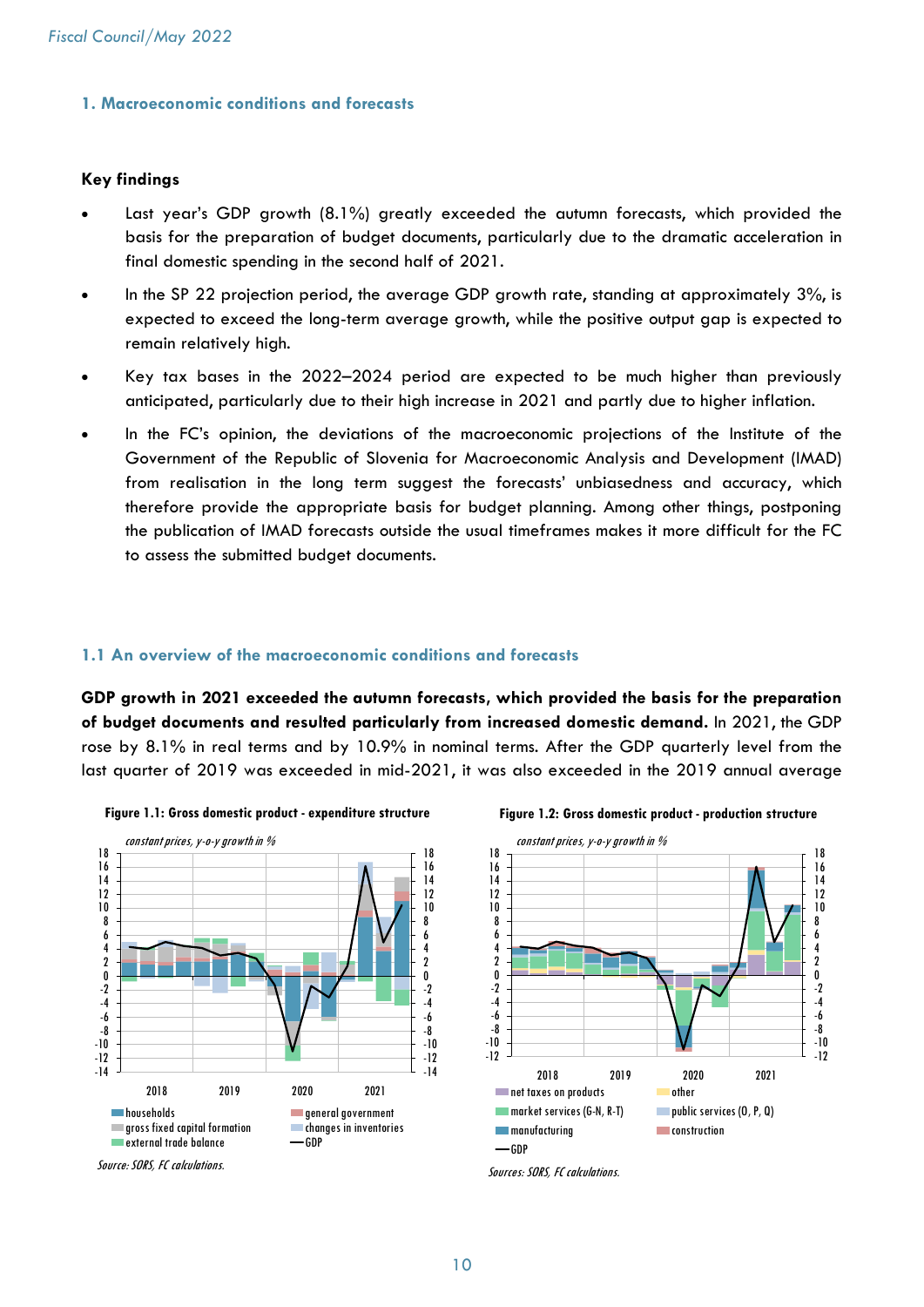## 1. Macroeconomic conditions and forecasts

### Key findings

- Last year's GDP growth (8.1%) greatly exceeded the autumn forecasts, which provided the basis for the preparation of budget documents, particularly due to the dramatic acceleration in final domestic spending in the second half of 2021.
- In the SP 22 projection period, the average GDP growth rate, standing at approximately 3%, is expected to exceed the long-term average growth, while the positive output gap is expected to remain relatively high.
- Key tax bases in the 2022–2024 period are expected to be much higher than previously anticipated, particularly due to their high increase in 2021 and partly due to higher inflation.
- In the FC's opinion, the deviations of the macroeconomic projections of the Institute of the Government of the Republic of Slovenia for Macroeconomic Analysis and Development (IMAD) from realisation in the long term suggest the forecasts' unbiasedness and accuracy, which therefore provide the appropriate basis for budget planning. Among other things, postponing the publication of IMAD forecasts outside the usual timeframes makes it more difficult for the FC to assess the submitted budget documents.

### 1.1 An overview of the macroeconomic conditions and forecasts

**GDP growth in 2021 exceeded the autumn forecasts, which provided the basis for the preparation of budget documents and resulted particularly from increased domestic demand.** In 2021, the GDP rose by 8.1% in real terms and by 10.9% in nominal terms. After the GDP quarterly level from the last quarter of 2019 was exceeded in mid-2021, it was also exceeded in the 2019 annual average

**Figure 1.1: Gross domestic product - expenditure structure**

*constant prices, y-o-y growth in %*

Legend: households; gross fixed capital formation; external trade balance; general government; changes in inventories; GDP

*Source: SORS, FC calculations.*

**Figure 1.2: Gross domestic product - production structure**

*constant prices, y-o-y growth in %*

Legend: net taxes on products; market services (G-N, R-T); manufacturing; GDP; other; public services (O, P, Q); construction

*Sources: SORS, FC calculations.*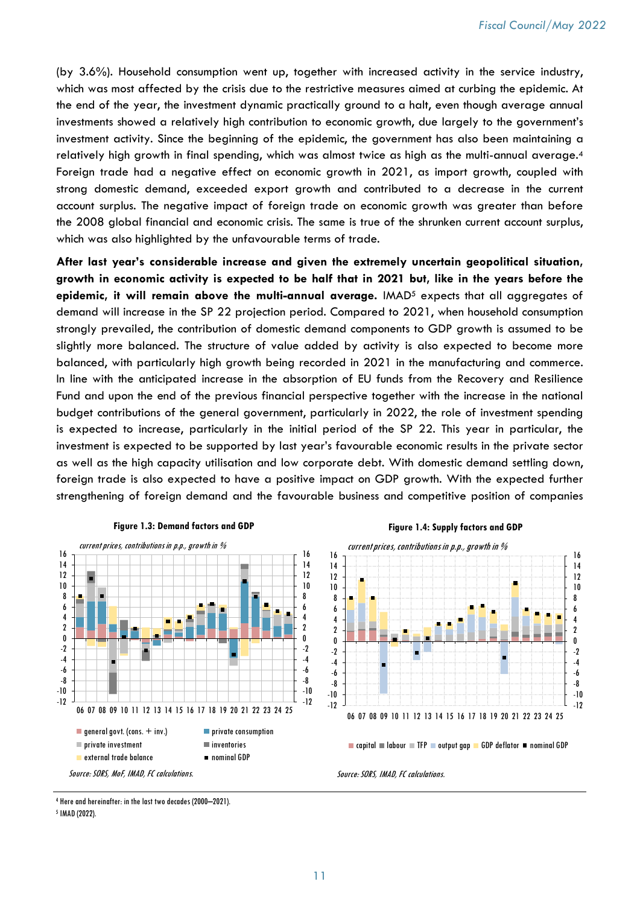(by 3.6%). Household consumption went up, together with increased activity in the service industry, which was most affected by the crisis due to the restrictive measures aimed at curbing the epidemic. At the end of the year, the investment dynamic practically ground to a halt, even though average annual investments showed a relatively high contribution to economic growth, due largely to the government's investment activity. Since the beginning of the epidemic, the government has also been maintaining a relatively high growth in final spending, which was almost twice as high as the multi-annual average.[4] Foreign trade had a negative effect on economic growth in 2021, as import growth, coupled with strong domestic demand, exceeded export growth and contributed to a decrease in the current account surplus. The negative impact of foreign trade on economic growth was greater than before the 2008 global financial and economic crisis. The same is true of the shrunken current account surplus, which was also highlighted by the unfavourable terms of trade.

**After last year's considerable increase and given the extremely uncertain geopolitical situation, growth in economic activity is expected to be half that in 2021 but, like in the years before the epidemic, it will remain above the multi-annual average.** IMAD[5] expects that all aggregates of demand will increase in the SP 22 projection period. Compared to 2021, when household consumption strongly prevailed, the contribution of domestic demand components to GDP growth is assumed to be slightly more balanced. The structure of value added by activity is also expected to become more balanced, with particularly high growth being recorded in 2021 in the manufacturing and commerce. In line with the anticipated increase in the absorption of EU funds from the Recovery and Resilience Fund and upon the end of the previous financial perspective together with the increase in the national budget contributions of the general government, particularly in 2022, the role of investment spending is expected to increase, particularly in the initial period of the SP 22. This year in particular, the investment is expected to be supported by last year's favourable economic results in the private sector as well as the high capacity utilisation and low corporate debt. With domestic demand settling down, foreign trade is also expected to have a positive impact on GDP growth. With the expected further strengthening of foreign demand and the favourable business and competitive position of companies

**Figure 1.3: Demand factors and GDP**

*current prices, contributions in p.p., growth in %*

Legend: general govt. (cons. + inv.); private consumption; private investment; inventories; external trade balance; nominal GDP

*Source: SORS, MoF, IMAD, FC calculations.*

**Figure 1.4: Supply factors and GDP**

*current prices, contributions in p.p., growth in %*

Legend: capital; labour; TFP; output gap; GDP deflator; nominal GDP

*Source: SORS, IMAD, FC calculations.*

---

[4] Here and hereinafter: in the last two decades (2000–2021).

[5] IMAD (2022).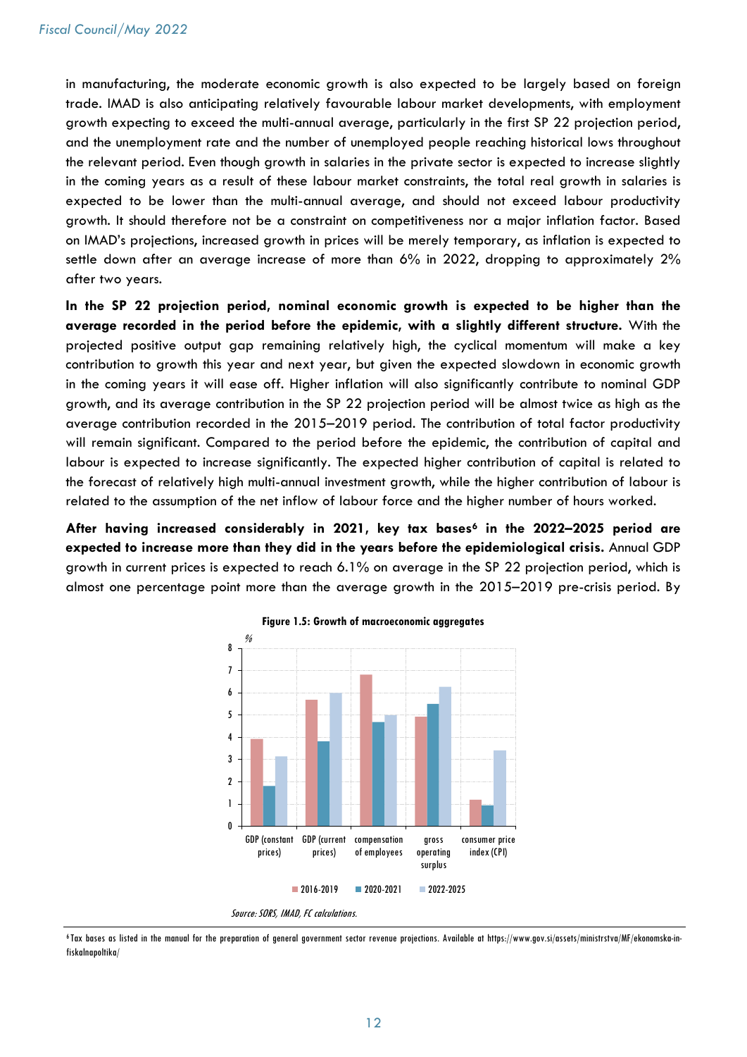in manufacturing, the moderate economic growth is also expected to be largely based on foreign trade. IMAD is also anticipating relatively favourable labour market developments, with employment growth expecting to exceed the multi-annual average, particularly in the first SP 22 projection period, and the unemployment rate and the number of unemployed people reaching historical lows throughout the relevant period. Even though growth in salaries in the private sector is expected to increase slightly in the coming years as a result of these labour market constraints, the total real growth in salaries is expected to be lower than the multi-annual average, and should not exceed labour productivity growth. It should therefore not be a constraint on competitiveness nor a major inflation factor. Based on IMAD's projections, increased growth in prices will be merely temporary, as inflation is expected to settle down after an average increase of more than 6% in 2022, dropping to approximately 2% after two years.

**In the SP 22 projection period, nominal economic growth is expected to be higher than the average recorded in the period before the epidemic, with a slightly different structure.** With the projected positive output gap remaining relatively high, the cyclical momentum will make a key contribution to growth this year and next year, but given the expected slowdown in economic growth in the coming years it will ease off. Higher inflation will also significantly contribute to nominal GDP growth, and its average contribution in the SP 22 projection period will be almost twice as high as the average contribution recorded in the 2015–2019 period. The contribution of total factor productivity will remain significant. Compared to the period before the epidemic, the contribution of capital and labour is expected to increase significantly. The expected higher contribution of capital is related to the forecast of relatively high multi-annual investment growth, while the higher contribution of labour is related to the assumption of the net inflow of labour force and the higher number of hours worked.

**After having increased considerably in 2021, key tax bases[6] in the 2022–2025 period are expected to increase more than they did in the years before the epidemiological crisis.** Annual GDP growth in current prices is expected to reach 6.1% on average in the SP 22 projection period, which is almost one percentage point more than the average growth in the 2015–2019 pre-crisis period. By

**Figure 1.5: Growth of macroeconomic aggregates**

Source: SORS, IMAD, FC calculations.

[6] Tax bases as listed in the manual for the preparation of general government sector revenue projections. Available at https://www.gov.si/assets/ministrstva/MF/ekonomska-in-fiskalnapolitika/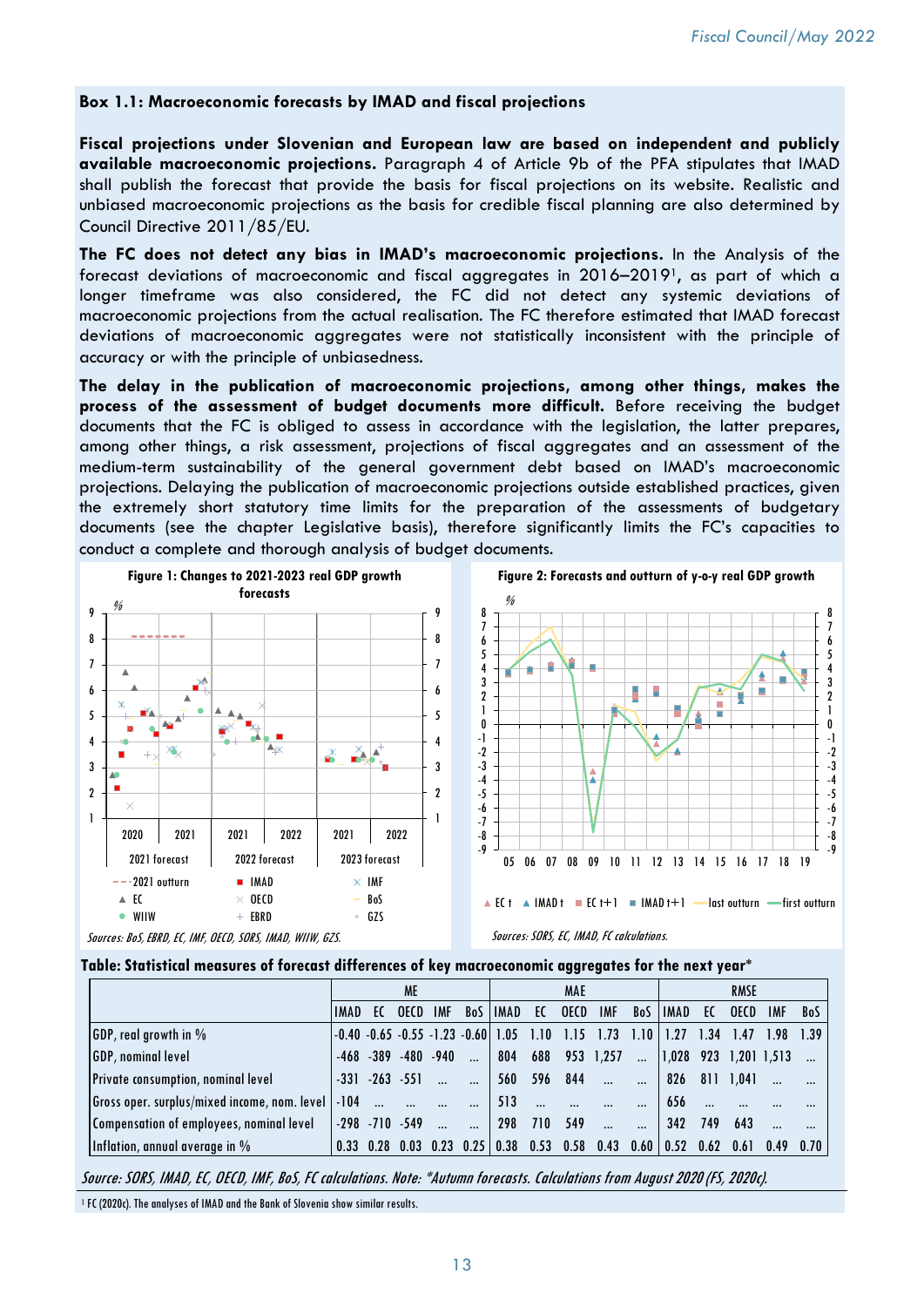## Box 1.1: Macroeconomic forecasts by IMAD and fiscal projections

**Fiscal projections under Slovenian and European law are based on independent and publicly available macroeconomic projections.** Paragraph 4 of Article 9b of the PFA stipulates that IMAD shall publish the forecast that provide the basis for fiscal projections on its website. Realistic and unbiased macroeconomic projections as the basis for credible fiscal planning are also determined by Council Directive 2011/85/EU.

**The FC does not detect any bias in IMAD's macroeconomic projections.** In the Analysis of the forecast deviations of macroeconomic and fiscal aggregates in 2016–2019[1], as part of which a longer timeframe was also considered, the FC did not detect any systemic deviations of macroeconomic projections from the actual realisation. The FC therefore estimated that IMAD forecast deviations of macroeconomic aggregates were not statistically inconsistent with the principle of accuracy or with the principle of unbiasedness.

**The delay in the publication of macroeconomic projections, among other things, makes the process of the assessment of budget documents more difficult.** Before receiving the budget documents that the FC is obliged to assess in accordance with the legislation, the latter prepares, among other things, a risk assessment, projections of fiscal aggregates and an assessment of the medium-term sustainability of the general government debt based on IMAD's macroeconomic projections. Delaying the publication of macroeconomic projections outside established practices, given the extremely short statutory time limits for the preparation of the assessments of budgetary documents (see the chapter Legislative basis), therefore significantly limits the FC's capacities to conduct a complete and thorough analysis of budget documents.

**Figure 1: Changes to 2021-2023 real GDP growth forecasts**

*Sources: BoS, EBRD, EC, IMF, OECD, SORS, IMAD, WIIW, GZS.*

**Figure 2: Forecasts and outturn of y-o-y real GDP growth**

*Sources: SORS, EC, IMAD, FC calculations.*

**Table: Statistical measures of forecast differences of key macroeconomic aggregates for the next year***

| | ME | | | | | MAE | | | | | RMSE | | | | |
|---|---|---|---|---|---|---|---|---|---|---|---|---|---|---|---|
| | IMAD | EC | OECD | IMF | BoS | IMAD | EC | OECD | IMF | BoS | IMAD | EC | OECD | IMF | BoS |
| GDP, real growth in % | -0.40 | -0.65 | -0.55 | -1.23 | -0.60 | 1.05 | 1.10 | 1.15 | 1.73 | 1.10 | 1.27 | 1.34 | 1.47 | 1.98 | 1.39 |
| GDP, nominal level | -468 | -389 | -480 | -940 | ... | 804 | 688 | 953 | 1,257 | ... | 1,028 | 923 | 1,201 | 1,513 | ... |
| Private consumption, nominal level | -331 | -263 | -551 | ... | ... | 560 | 596 | 844 | ... | ... | 826 | 811 | 1,041 | ... | ... |
| Gross oper. surplus/mixed income, nom. level | -104 | ... | ... | ... | ... | 513 | ... | ... | ... | ... | 656 | ... | ... | ... | ... |
| Compensation of employees, nominal level | -298 | -710 | -549 | ... | ... | 298 | 710 | 549 | ... | ... | 342 | 749 | 643 | ... | ... |
| Inflation, annual average in % | 0.33 | 0.28 | 0.03 | 0.23 | 0.25 | 0.38 | 0.53 | 0.58 | 0.43 | 0.60 | 0.52 | 0.62 | 0.61 | 0.49 | 0.70 |

*Source: SORS, IMAD, EC, OECD, IMF, BoS, FC calculations. Note: *Autumn forecasts. Calculations from August 2020 (FS, 2020c).*

[1] FC (2020c). The analyses of IMAD and the Bank of Slovenia show similar results.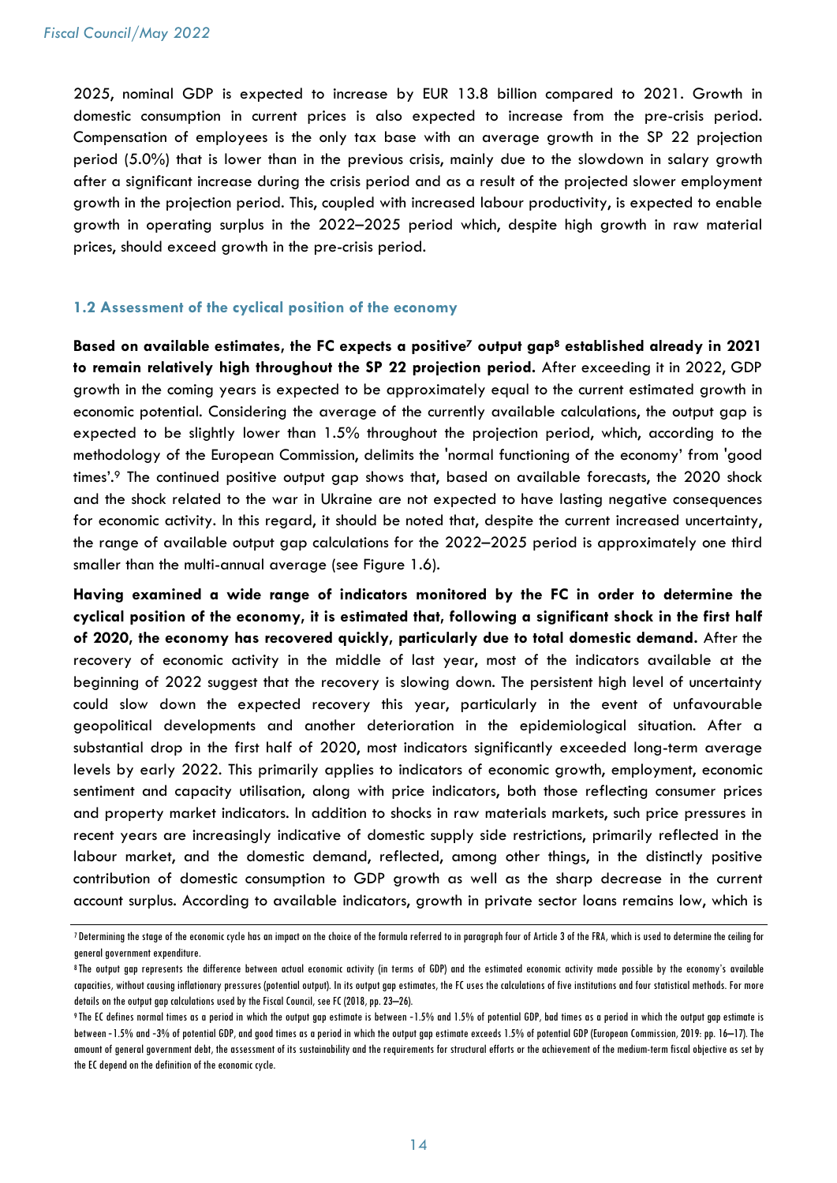2025, nominal GDP is expected to increase by EUR 13.8 billion compared to 2021. Growth in domestic consumption in current prices is also expected to increase from the pre-crisis period. Compensation of employees is the only tax base with an average growth in the SP 22 projection period (5.0%) that is lower than in the previous crisis, mainly due to the slowdown in salary growth after a significant increase during the crisis period and as a result of the projected slower employment growth in the projection period. This, coupled with increased labour productivity, is expected to enable growth in operating surplus in the 2022–2025 period which, despite high growth in raw material prices, should exceed growth in the pre-crisis period.

### 1.2 Assessment of the cyclical position of the economy

**Based on available estimates, the FC expects a positive[7] output gap[8] established already in 2021 to remain relatively high throughout the SP 22 projection period.** After exceeding it in 2022, GDP growth in the coming years is expected to be approximately equal to the current estimated growth in economic potential. Considering the average of the currently available calculations, the output gap is expected to be slightly lower than 1.5% throughout the projection period, which, according to the methodology of the European Commission, delimits the 'normal functioning of the economy' from 'good times'.[9] The continued positive output gap shows that, based on available forecasts, the 2020 shock and the shock related to the war in Ukraine are not expected to have lasting negative consequences for economic activity. In this regard, it should be noted that, despite the current increased uncertainty, the range of available output gap calculations for the 2022–2025 period is approximately one third smaller than the multi-annual average (see Figure 1.6).

**Having examined a wide range of indicators monitored by the FC in order to determine the cyclical position of the economy, it is estimated that, following a significant shock in the first half of 2020, the economy has recovered quickly, particularly due to total domestic demand.** After the recovery of economic activity in the middle of last year, most of the indicators available at the beginning of 2022 suggest that the recovery is slowing down. The persistent high level of uncertainty could slow down the expected recovery this year, particularly in the event of unfavourable geopolitical developments and another deterioration in the epidemiological situation. After a substantial drop in the first half of 2020, most indicators significantly exceeded long-term average levels by early 2022. This primarily applies to indicators of economic growth, employment, economic sentiment and capacity utilisation, along with price indicators, both those reflecting consumer prices and property market indicators. In addition to shocks in raw materials markets, such price pressures in recent years are increasingly indicative of domestic supply side restrictions, primarily reflected in the labour market, and the domestic demand, reflected, among other things, in the distinctly positive contribution of domestic consumption to GDP growth as well as the sharp decrease in the current account surplus. According to available indicators, growth in private sector loans remains low, which is

---

[7] Determining the stage of the economic cycle has an impact on the choice of the formula referred to in paragraph four of Article 3 of the FRA, which is used to determine the ceiling for general government expenditure.

[8] The output gap represents the difference between actual economic activity (in terms of GDP) and the estimated economic activity made possible by the economy's available capacities, without causing inflationary pressures (potential output). In its output gap estimates, the FC uses the calculations of five institutions and four statistical methods. For more details on the output gap calculations used by the Fiscal Council, see FC (2018, pp. 23–26).

[9] The EC defines normal times as a period in which the output gap estimate is between -1.5% and 1.5% of potential GDP, bad times as a period in which the output gap estimate is between -1.5% and -3% of potential GDP, and good times as a period in which the output gap estimate exceeds 1.5% of potential GDP (European Commission, 2019: pp. 16–17). The amount of general government debt, the assessment of its sustainability and the requirements for structural efforts or the achievement of the medium-term fiscal objective as set by the EC depend on the definition of the economic cycle.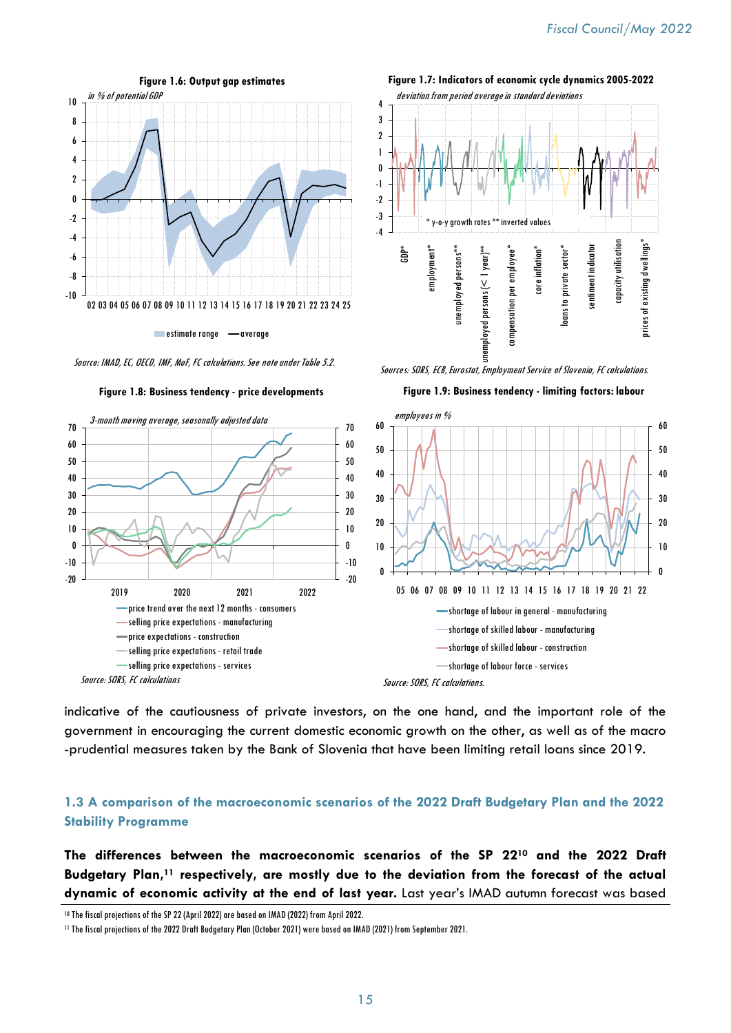**Figure 1.6: Output gap estimates**

*in % of potential GDP*

estimate range — average

*Source: IMAD, EC, OECD, IMF, MoF, FC calculations. See note under Table 5.2.*

**Figure 1.7: Indicators of economic cycle dynamics 2005-2022**

*deviation from period average in standard deviations*

\* y-o-y growth rates \*\* inverted values

*Sources: SORS, ECB, Eurostat, Employment Service of Slovenia, FC calculations.*

**Figure 1.8: Business tendency - price developments**

*3-month moving average, seasonally adjusted data*

*Source: SORS, FC calculations*

**Figure 1.9: Business tendency - limiting factors: labour**

*employees in %*

*Source: SORS, FC calculations.*

indicative of the cautiousness of private investors, on the one hand, and the important role of the government in encouraging the current domestic economic growth on the other, as well as of the macro-prudential measures taken by the Bank of Slovenia that have been limiting retail loans since 2019.

### 1.3 A comparison of the macroeconomic scenarios of the 2022 Draft Budgetary Plan and the 2022 Stability Programme

**The differences between the macroeconomic scenarios of the SP 22[10] and the 2022 Draft Budgetary Plan,[11] respectively, are mostly due to the deviation from the forecast of the actual dynamic of economic activity at the end of last year.** Last year's IMAD autumn forecast was based

[10] The fiscal projections of the SP 22 (April 2022) are based on IMAD (2022) from April 2022.

[11] The fiscal projections of the 2022 Draft Budgetary Plan (October 2021) were based on IMAD (2021) from September 2021.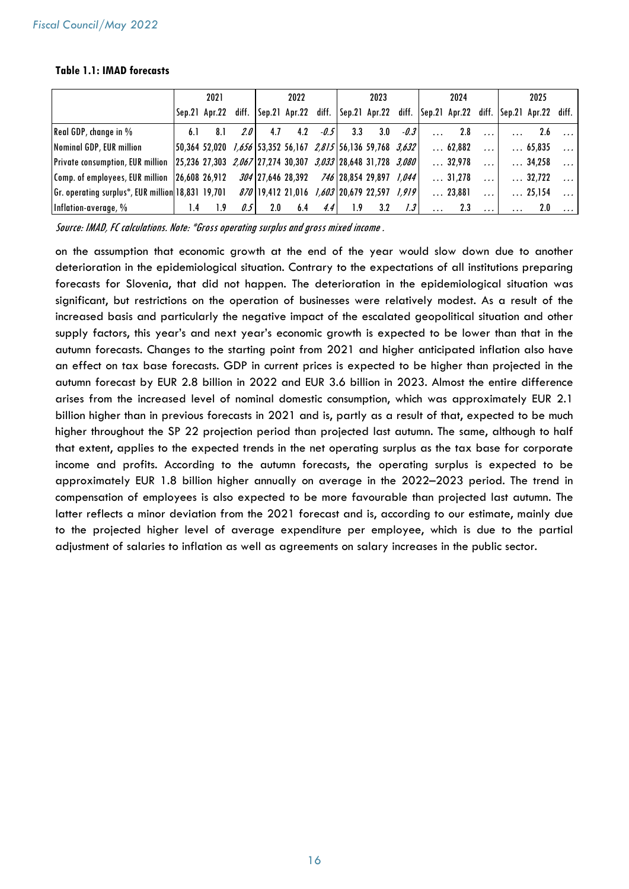**Table 1.1: IMAD forecasts**

| | 2021 | | | 2022 | | | 2023 | | | 2024 | | | 2025 | | |
|---|---|---|---|---|---|---|---|---|---|---|---|---|---|---|---|
| | Sep.21 | Apr.22 | diff. | Sep.21 | Apr.22 | diff. | Sep.21 | Apr.22 | diff. | Sep.21 | Apr.22 | diff. | Sep.21 | Apr.22 | diff. |
| Real GDP, change in % | 6.1 | 8.1 | *2.0* | 4.7 | 4.2 | *-0.5* | 3.3 | 3.0 | *-0.3* | … | 2.8 | … | … | 2.6 | … |
| Nominal GDP, EUR million | 50,364 | 52,020 | *1,656* | 53,352 | 56,167 | *2,815* | 56,136 | 59,768 | *3,632* | … | 62,882 | … | … | 65,835 | … |
| Private consumption, EUR million | 25,236 | 27,303 | *2,067* | 27,274 | 30,307 | *3,033* | 28,648 | 31,728 | *3,080* | … | 32,978 | … | … | 34,258 | … |
| Comp. of employees, EUR million | 26,608 | 26,912 | *304* | 27,646 | 28,392 | *746* | 28,854 | 29,897 | *1,044* | … | 31,278 | … | … | 32,722 | … |
| Gr. operating surplus*, EUR million | 18,831 | 19,701 | *870* | 19,412 | 21,016 | *1,603* | 20,679 | 22,597 | *1,919* | … | 23,881 | … | … | 25,154 | … |
| Inflation-average, % | 1.4 | 1.9 | *0.5* | 2.0 | 6.4 | *4.4* | 1.9 | 3.2 | *1.3* | … | 2.3 | … | … | 2.0 | … |

*Source: IMAD, FC calculations. Note: *Gross operating surplus and gross mixed income .*

on the assumption that economic growth at the end of the year would slow down due to another deterioration in the epidemiological situation. Contrary to the expectations of all institutions preparing forecasts for Slovenia, that did not happen. The deterioration in the epidemiological situation was significant, but restrictions on the operation of businesses were relatively modest. As a result of the increased basis and particularly the negative impact of the escalated geopolitical situation and other supply factors, this year's and next year's economic growth is expected to be lower than that in the autumn forecasts. Changes to the starting point from 2021 and higher anticipated inflation also have an effect on tax base forecasts. GDP in current prices is expected to be higher than projected in the autumn forecast by EUR 2.8 billion in 2022 and EUR 3.6 billion in 2023. Almost the entire difference arises from the increased level of nominal domestic consumption, which was approximately EUR 2.1 billion higher than in previous forecasts in 2021 and is, partly as a result of that, expected to be much higher throughout the SP 22 projection period than projected last autumn. The same, although to half that extent, applies to the expected trends in the net operating surplus as the tax base for corporate income and profits. According to the autumn forecasts, the operating surplus is expected to be approximately EUR 1.8 billion higher annually on average in the 2022–2023 period. The trend in compensation of employees is also expected to be more favourable than projected last autumn. The latter reflects a minor deviation from the 2021 forecast and is, according to our estimate, mainly due to the projected higher level of average expenditure per employee, which is due to the partial adjustment of salaries to inflation as well as agreements on salary increases in the public sector.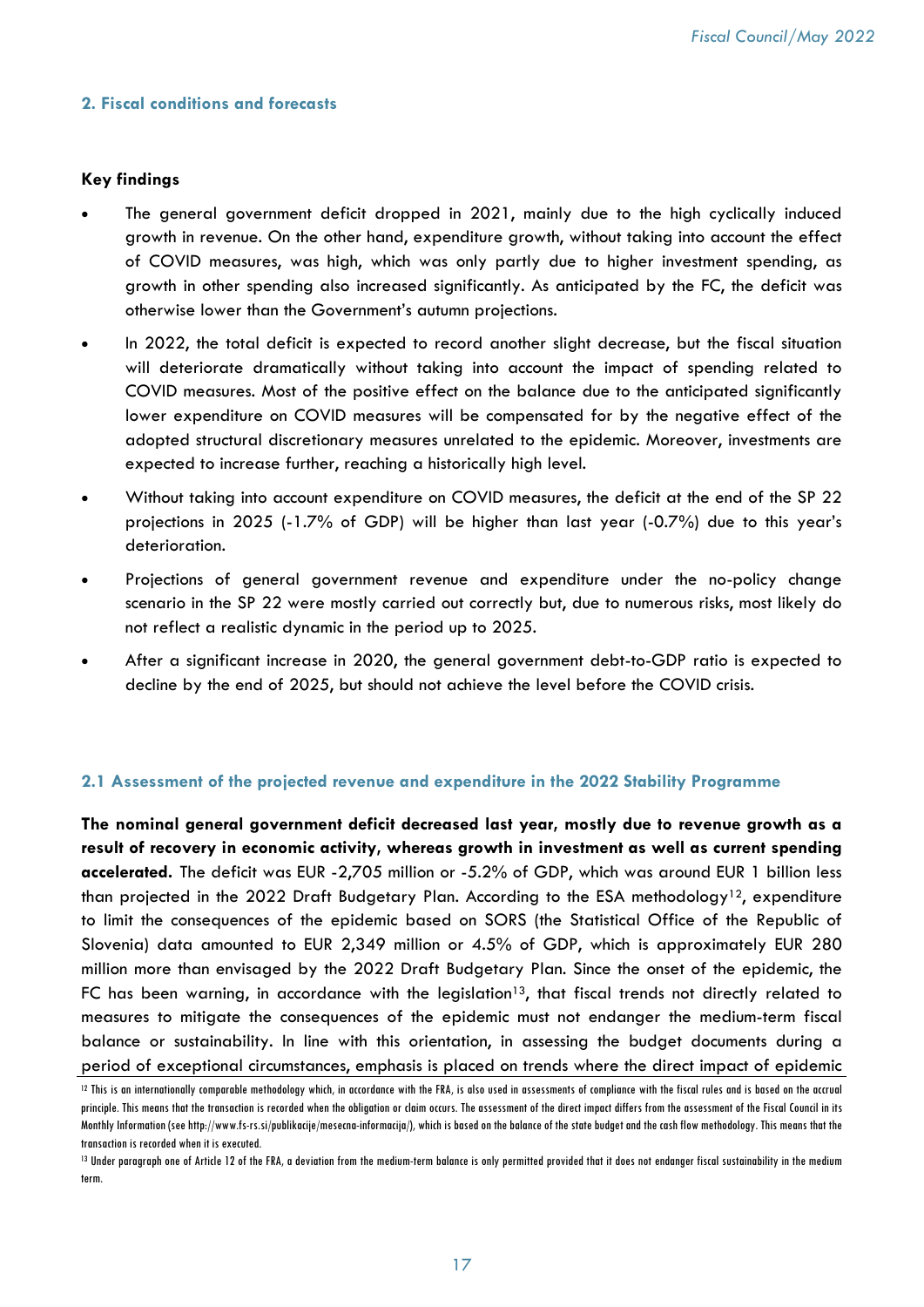## 2. Fiscal conditions and forecasts

**Key findings**

- The general government deficit dropped in 2021, mainly due to the high cyclically induced growth in revenue. On the other hand, expenditure growth, without taking into account the effect of COVID measures, was high, which was only partly due to higher investment spending, as growth in other spending also increased significantly. As anticipated by the FC, the deficit was otherwise lower than the Government's autumn projections.
- In 2022, the total deficit is expected to record another slight decrease, but the fiscal situation will deteriorate dramatically without taking into account the impact of spending related to COVID measures. Most of the positive effect on the balance due to the anticipated significantly lower expenditure on COVID measures will be compensated for by the negative effect of the adopted structural discretionary measures unrelated to the epidemic. Moreover, investments are expected to increase further, reaching a historically high level.
- Without taking into account expenditure on COVID measures, the deficit at the end of the SP 22 projections in 2025 (-1.7% of GDP) will be higher than last year (-0.7%) due to this year's deterioration.
- Projections of general government revenue and expenditure under the no-policy change scenario in the SP 22 were mostly carried out correctly but, due to numerous risks, most likely do not reflect a realistic dynamic in the period up to 2025.
- After a significant increase in 2020, the general government debt-to-GDP ratio is expected to decline by the end of 2025, but should not achieve the level before the COVID crisis.

### 2.1 Assessment of the projected revenue and expenditure in the 2022 Stability Programme

**The nominal general government deficit decreased last year, mostly due to revenue growth as a result of recovery in economic activity, whereas growth in investment as well as current spending accelerated.** The deficit was EUR -2,705 million or -5.2% of GDP, which was around EUR 1 billion less than projected in the 2022 Draft Budgetary Plan. According to the ESA methodology[12], expenditure to limit the consequences of the epidemic based on SORS (the Statistical Office of the Republic of Slovenia) data amounted to EUR 2,349 million or 4.5% of GDP, which is approximately EUR 280 million more than envisaged by the 2022 Draft Budgetary Plan. Since the onset of the epidemic, the FC has been warning, in accordance with the legislation[13], that fiscal trends not directly related to measures to mitigate the consequences of the epidemic must not endanger the medium-term fiscal balance or sustainability. In line with this orientation, in assessing the budget documents during a period of exceptional circumstances, emphasis is placed on trends where the direct impact of epidemic

[12] This is an internationally comparable methodology which, in accordance with the FRA, is also used in assessments of compliance with the fiscal rules and is based on the accrual principle. This means that the transaction is recorded when the obligation or claim occurs. The assessment of the direct impact differs from the assessment of the Fiscal Council in its Monthly Information (see http://www.fs-rs.si/publikacije/mesecna-informacija/), which is based on the balance of the state budget and the cash flow methodology. This means that the transaction is recorded when it is executed.

[13] Under paragraph one of Article 12 of the FRA, a deviation from the medium-term balance is only permitted provided that it does not endanger fiscal sustainability in the medium term.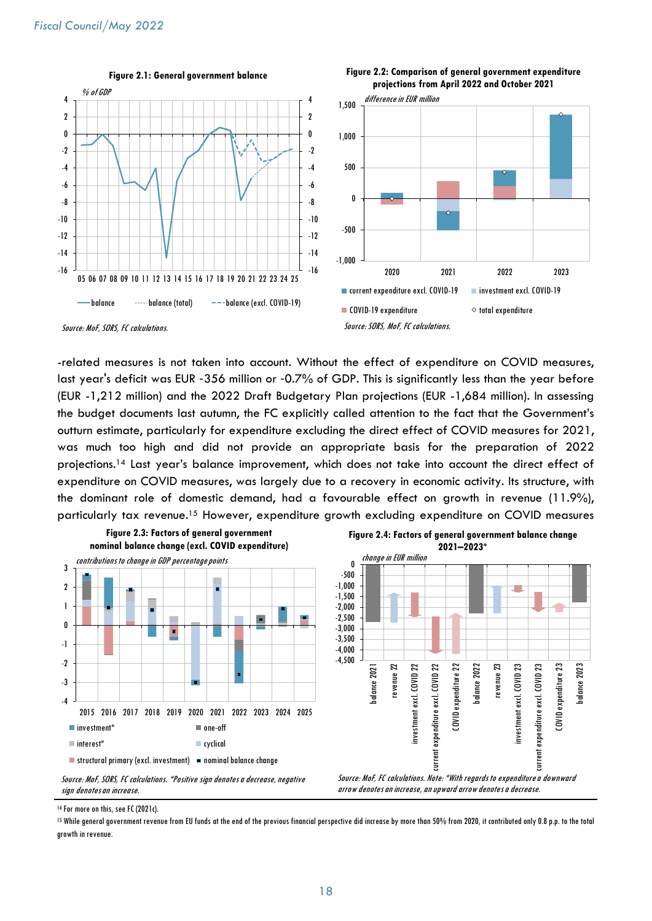**Figure 2.1: General government balance**

% of GDP

— balance  ----- balance (total)  – – – balance (excl. COVID-19)

*Source: MoF, SORS, FC calculations.*

**Figure 2.2: Comparison of general government expenditure projections from April 2022 and October 2021**

difference in EUR million

■ current expenditure excl. COVID-19  ■ investment excl. COVID-19  ■ COVID-19 expenditure  ◇ total expenditure

*Source: SORS, MoF, FC calculations.*

-related measures is not taken into account. Without the effect of expenditure on COVID measures, last year's deficit was EUR -356 million or -0.7% of GDP. This is significantly less than the year before (EUR -1,212 million) and the 2022 Draft Budgetary Plan projections (EUR -1,684 million). In assessing the budget documents last autumn, the FC explicitly called attention to the fact that the Government's outturn estimate, particularly for expenditure excluding the direct effect of COVID measures for 2021, was much too high and did not provide an appropriate basis for the preparation of 2022 projections.[14] Last year's balance improvement, which does not take into account the direct effect of expenditure on COVID measures, was largely due to a recovery in economic activity. Its structure, with the dominant role of domestic demand, had a favourable effect on growth in revenue (11.9%), particularly tax revenue.[15] However, expenditure growth excluding expenditure on COVID measures

**Figure 2.3: Factors of general government nominal balance change (excl. COVID expenditure)**

contributions to change in GDP percentage points

■ investment*  ■ one-off  ■ interest*  ■ cyclical  ■ structural primary (excl. investment)  ■ nominal balance change

*Source: MoF, SORS, FC calculations. *Positive sign denotes a decrease, negative sign denotes an increase.*

**Figure 2.4: Factors of general government balance change 2021–2023***

change in EUR million

*Source: MoF, FC calculations. Note: *With regards to expenditure a downward arrow denotes an increase, an upward arrow denotes a decrease.*

[14] For more on this, see FC (2021c).

[15] While general government revenue from EU funds at the end of the previous financial perspective did increase by more than 50% from 2020, it contributed only 0.8 p.p. to the total growth in revenue.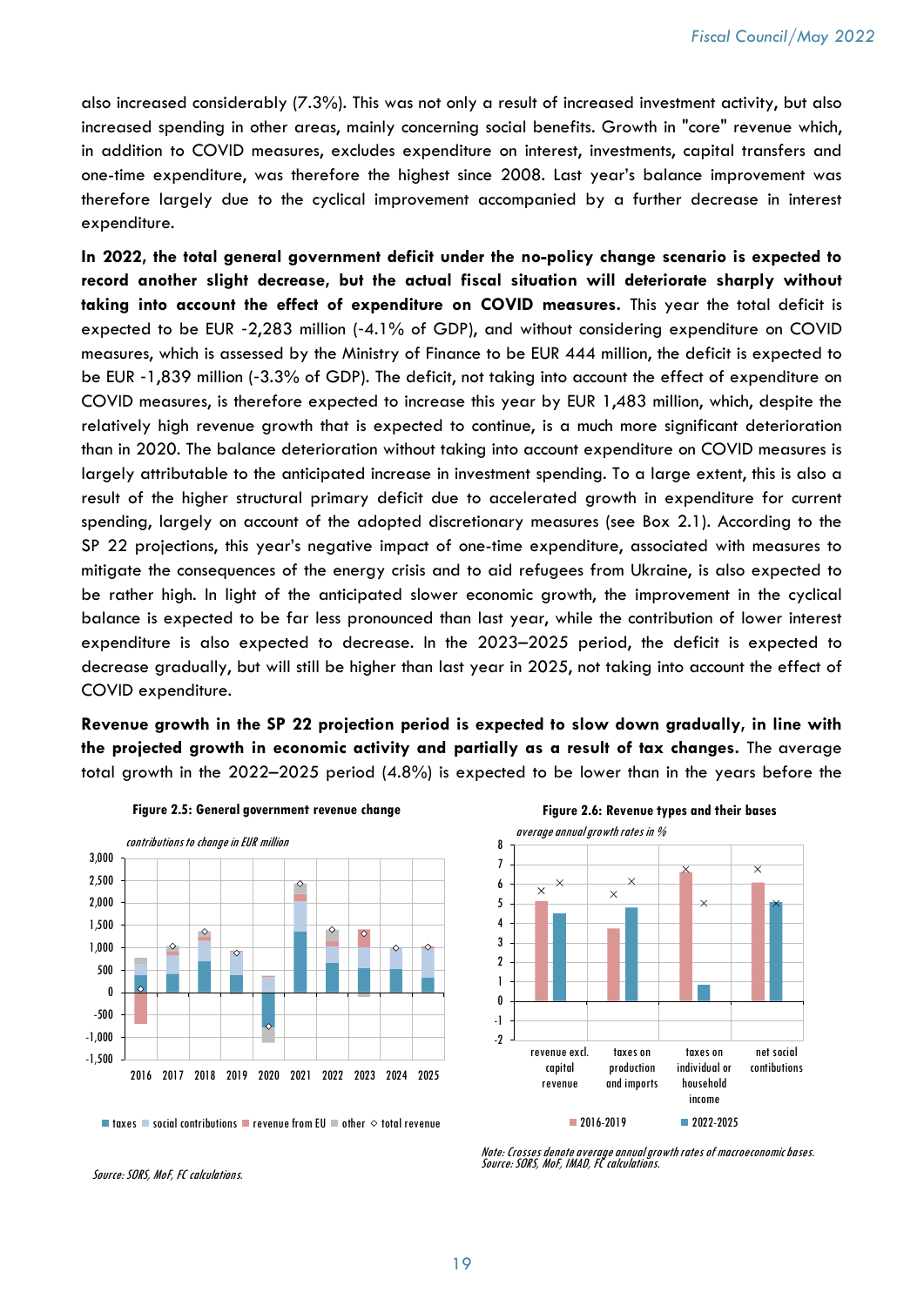also increased considerably (7.3%). This was not only a result of increased investment activity, but also increased spending in other areas, mainly concerning social benefits. Growth in "core" revenue which, in addition to COVID measures, excludes expenditure on interest, investments, capital transfers and one-time expenditure, was therefore the highest since 2008. Last year's balance improvement was therefore largely due to the cyclical improvement accompanied by a further decrease in interest expenditure.

**In 2022, the total general government deficit under the no-policy change scenario is expected to record another slight decrease, but the actual fiscal situation will deteriorate sharply without taking into account the effect of expenditure on COVID measures.** This year the total deficit is expected to be EUR -2,283 million (-4.1% of GDP), and without considering expenditure on COVID measures, which is assessed by the Ministry of Finance to be EUR 444 million, the deficit is expected to be EUR -1,839 million (-3.3% of GDP). The deficit, not taking into account the effect of expenditure on COVID measures, is therefore expected to increase this year by EUR 1,483 million, which, despite the relatively high revenue growth that is expected to continue, is a much more significant deterioration than in 2020. The balance deterioration without taking into account expenditure on COVID measures is largely attributable to the anticipated increase in investment spending. To a large extent, this is also a result of the higher structural primary deficit due to accelerated growth in expenditure for current spending, largely on account of the adopted discretionary measures (see Box 2.1). According to the SP 22 projections, this year's negative impact of one-time expenditure, associated with measures to mitigate the consequences of the energy crisis and to aid refugees from Ukraine, is also expected to be rather high. In light of the anticipated slower economic growth, the improvement in the cyclical balance is expected to be far less pronounced than last year, while the contribution of lower interest expenditure is also expected to decrease. In the 2023–2025 period, the deficit is expected to decrease gradually, but will still be higher than last year in 2025, not taking into account the effect of COVID expenditure.

**Revenue growth in the SP 22 projection period is expected to slow down gradually, in line with the projected growth in economic activity and partially as a result of tax changes.** The average total growth in the 2022–2025 period (4.8%) is expected to be lower than in the years before the

**Figure 2.5: General government revenue change**

*contributions to change in EUR million*

Source: SORS, MoF, FC calculations.

**Figure 2.6: Revenue types and their bases**

*average annual growth rates in %*

Note: Crosses denote average annual growth rates of macroeconomic bases.
Source: SORS, MoF, IMAD, FC calculations.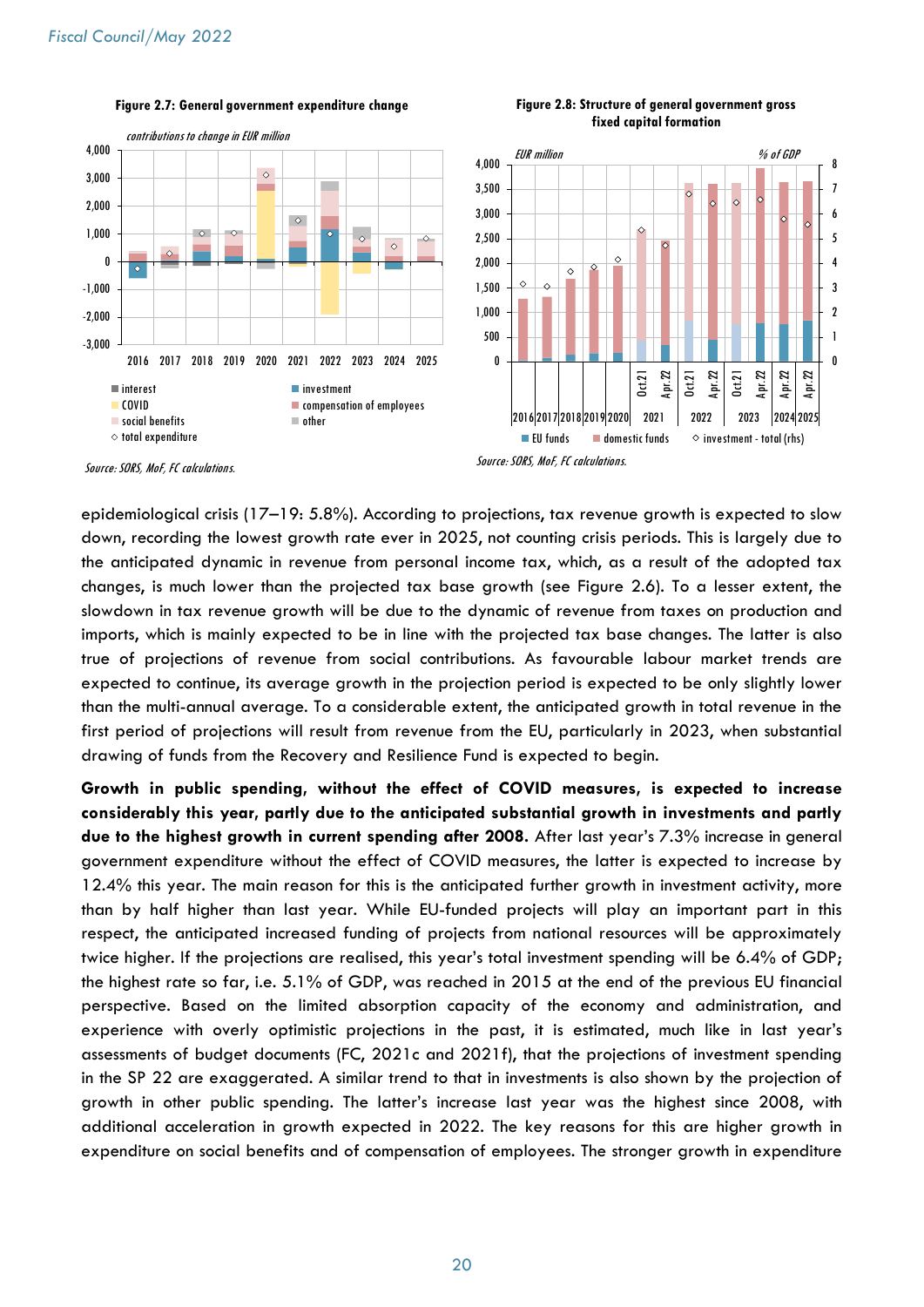**Figure 2.7: General government expenditure change**

*contributions to change in EUR million*

Source: SORS, MoF, FC calculations.

**Figure 2.8: Structure of general government gross fixed capital formation**

Source: SORS, MoF, FC calculations.

epidemiological crisis (17–19: 5.8%). According to projections, tax revenue growth is expected to slow down, recording the lowest growth rate ever in 2025, not counting crisis periods. This is largely due to the anticipated dynamic in revenue from personal income tax, which, as a result of the adopted tax changes, is much lower than the projected tax base growth (see Figure 2.6). To a lesser extent, the slowdown in tax revenue growth will be due to the dynamic of revenue from taxes on production and imports, which is mainly expected to be in line with the projected tax base changes. The latter is also true of projections of revenue from social contributions. As favourable labour market trends are expected to continue, its average growth in the projection period is expected to be only slightly lower than the multi-annual average. To a considerable extent, the anticipated growth in total revenue in the first period of projections will result from revenue from the EU, particularly in 2023, when substantial drawing of funds from the Recovery and Resilience Fund is expected to begin.

**Growth in public spending, without the effect of COVID measures, is expected to increase considerably this year, partly due to the anticipated substantial growth in investments and partly due to the highest growth in current spending after 2008.** After last year's 7.3% increase in general government expenditure without the effect of COVID measures, the latter is expected to increase by 12.4% this year. The main reason for this is the anticipated further growth in investment activity, more than by half higher than last year. While EU-funded projects will play an important part in this respect, the anticipated increased funding of projects from national resources will be approximately twice higher. If the projections are realised, this year's total investment spending will be 6.4% of GDP; the highest rate so far, i.e. 5.1% of GDP, was reached in 2015 at the end of the previous EU financial perspective. Based on the limited absorption capacity of the economy and administration, and experience with overly optimistic projections in the past, it is estimated, much like in last year's assessments of budget documents (FC, 2021c and 2021f), that the projections of investment spending in the SP 22 are exaggerated. A similar trend to that in investments is also shown by the projection of growth in other public spending. The latter's increase last year was the highest since 2008, with additional acceleration in growth expected in 2022. The key reasons for this are higher growth in expenditure on social benefits and of compensation of employees. The stronger growth in expenditure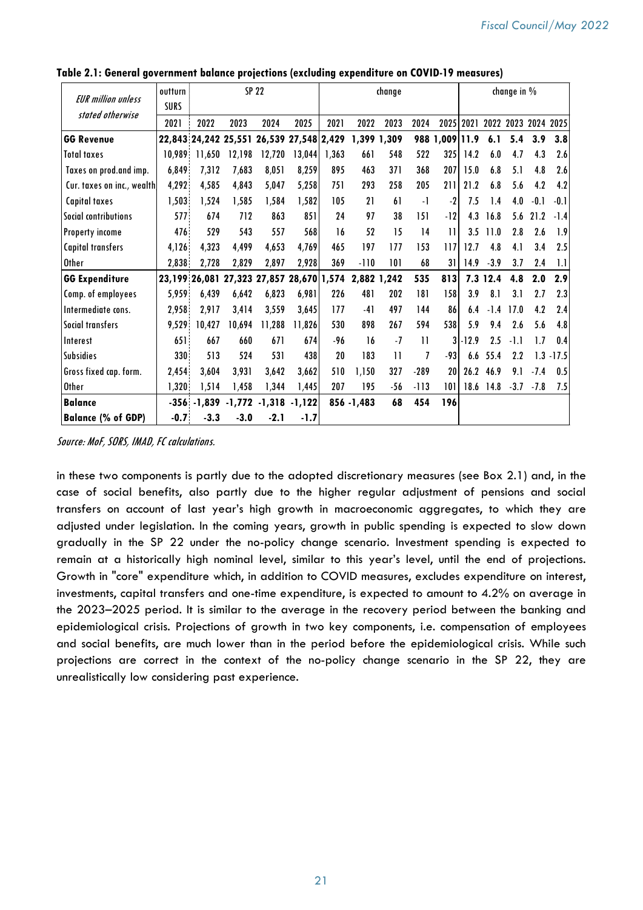**Table 2.1: General government balance projections (excluding expenditure on COVID-19 measures)**

| EUR million unless stated otherwise | outturn SURS | SP 22 | | | | change | | | | | change in % | | | | |
|---|---|---|---|---|---|---|---|---|---|---|---|---|---|---|---|
| | 2021 | 2022 | 2023 | 2024 | 2025 | 2021 | 2022 | 2023 | 2024 | 2025 | 2021 | 2022 | 2023 | 2024 | 2025 |
| **GG Revenue** | **22,843** | **24,242** | **25,551** | **26,539** | **27,548** | **2,429** | **1,399** | **1,309** | **988** | **1,009** | **11.9** | **6.1** | **5.4** | **3.9** | **3.8** |
| Total taxes | 10,989 | 11,650 | 12,198 | 12,720 | 13,044 | 1,363 | 661 | 548 | 522 | 325 | 14.2 | 6.0 | 4.7 | 4.3 | 2.6 |
| Taxes on prod.and imp. | 6,849 | 7,312 | 7,683 | 8,051 | 8,259 | 895 | 463 | 371 | 368 | 207 | 15.0 | 6.8 | 5.1 | 4.8 | 2.6 |
| Cur. taxes on inc., wealth | 4,292 | 4,585 | 4,843 | 5,047 | 5,258 | 751 | 293 | 258 | 205 | 211 | 21.2 | 6.8 | 5.6 | 4.2 | 4.2 |
| Capital taxes | 1,503 | 1,524 | 1,585 | 1,584 | 1,582 | 105 | 21 | 61 | -1 | -2 | 7.5 | 1.4 | 4.0 | -0.1 | -0.1 |
| Social contributions | 577 | 674 | 712 | 863 | 851 | 24 | 97 | 38 | 151 | -12 | 4.3 | 16.8 | 5.6 | 21.2 | -1.4 |
| Property income | 476 | 529 | 543 | 557 | 568 | 16 | 52 | 15 | 14 | 11 | 3.5 | 11.0 | 2.8 | 2.6 | 1.9 |
| Capital transfers | 4,126 | 4,323 | 4,499 | 4,653 | 4,769 | 465 | 197 | 177 | 153 | 117 | 12.7 | 4.8 | 4.1 | 3.4 | 2.5 |
| Other | 2,838 | 2,728 | 2,829 | 2,897 | 2,928 | 369 | -110 | 101 | 68 | 31 | 14.9 | -3.9 | 3.7 | 2.4 | 1.1 |
| **GG Expenditure** | **23,199** | **26,081** | **27,323** | **27,857** | **28,670** | **1,574** | **2,882** | **1,242** | **535** | **813** | **7.3** | **12.4** | **4.8** | **2.0** | **2.9** |
| Comp. of employees | 5,959 | 6,439 | 6,642 | 6,823 | 6,981 | 226 | 481 | 202 | 181 | 158 | 3.9 | 8.1 | 3.1 | 2.7 | 2.3 |
| Intermediate cons. | 2,958 | 2,917 | 3,414 | 3,559 | 3,645 | 177 | -41 | 497 | 144 | 86 | 6.4 | -1.4 | 17.0 | 4.2 | 2.4 |
| Social transfers | 9,529 | 10,427 | 10,694 | 11,288 | 11,826 | 530 | 898 | 267 | 594 | 538 | 5.9 | 9.4 | 2.6 | 5.6 | 4.8 |
| Interest | 651 | 667 | 660 | 671 | 674 | -96 | 16 | -7 | 11 | 3 | -12.9 | 2.5 | -1.1 | 1.7 | 0.4 |
| Subsidies | 330 | 513 | 524 | 531 | 438 | 20 | 183 | 11 | 7 | -93 | 6.6 | 55.4 | 2.2 | 1.3 | -17.5 |
| Gross fixed cap. form. | 2,454 | 3,604 | 3,931 | 3,642 | 3,662 | 510 | 1,150 | 327 | -289 | 20 | 26.2 | 46.9 | 9.1 | -7.4 | 0.5 |
| Other | 1,320 | 1,514 | 1,458 | 1,344 | 1,445 | 207 | 195 | -56 | -113 | 101 | 18.6 | 14.8 | -3.7 | -7.8 | 7.5 |
| **Balance** | **-356** | **-1,839** | **-1,772** | **-1,318** | **-1,122** | **856** | **-1,483** | **68** | **454** | **196** | | | | | |
| **Balance (% of GDP)** | **-0.7** | **-3.3** | **-3.0** | **-2.1** | **-1.7** | | | | | | | | | | |

*Source: MoF, SORS, IMAD, FC calculations.*

in these two components is partly due to the adopted discretionary measures (see Box 2.1) and, in the case of social benefits, also partly due to the higher regular adjustment of pensions and social transfers on account of last year's high growth in macroeconomic aggregates, to which they are adjusted under legislation. In the coming years, growth in public spending is expected to slow down gradually in the SP 22 under the no-policy change scenario. Investment spending is expected to remain at a historically high nominal level, similar to this year's level, until the end of projections. Growth in "core" expenditure which, in addition to COVID measures, excludes expenditure on interest, investments, capital transfers and one-time expenditure, is expected to amount to 4.2% on average in the 2023–2025 period. It is similar to the average in the recovery period between the banking and epidemiological crisis. Projections of growth in two key components, i.e. compensation of employees and social benefits, are much lower than in the period before the epidemiological crisis. While such projections are correct in the context of the no-policy change scenario in the SP 22, they are unrealistically low considering past experience.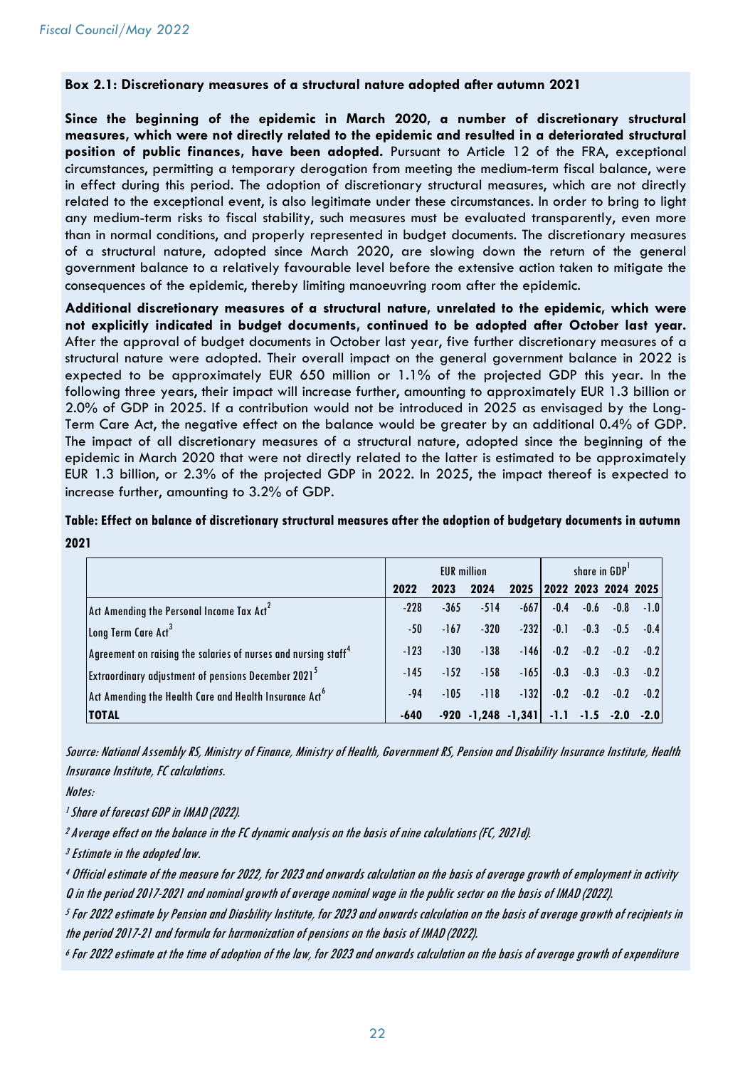**Box 2.1: Discretionary measures of a structural nature adopted after autumn 2021**

**Since the beginning of the epidemic in March 2020, a number of discretionary structural measures, which were not directly related to the epidemic and resulted in a deteriorated structural position of public finances, have been adopted.** Pursuant to Article 12 of the FRA, exceptional circumstances, permitting a temporary derogation from meeting the medium-term fiscal balance, were in effect during this period. The adoption of discretionary structural measures, which are not directly related to the exceptional event, is also legitimate under these circumstances. In order to bring to light any medium-term risks to fiscal stability, such measures must be evaluated transparently, even more than in normal conditions, and properly represented in budget documents. The discretionary measures of a structural nature, adopted since March 2020, are slowing down the return of the general government balance to a relatively favourable level before the extensive action taken to mitigate the consequences of the epidemic, thereby limiting manoeuvring room after the epidemic.

**Additional discretionary measures of a structural nature, unrelated to the epidemic, which were not explicitly indicated in budget documents, continued to be adopted after October last year.** After the approval of budget documents in October last year, five further discretionary measures of a structural nature were adopted. Their overall impact on the general government balance in 2022 is expected to be approximately EUR 650 million or 1.1% of the projected GDP this year. In the following three years, their impact will increase further, amounting to approximately EUR 1.3 billion or 2.0% of GDP in 2025. If a contribution would not be introduced in 2025 as envisaged by the Long-Term Care Act, the negative effect on the balance would be greater by an additional 0.4% of GDP. The impact of all discretionary measures of a structural nature, adopted since the beginning of the epidemic in March 2020 that were not directly related to the latter is estimated to be approximately EUR 1.3 billion, or 2.3% of the projected GDP in 2022. In 2025, the impact thereof is expected to increase further, amounting to 3.2% of GDP.

**Table: Effect on balance of discretionary structural measures after the adoption of budgetary documents in autumn 2021**

| | EUR million | | | | share in GDP[1] | | | |
|---|---|---|---|---|---|---|---|---|
| | **2022** | **2023** | **2024** | **2025** | **2022** | **2023** | **2024** | **2025** |
| Act Amending the Personal Income Tax Act[2] | -228 | -365 | -514 | -667 | -0.4 | -0.6 | -0.8 | -1.0 |
| Long Term Care Act[3] | -50 | -167 | -320 | -232 | -0.1 | -0.3 | -0.5 | -0.4 |
| Agreement on raising the salaries of nurses and nursing staff[4] | -123 | -130 | -138 | -146 | -0.2 | -0.2 | -0.2 | -0.2 |
| Extraordinary adjustment of pensions December 2021[5] | -145 | -152 | -158 | -165 | -0.3 | -0.3 | -0.3 | -0.2 |
| Act Amending the Health Care and Health Insurance Act[6] | -94 | -105 | -118 | -132 | -0.2 | -0.2 | -0.2 | -0.2 |
| **TOTAL** | **-640** | **-920** | **-1,248** | **-1,341** | **-1.1** | **-1.5** | **-2.0** | **-2.0** |

*Source: National Assembly RS, Ministry of Finance, Ministry of Health, Government RS, Pension and Disability Insurance Institute, Health Insurance Institute, FC calculations.*

*Notes:*

*[1] Share of forecast GDP in IMAD (2022).*

*[2] Average effect on the balance in the FC dynamic analysis on the basis of nine calculations (FC, 2021d).*

*[3] Estimate in the adopted law.*

*[4] Official estimate of the measure for 2022, for 2023 and onwards calculation on the basis of average growth of employment in activity Q in the period 2017-2021 and nominal growth of average nominal wage in the public sector on the basis of IMAD (2022).*

*[5] For 2022 estimate by Pension and Diasbility Institute, for 2023 and onwards calculation on the basis of average growth of recipients in the period 2017-21 and formula for harmonization of pensions on the basis of IMAD (2022).*

*[6] For 2022 estimate at the time of adoption of the law, for 2023 and onwards calculation on the basis of average growth of expenditure*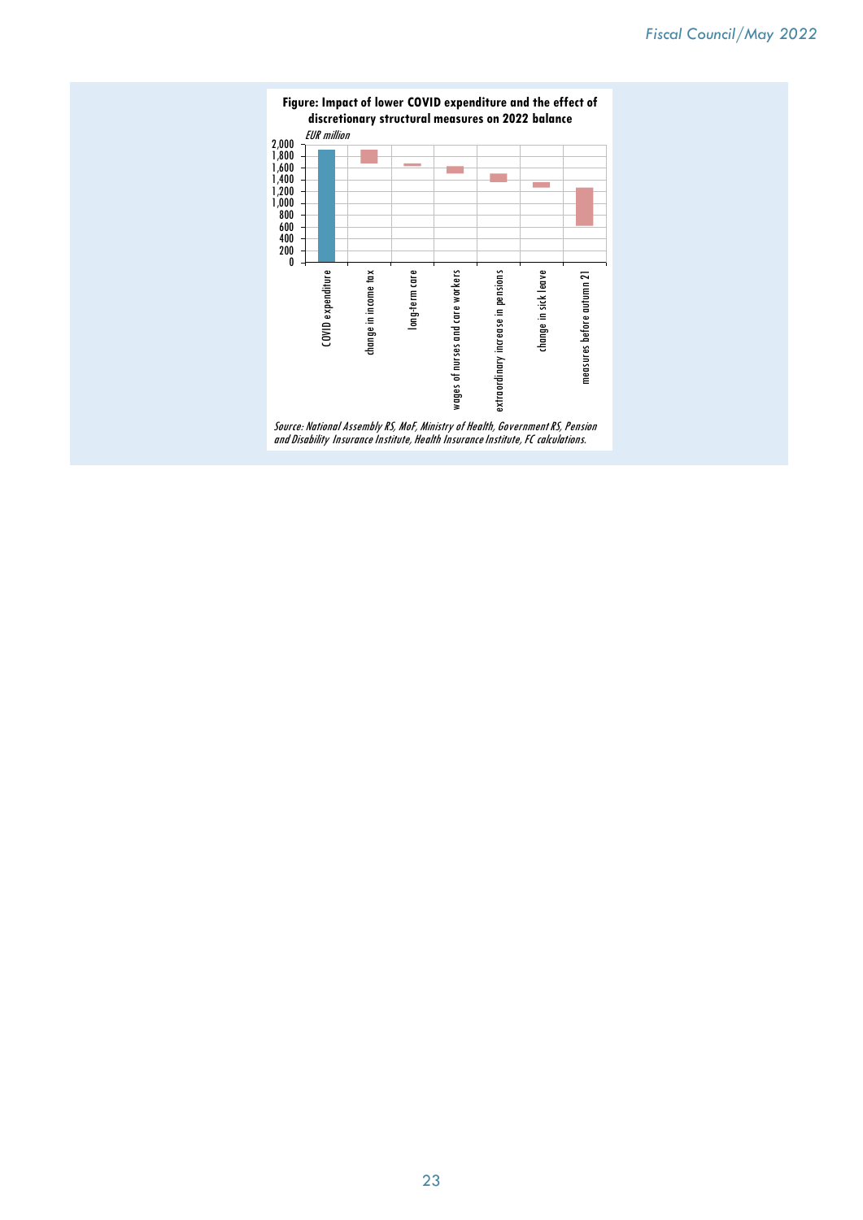**Figure: Impact of lower COVID expenditure and the effect of discretionary structural measures on 2022 balance**

*EUR million*

Source: National Assembly RS, MoF, Ministry of Health, Government RS, Pension and Disability Insurance Institute, Health Insurance Institute, FC calculations.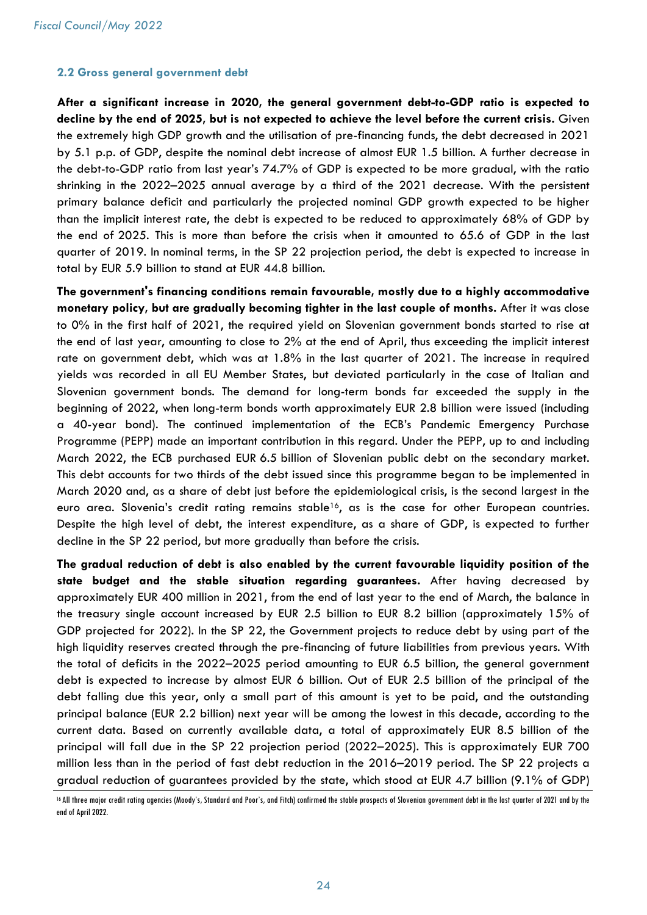### 2.2 Gross general government debt

**After a significant increase in 2020, the general government debt-to-GDP ratio is expected to decline by the end of 2025, but is not expected to achieve the level before the current crisis.** Given the extremely high GDP growth and the utilisation of pre-financing funds, the debt decreased in 2021 by 5.1 p.p. of GDP, despite the nominal debt increase of almost EUR 1.5 billion. A further decrease in the debt-to-GDP ratio from last year's 74.7% of GDP is expected to be more gradual, with the ratio shrinking in the 2022–2025 annual average by a third of the 2021 decrease. With the persistent primary balance deficit and particularly the projected nominal GDP growth expected to be higher than the implicit interest rate, the debt is expected to be reduced to approximately 68% of GDP by the end of 2025. This is more than before the crisis when it amounted to 65.6 of GDP in the last quarter of 2019. In nominal terms, in the SP 22 projection period, the debt is expected to increase in total by EUR 5.9 billion to stand at EUR 44.8 billion.

**The government's financing conditions remain favourable, mostly due to a highly accommodative monetary policy, but are gradually becoming tighter in the last couple of months.** After it was close to 0% in the first half of 2021, the required yield on Slovenian government bonds started to rise at the end of last year, amounting to close to 2% at the end of April, thus exceeding the implicit interest rate on government debt, which was at 1.8% in the last quarter of 2021. The increase in required yields was recorded in all EU Member States, but deviated particularly in the case of Italian and Slovenian government bonds. The demand for long-term bonds far exceeded the supply in the beginning of 2022, when long-term bonds worth approximately EUR 2.8 billion were issued (including a 40-year bond). The continued implementation of the ECB's Pandemic Emergency Purchase Programme (PEPP) made an important contribution in this regard. Under the PEPP, up to and including March 2022, the ECB purchased EUR 6.5 billion of Slovenian public debt on the secondary market. This debt accounts for two thirds of the debt issued since this programme began to be implemented in March 2020 and, as a share of debt just before the epidemiological crisis, is the second largest in the euro area. Slovenia's credit rating remains stable[16], as is the case for other European countries. Despite the high level of debt, the interest expenditure, as a share of GDP, is expected to further decline in the SP 22 period, but more gradually than before the crisis.

**The gradual reduction of debt is also enabled by the current favourable liquidity position of the state budget and the stable situation regarding guarantees.** After having decreased by approximately EUR 400 million in 2021, from the end of last year to the end of March, the balance in the treasury single account increased by EUR 2.5 billion to EUR 8.2 billion (approximately 15% of GDP projected for 2022). In the SP 22, the Government projects to reduce debt by using part of the high liquidity reserves created through the pre-financing of future liabilities from previous years. With the total of deficits in the 2022–2025 period amounting to EUR 6.5 billion, the general government debt is expected to increase by almost EUR 6 billion. Out of EUR 2.5 billion of the principal of the debt falling due this year, only a small part of this amount is yet to be paid, and the outstanding principal balance (EUR 2.2 billion) next year will be among the lowest in this decade, according to the current data. Based on currently available data, a total of approximately EUR 8.5 billion of the principal will fall due in the SP 22 projection period (2022–2025). This is approximately EUR 700 million less than in the period of fast debt reduction in the 2016–2019 period. The SP 22 projects a gradual reduction of guarantees provided by the state, which stood at EUR 4.7 billion (9.1% of GDP)

[16] All three major credit rating agencies (Moody's, Standard and Poor's, and Fitch) confirmed the stable prospects of Slovenian government debt in the last quarter of 2021 and by the end of April 2022.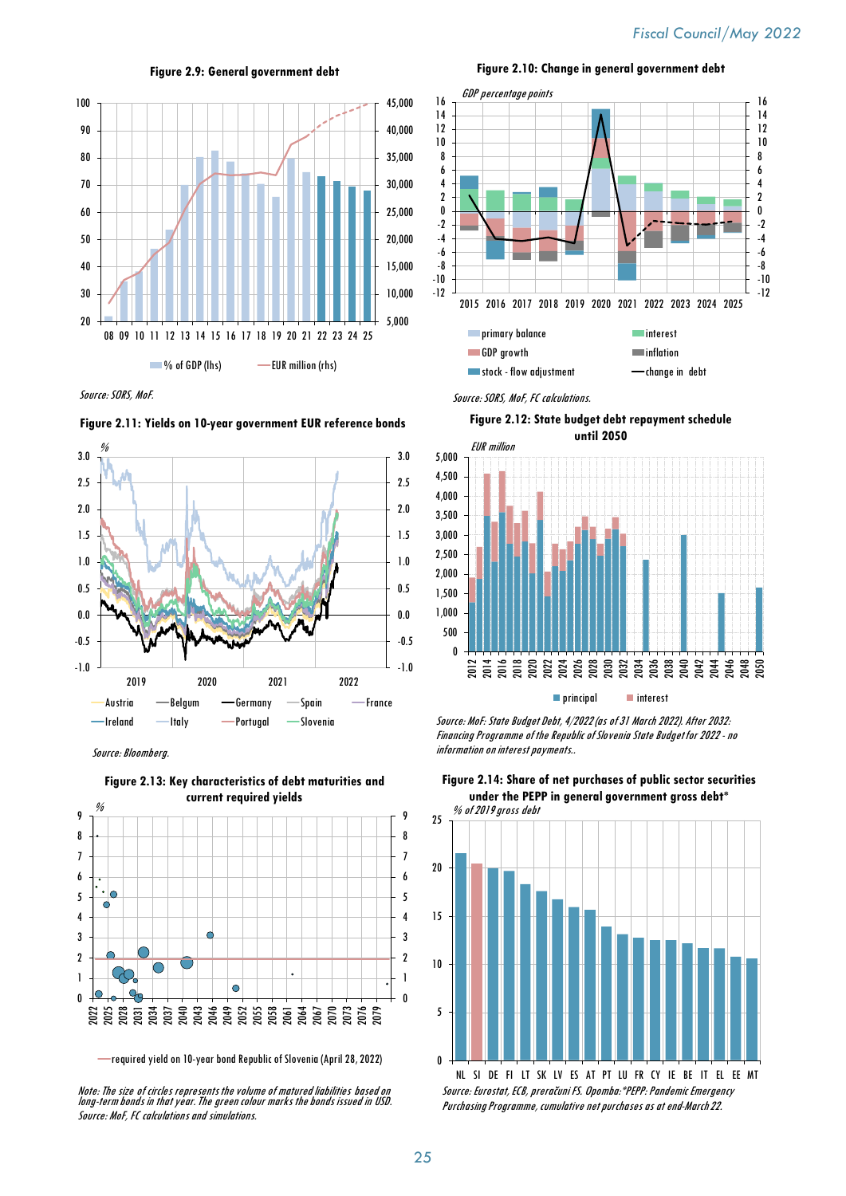**Figure 2.9: General government debt**

% of GDP (lhs) — EUR million (rhs)

*Source: SORS, MoF.*

**Figure 2.10: Change in general government debt**

*GDP percentage points*

primary balance, interest, GDP growth, inflation, stock - flow adjustment, change in debt

*Source: SORS, MoF, FC calculations.*

**Figure 2.11: Yields on 10-year government EUR reference bonds**

%

Austria, Belgum, Germany, Spain, France, Ireland, Italy, Portugal, Slovenia

*Source: Bloomberg.*

**Figure 2.12: State budget debt repayment schedule until 2050**

*EUR million*

principal, interest

*Source: MoF: State Budget Debt, 4/2022 (as of 31 March 2022). After 2032: Financing Programme of the Republic of Slovenia State Budget for 2022 - no information on interest payments..*

**Figure 2.13: Key characteristics of debt maturities and current required yields**

%

required yield on 10-year bond Republic of Slovenia (April 28, 2022)

*Note: The size of circles represents the volume of matured liabilities based on long-term bonds in that year. The green colour marks the bonds issued in USD.*
*Source: MoF, FC calculations and simulations.*

**Figure 2.14: Share of net purchases of public sector securities under the PEPP in general government gross debt***

*% of 2019 gross debt*

*Source: Eurostat, ECB, preračuni FS. Opomba:*PEPP: Pandemic Emergency Purchasing Programme, cumulative net purchases as at end-March 22.*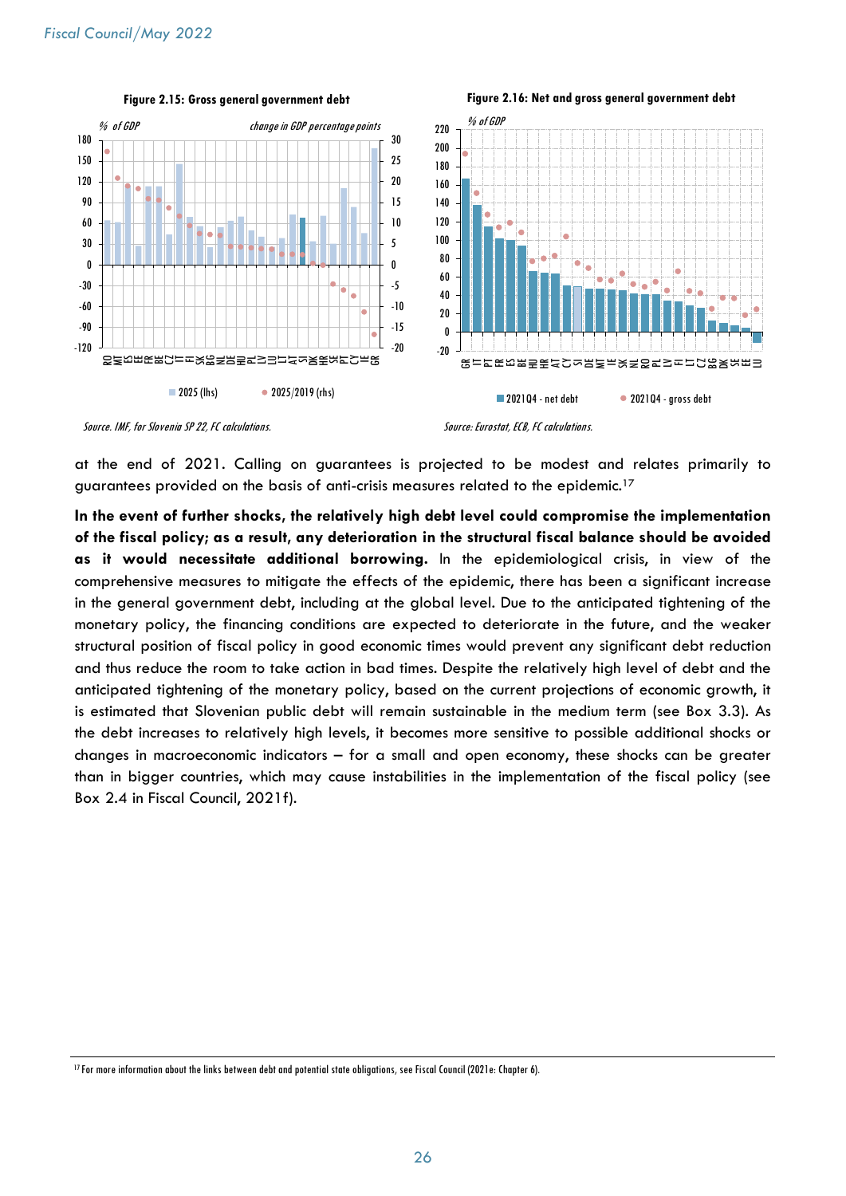**Figure 2.15: Gross general government debt**

*Source: IMF, for Slovenia SP 22, FC calculations.*

**Figure 2.16: Net and gross general government debt**

*Source: Eurostat, ECB, FC calculations.*

at the end of 2021. Calling on guarantees is projected to be modest and relates primarily to guarantees provided on the basis of anti-crisis measures related to the epidemic.[17]

**In the event of further shocks, the relatively high debt level could compromise the implementation of the fiscal policy; as a result, any deterioration in the structural fiscal balance should be avoided as it would necessitate additional borrowing.** In the epidemiological crisis, in view of the comprehensive measures to mitigate the effects of the epidemic, there has been a significant increase in the general government debt, including at the global level. Due to the anticipated tightening of the monetary policy, the financing conditions are expected to deteriorate in the future, and the weaker structural position of fiscal policy in good economic times would prevent any significant debt reduction and thus reduce the room to take action in bad times. Despite the relatively high level of debt and the anticipated tightening of the monetary policy, based on the current projections of economic growth, it is estimated that Slovenian public debt will remain sustainable in the medium term (see Box 3.3). As the debt increases to relatively high levels, it becomes more sensitive to possible additional shocks or changes in macroeconomic indicators – for a small and open economy, these shocks can be greater than in bigger countries, which may cause instabilities in the implementation of the fiscal policy (see Box 2.4 in Fiscal Council, 2021f).

[17] For more information about the links between debt and potential state obligations, see Fiscal Council (2021e: Chapter 6).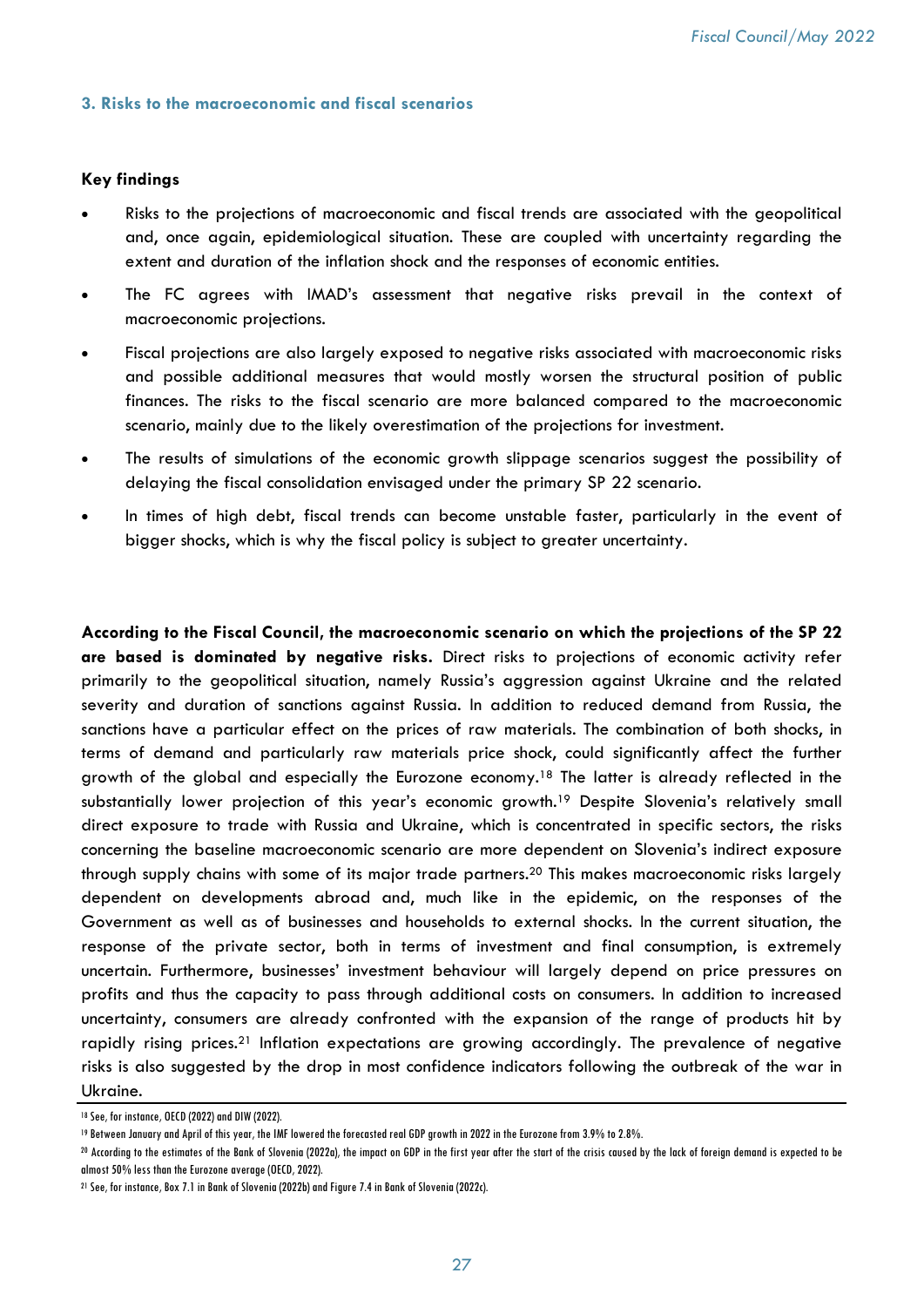### 3. Risks to the macroeconomic and fiscal scenarios

**Key findings**

- Risks to the projections of macroeconomic and fiscal trends are associated with the geopolitical and, once again, epidemiological situation. These are coupled with uncertainty regarding the extent and duration of the inflation shock and the responses of economic entities.
- The FC agrees with IMAD's assessment that negative risks prevail in the context of macroeconomic projections.
- Fiscal projections are also largely exposed to negative risks associated with macroeconomic risks and possible additional measures that would mostly worsen the structural position of public finances. The risks to the fiscal scenario are more balanced compared to the macroeconomic scenario, mainly due to the likely overestimation of the projections for investment.
- The results of simulations of the economic growth slippage scenarios suggest the possibility of delaying the fiscal consolidation envisaged under the primary SP 22 scenario.
- In times of high debt, fiscal trends can become unstable faster, particularly in the event of bigger shocks, which is why the fiscal policy is subject to greater uncertainty.

**According to the Fiscal Council, the macroeconomic scenario on which the projections of the SP 22 are based is dominated by negative risks.** Direct risks to projections of economic activity refer primarily to the geopolitical situation, namely Russia's aggression against Ukraine and the related severity and duration of sanctions against Russia. In addition to reduced demand from Russia, the sanctions have a particular effect on the prices of raw materials. The combination of both shocks, in terms of demand and particularly raw materials price shock, could significantly affect the further growth of the global and especially the Eurozone economy.[18] The latter is already reflected in the substantially lower projection of this year's economic growth.[19] Despite Slovenia's relatively small direct exposure to trade with Russia and Ukraine, which is concentrated in specific sectors, the risks concerning the baseline macroeconomic scenario are more dependent on Slovenia's indirect exposure through supply chains with some of its major trade partners.[20] This makes macroeconomic risks largely dependent on developments abroad and, much like in the epidemic, on the responses of the Government as well as of businesses and households to external shocks. In the current situation, the response of the private sector, both in terms of investment and final consumption, is extremely uncertain. Furthermore, businesses' investment behaviour will largely depend on price pressures on profits and thus the capacity to pass through additional costs on consumers. In addition to increased uncertainty, consumers are already confronted with the expansion of the range of products hit by rapidly rising prices.[21] Inflation expectations are growing accordingly. The prevalence of negative risks is also suggested by the drop in most confidence indicators following the outbreak of the war in Ukraine.

---

[18] See, for instance, OECD (2022) and DIW (2022).

[19] Between January and April of this year, the IMF lowered the forecasted real GDP growth in 2022 in the Eurozone from 3.9% to 2.8%.

[20] According to the estimates of the Bank of Slovenia (2022a), the impact on GDP in the first year after the start of the crisis caused by the lack of foreign demand is expected to be almost 50% less than the Eurozone average (OECD, 2022).

[21] See, for instance, Box 7.1 in Bank of Slovenia (2022b) and Figure 7.4 in Bank of Slovenia (2022c).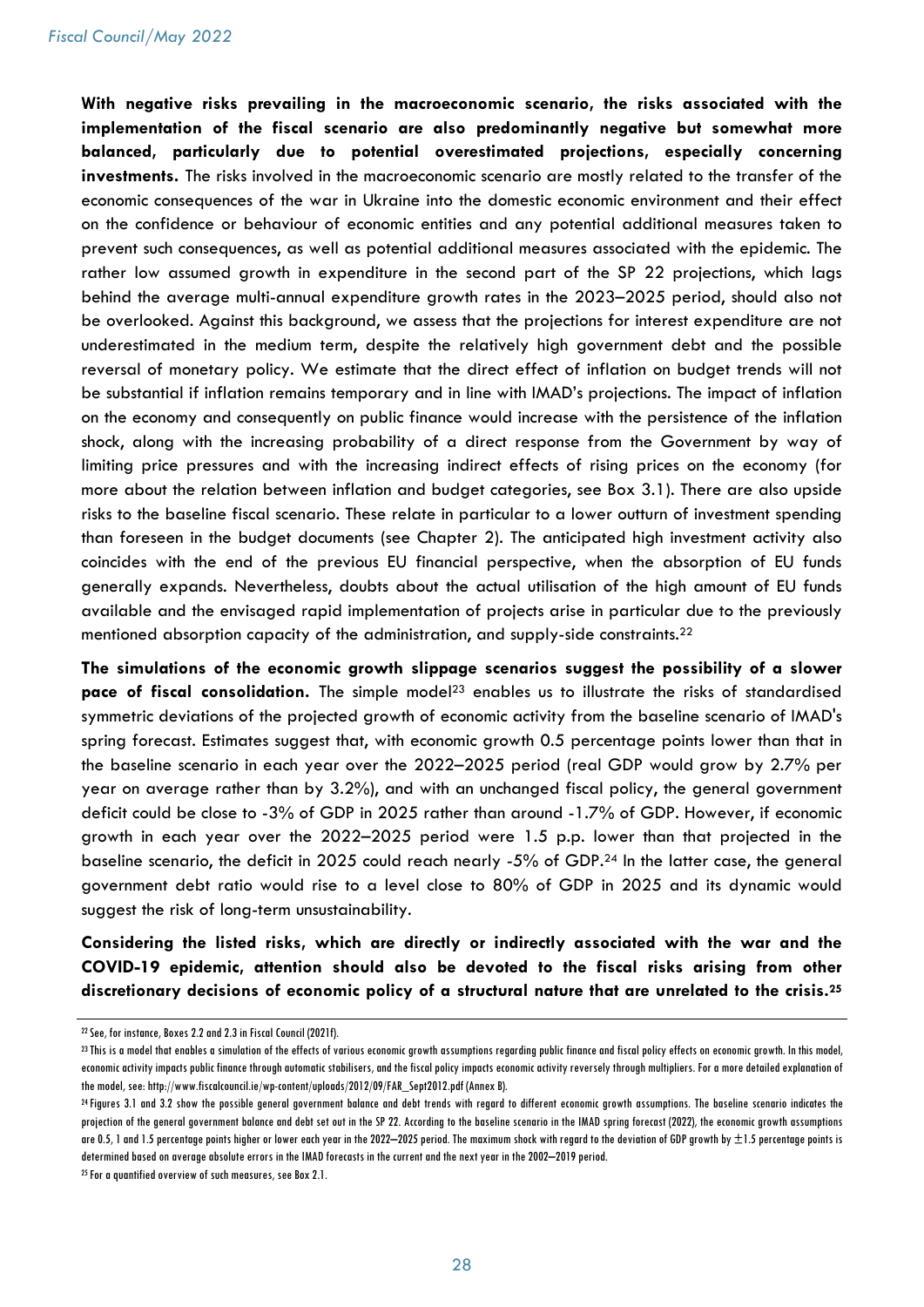**With negative risks prevailing in the macroeconomic scenario, the risks associated with the implementation of the fiscal scenario are also predominantly negative but somewhat more balanced, particularly due to potential overestimated projections, especially concerning investments.** The risks involved in the macroeconomic scenario are mostly related to the transfer of the economic consequences of the war in Ukraine into the domestic economic environment and their effect on the confidence or behaviour of economic entities and any potential additional measures taken to prevent such consequences, as well as potential additional measures associated with the epidemic. The rather low assumed growth in expenditure in the second part of the SP 22 projections, which lags behind the average multi-annual expenditure growth rates in the 2023–2025 period, should also not be overlooked. Against this background, we assess that the projections for interest expenditure are not underestimated in the medium term, despite the relatively high government debt and the possible reversal of monetary policy. We estimate that the direct effect of inflation on budget trends will not be substantial if inflation remains temporary and in line with IMAD's projections. The impact of inflation on the economy and consequently on public finance would increase with the persistence of the inflation shock, along with the increasing probability of a direct response from the Government by way of limiting price pressures and with the increasing indirect effects of rising prices on the economy (for more about the relation between inflation and budget categories, see Box 3.1). There are also upside risks to the baseline fiscal scenario. These relate in particular to a lower outturn of investment spending than foreseen in the budget documents (see Chapter 2). The anticipated high investment activity also coincides with the end of the previous EU financial perspective, when the absorption of EU funds generally expands. Nevertheless, doubts about the actual utilisation of the high amount of EU funds available and the envisaged rapid implementation of projects arise in particular due to the previously mentioned absorption capacity of the administration, and supply-side constraints.[22]

**The simulations of the economic growth slippage scenarios suggest the possibility of a slower pace of fiscal consolidation.** The simple model[23] enables us to illustrate the risks of standardised symmetric deviations of the projected growth of economic activity from the baseline scenario of IMAD's spring forecast. Estimates suggest that, with economic growth 0.5 percentage points lower than that in the baseline scenario in each year over the 2022–2025 period (real GDP would grow by 2.7% per year on average rather than by 3.2%), and with an unchanged fiscal policy, the general government deficit could be close to -3% of GDP in 2025 rather than around -1.7% of GDP. However, if economic growth in each year over the 2022–2025 period were 1.5 p.p. lower than that projected in the baseline scenario, the deficit in 2025 could reach nearly -5% of GDP.[24] In the latter case, the general government debt ratio would rise to a level close to 80% of GDP in 2025 and its dynamic would suggest the risk of long-term unsustainability.

**Considering the listed risks, which are directly or indirectly associated with the war and the COVID-19 epidemic, attention should also be devoted to the fiscal risks arising from other discretionary decisions of economic policy of a structural nature that are unrelated to the crisis.[25]**

---

[22] See, for instance, Boxes 2.2 and 2.3 in Fiscal Council (2021f).

[23] This is a model that enables a simulation of the effects of various economic growth assumptions regarding public finance and fiscal policy effects on economic growth. In this model, economic activity impacts public finance through automatic stabilisers, and the fiscal policy impacts economic activity reversely through multipliers. For a more detailed explanation of the model, see: http://www.fiscalcouncil.ie/wp-content/uploads/2012/09/FAR_Sept2012.pdf (Annex B).

[24] Figures 3.1 and 3.2 show the possible general government balance and debt trends with regard to different economic growth assumptions. The baseline scenario indicates the projection of the general government balance and debt set out in the SP 22. According to the baseline scenario in the IMAD spring forecast (2022), the economic growth assumptions are 0.5, 1 and 1.5 percentage points higher or lower each year in the 2022–2025 period. The maximum shock with regard to the deviation of GDP growth by ±1.5 percentage points is determined based on average absolute errors in the IMAD forecasts in the current and the next year in the 2002–2019 period.

[25] For a quantified overview of such measures, see Box 2.1.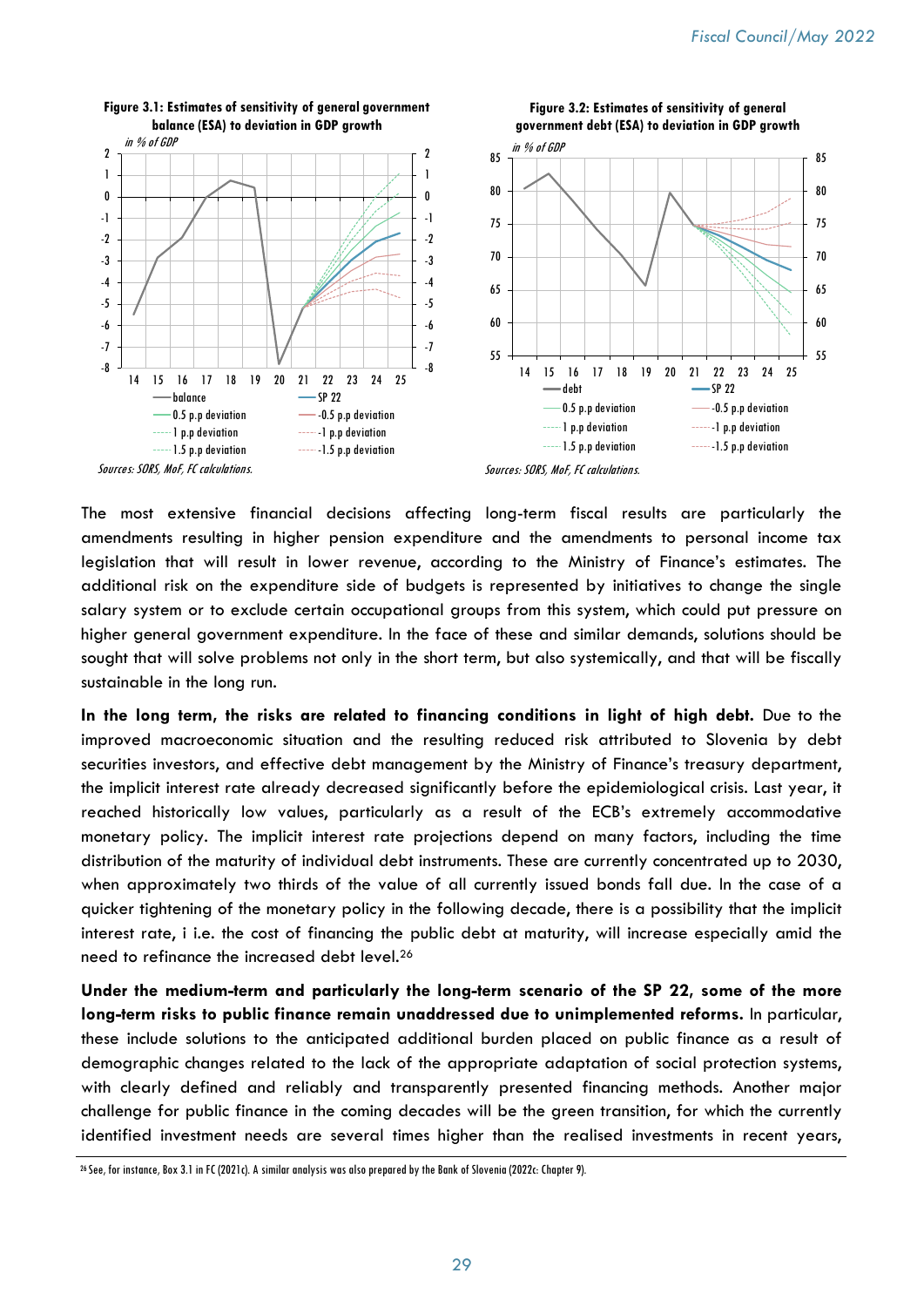**Figure 3.1: Estimates of sensitivity of general government balance (ESA) to deviation in GDP growth**

*in % of GDP*

Sources: SORS, MoF, FC calculations.

**Figure 3.2: Estimates of sensitivity of general government debt (ESA) to deviation in GDP growth**

*in % of GDP*

Sources: SORS, MoF, FC calculations.

The most extensive financial decisions affecting long-term fiscal results are particularly the amendments resulting in higher pension expenditure and the amendments to personal income tax legislation that will result in lower revenue, according to the Ministry of Finance's estimates. The additional risk on the expenditure side of budgets is represented by initiatives to change the single salary system or to exclude certain occupational groups from this system, which could put pressure on higher general government expenditure. In the face of these and similar demands, solutions should be sought that will solve problems not only in the short term, but also systemically, and that will be fiscally sustainable in the long run.

**In the long term, the risks are related to financing conditions in light of high debt.** Due to the improved macroeconomic situation and the resulting reduced risk attributed to Slovenia by debt securities investors, and effective debt management by the Ministry of Finance's treasury department, the implicit interest rate already decreased significantly before the epidemiological crisis. Last year, it reached historically low values, particularly as a result of the ECB's extremely accommodative monetary policy. The implicit interest rate projections depend on many factors, including the time distribution of the maturity of individual debt instruments. These are currently concentrated up to 2030, when approximately two thirds of the value of all currently issued bonds fall due. In the case of a quicker tightening of the monetary policy in the following decade, there is a possibility that the implicit interest rate, i i.e. the cost of financing the public debt at maturity, will increase especially amid the need to refinance the increased debt level.[26]

**Under the medium-term and particularly the long-term scenario of the SP 22, some of the more long-term risks to public finance remain unaddressed due to unimplemented reforms.** In particular, these include solutions to the anticipated additional burden placed on public finance as a result of demographic changes related to the lack of the appropriate adaptation of social protection systems, with clearly defined and reliably and transparently presented financing methods. Another major challenge for public finance in the coming decades will be the green transition, for which the currently identified investment needs are several times higher than the realised investments in recent years,

[26] See, for instance, Box 3.1 in FC (2021c). A similar analysis was also prepared by the Bank of Slovenia (2022c: Chapter 9).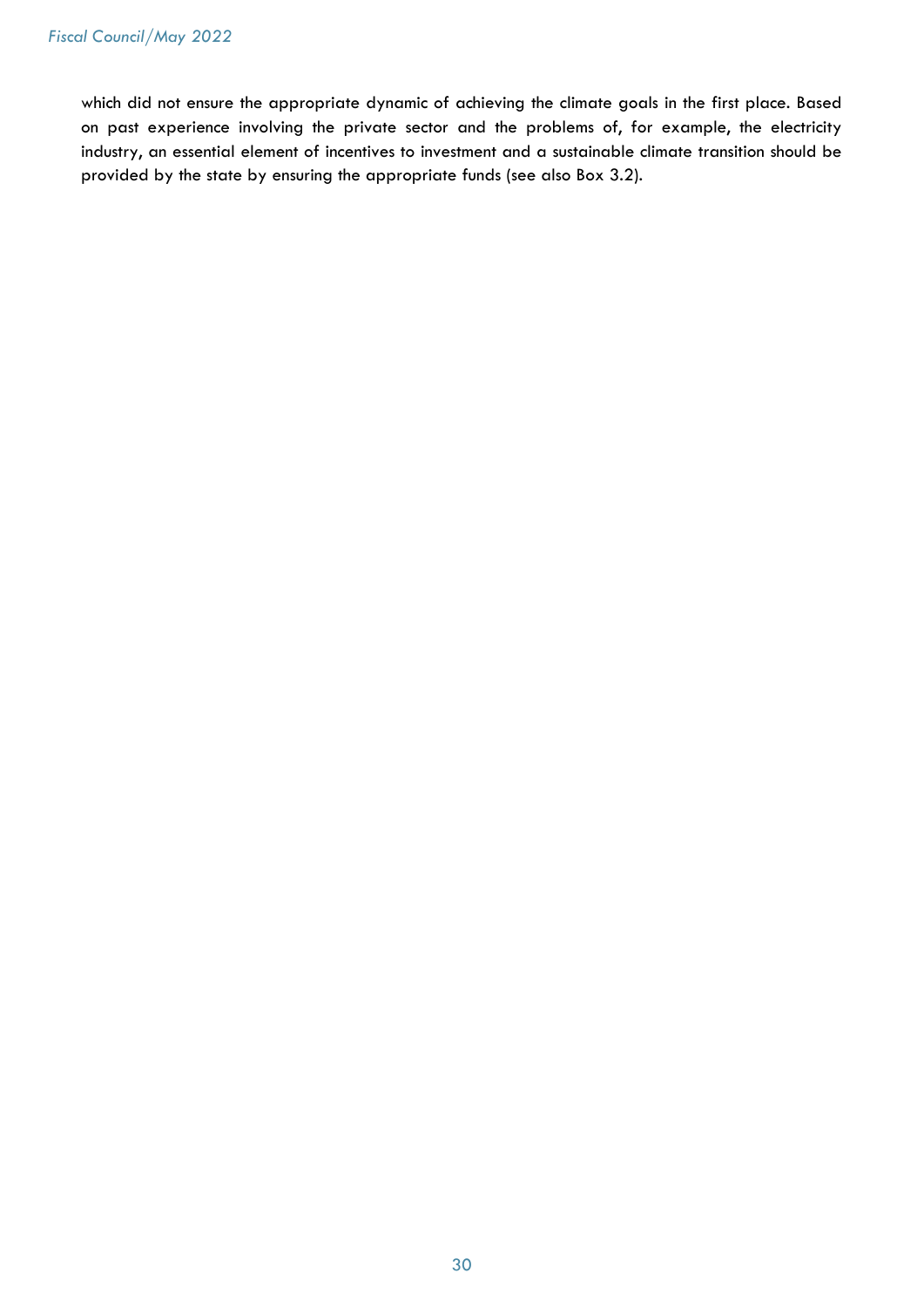which did not ensure the appropriate dynamic of achieving the climate goals in the first place. Based on past experience involving the private sector and the problems of, for example, the electricity industry, an essential element of incentives to investment and a sustainable climate transition should be provided by the state by ensuring the appropriate funds (see also Box 3.2).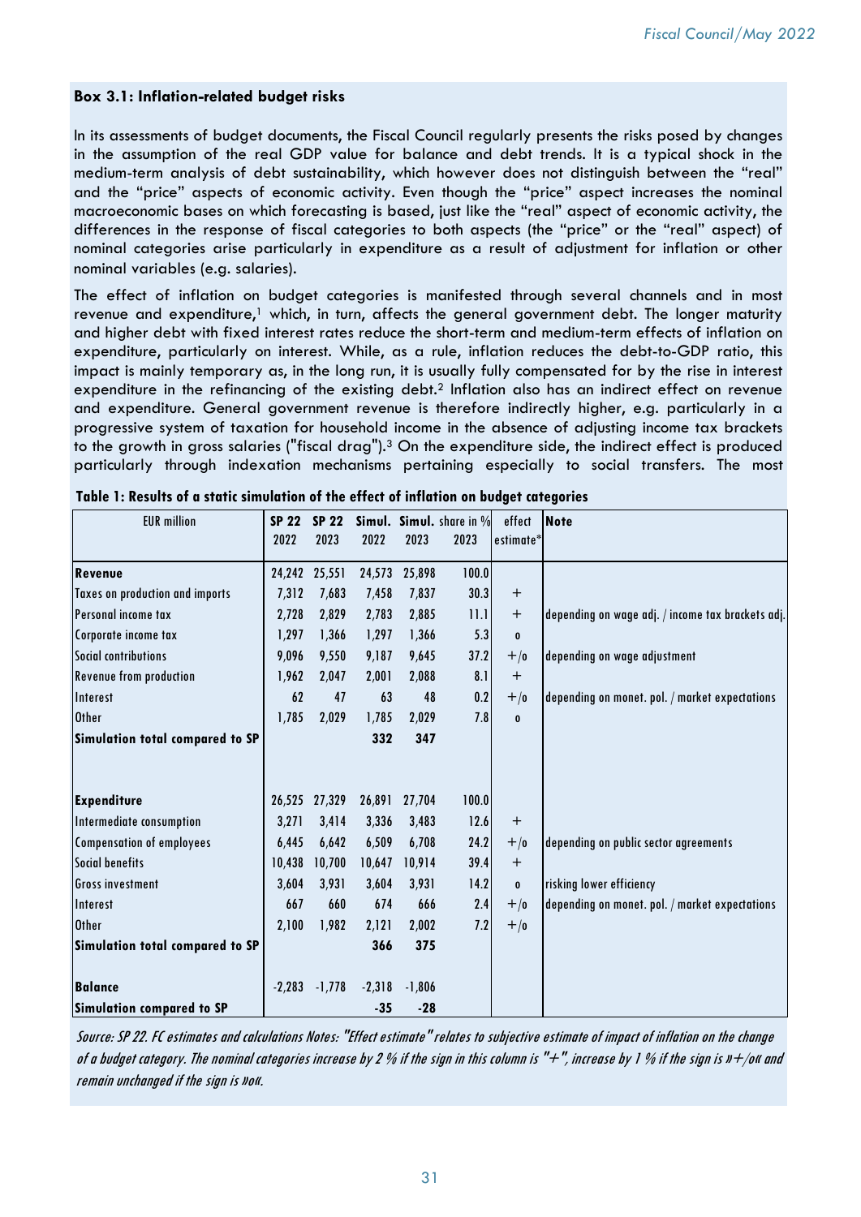**Box 3.1: Inflation-related budget risks**

In its assessments of budget documents, the Fiscal Council regularly presents the risks posed by changes in the assumption of the real GDP value for balance and debt trends. It is a typical shock in the medium-term analysis of debt sustainability, which however does not distinguish between the "real" and the "price" aspects of economic activity. Even though the "price" aspect increases the nominal macroeconomic bases on which forecasting is based, just like the "real" aspect of economic activity, the differences in the response of fiscal categories to both aspects (the "price" or the "real" aspect) of nominal categories arise particularly in expenditure as a result of adjustment for inflation or other nominal variables (e.g. salaries).

The effect of inflation on budget categories is manifested through several channels and in most revenue and expenditure,[1] which, in turn, affects the general government debt. The longer maturity and higher debt with fixed interest rates reduce the short-term and medium-term effects of inflation on expenditure, particularly on interest. While, as a rule, inflation reduces the debt-to-GDP ratio, this impact is mainly temporary as, in the long run, it is usually fully compensated for by the rise in interest expenditure in the refinancing of the existing debt.[2] Inflation also has an indirect effect on revenue and expenditure. General government revenue is therefore indirectly higher, e.g. particularly in a progressive system of taxation for household income in the absence of adjusting income tax brackets to the growth in gross salaries ("fiscal drag").[3] On the expenditure side, the indirect effect is produced particularly through indexation mechanisms pertaining especially to social transfers. The most

**Table 1: Results of a static simulation of the effect of inflation on budget categories**

| EUR million | SP 22 2022 | SP 22 2023 | Simul. 2022 | Simul. 2023 | Simul. share in % 2023 | effect estimate* | Note |
|---|---|---|---|---|---|---|---|
| **Revenue** | 24,242 | 25,551 | 24,573 | 25,898 | 100.0 | | |
| Taxes on production and imports | 7,312 | 7,683 | 7,458 | 7,837 | 30.3 | + | |
| Personal income tax | 2,728 | 2,829 | 2,783 | 2,885 | 11.1 | + | depending on wage adj. / income tax brackets adj. |
| Corporate income tax | 1,297 | 1,366 | 1,297 | 1,366 | 5.3 | 0 | |
| Social contributions | 9,096 | 9,550 | 9,187 | 9,645 | 37.2 | +/0 | depending on wage adjustment |
| Revenue from production | 1,962 | 2,047 | 2,001 | 2,088 | 8.1 | + | |
| Interest | 62 | 47 | 63 | 48 | 0.2 | +/0 | depending on monet. pol. / market expectations |
| Other | 1,785 | 2,029 | 1,785 | 2,029 | 7.8 | 0 | |
| **Simulation total compared to SP** | | | **332** | **347** | | | |
| | | | | | | | |
| **Expenditure** | 26,525 | 27,329 | 26,891 | 27,704 | 100.0 | | |
| Intermediate consumption | 3,271 | 3,414 | 3,336 | 3,483 | 12.6 | + | |
| Compensation of employees | 6,445 | 6,642 | 6,509 | 6,708 | 24.2 | +/0 | depending on public sector agreements |
| Social benefits | 10,438 | 10,700 | 10,647 | 10,914 | 39.4 | + | |
| Gross investment | 3,604 | 3,931 | 3,604 | 3,931 | 14.2 | 0 | risking lower efficiency |
| Interest | 667 | 660 | 674 | 666 | 2.4 | +/0 | depending on monet. pol. / market expectations |
| Other | 2,100 | 1,982 | 2,121 | 2,002 | 7.2 | +/0 | |
| **Simulation total compared to SP** | | | **366** | **375** | | | |
| | | | | | | | |
| **Balance** | -2,283 | -1,778 | -2,318 | -1,806 | | | |
| **Simulation compared to SP** | | | **-35** | **-28** | | | |

*Source: SP 22. FC estimates and calculations Notes: "Effect estimate" relates to subjective estimate of impact of inflation on the change of a budget category. The nominal categories increase by 2 % if the sign in this column is "+", increase by 1 % if the sign is »+/0« and remain unchanged if the sign is »0«.*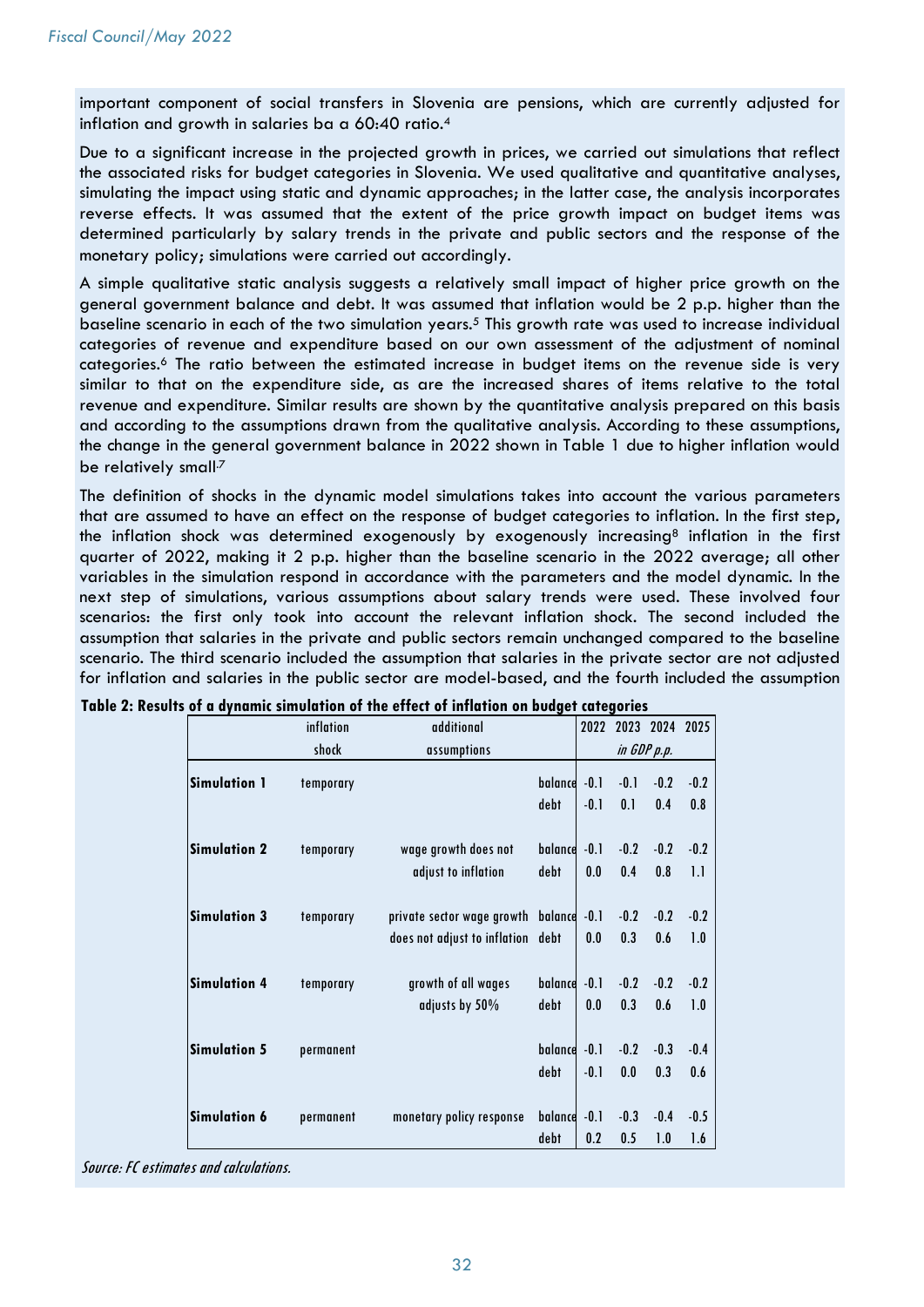important component of social transfers in Slovenia are pensions, which are currently adjusted for inflation and growth in salaries ba a 60:40 ratio.[4]

Due to a significant increase in the projected growth in prices, we carried out simulations that reflect the associated risks for budget categories in Slovenia. We used qualitative and quantitative analyses, simulating the impact using static and dynamic approaches; in the latter case, the analysis incorporates reverse effects. It was assumed that the extent of the price growth impact on budget items was determined particularly by salary trends in the private and public sectors and the response of the monetary policy; simulations were carried out accordingly.

A simple qualitative static analysis suggests a relatively small impact of higher price growth on the general government balance and debt. It was assumed that inflation would be 2 p.p. higher than the baseline scenario in each of the two simulation years.[5] This growth rate was used to increase individual categories of revenue and expenditure based on our own assessment of the adjustment of nominal categories.[6] The ratio between the estimated increase in budget items on the revenue side is very similar to that on the expenditure side, as are the increased shares of items relative to the total revenue and expenditure. Similar results are shown by the quantitative analysis prepared on this basis and according to the assumptions drawn from the qualitative analysis. According to these assumptions, the change in the general government balance in 2022 shown in Table 1 due to higher inflation would be relatively small.[7]

The definition of shocks in the dynamic model simulations takes into account the various parameters that are assumed to have an effect on the response of budget categories to inflation. In the first step, the inflation shock was determined exogenously by exogenously increasing[8] inflation in the first quarter of 2022, making it 2 p.p. higher than the baseline scenario in the 2022 average; all other variables in the simulation respond in accordance with the parameters and the model dynamic. In the next step of simulations, various assumptions about salary trends were used. These involved four scenarios: the first only took into account the relevant inflation shock. The second included the assumption that salaries in the private and public sectors remain unchanged compared to the baseline scenario. The third scenario included the assumption that salaries in the private sector are not adjusted for inflation and salaries in the public sector are model-based, and the fourth included the assumption

**Table 2: Results of a dynamic simulation of the effect of inflation on budget categories**

| | inflation shock | additional assumptions | | 2022 | 2023 | 2024 | 2025 |
|---|---|---|---|---|---|---|---|
| | | | | *in GDP p.p.* | | | |
| **Simulation 1** | temporary | | balance | -0.1 | -0.1 | -0.2 | -0.2 |
| | | | debt | -0.1 | 0.1 | 0.4 | 0.8 |
| **Simulation 2** | temporary | wage growth does not adjust to inflation | balance | -0.1 | -0.2 | -0.2 | -0.2 |
| | | | debt | 0.0 | 0.4 | 0.8 | 1.1 |
| **Simulation 3** | temporary | private sector wage growth does not adjust to inflation | balance | -0.1 | -0.2 | -0.2 | -0.2 |
| | | | debt | 0.0 | 0.3 | 0.6 | 1.0 |
| **Simulation 4** | temporary | growth of all wages adjusts by 50% | balance | -0.1 | -0.2 | -0.2 | -0.2 |
| | | | debt | 0.0 | 0.3 | 0.6 | 1.0 |
| **Simulation 5** | permanent | | balance | -0.1 | -0.2 | -0.3 | -0.4 |
| | | | debt | -0.1 | 0.0 | 0.3 | 0.6 |
| **Simulation 6** | permanent | monetary policy response | balance | -0.1 | -0.3 | -0.4 | -0.5 |
| | | | debt | 0.2 | 0.5 | 1.0 | 1.6 |

*Source: FC estimates and calculations.*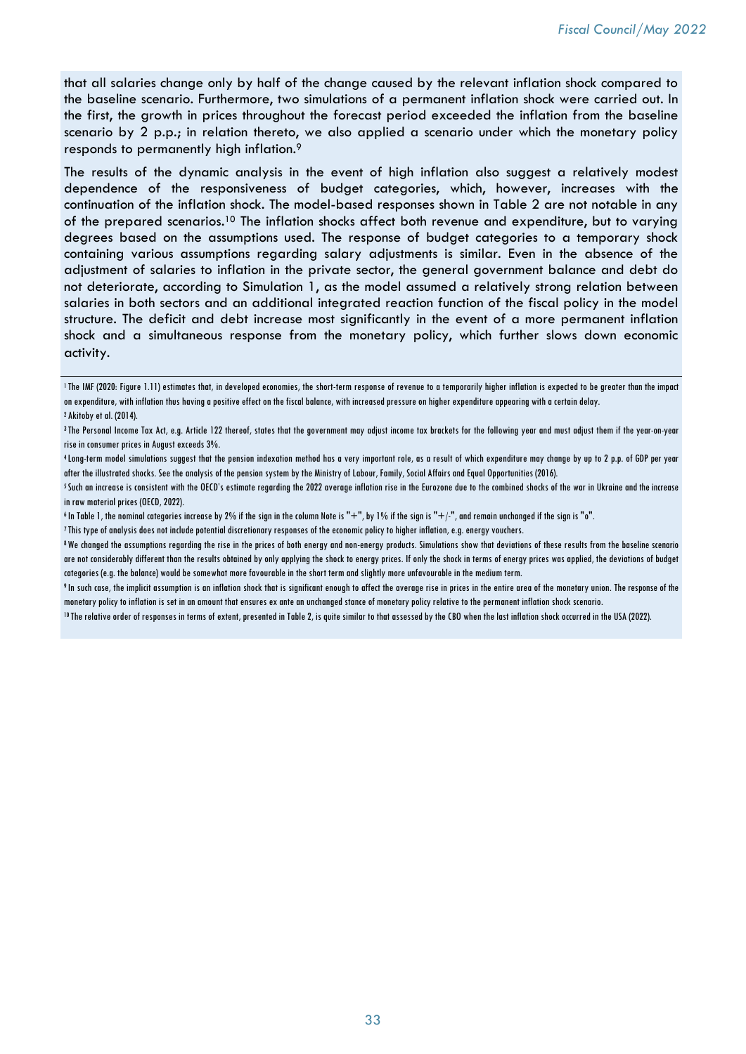that all salaries change only by half of the change caused by the relevant inflation shock compared to the baseline scenario. Furthermore, two simulations of a permanent inflation shock were carried out. In the first, the growth in prices throughout the forecast period exceeded the inflation from the baseline scenario by 2 p.p.; in relation thereto, we also applied a scenario under which the monetary policy responds to permanently high inflation.[9]

The results of the dynamic analysis in the event of high inflation also suggest a relatively modest dependence of the responsiveness of budget categories, which, however, increases with the continuation of the inflation shock. The model-based responses shown in Table 2 are not notable in any of the prepared scenarios.[10] The inflation shocks affect both revenue and expenditure, but to varying degrees based on the assumptions used. The response of budget categories to a temporary shock containing various assumptions regarding salary adjustments is similar. Even in the absence of the adjustment of salaries to inflation in the private sector, the general government balance and debt do not deteriorate, according to Simulation 1, as the model assumed a relatively strong relation between salaries in both sectors and an additional integrated reaction function of the fiscal policy in the model structure. The deficit and debt increase most significantly in the event of a more permanent inflation shock and a simultaneous response from the monetary policy, which further slows down economic activity.

---

[1] The IMF (2020: Figure 1.11) estimates that, in developed economies, the short-term response of revenue to a temporarily higher inflation is expected to be greater than the impact on expenditure, with inflation thus having a positive effect on the fiscal balance, with increased pressure on higher expenditure appearing with a certain delay.

[2] Akitoby et al. (2014).

[3] The Personal Income Tax Act, e.g. Article 122 thereof, states that the government may adjust income tax brackets for the following year and must adjust them if the year-on-year rise in consumer prices in August exceeds 3%.

[4] Long-term model simulations suggest that the pension indexation method has a very important role, as a result of which expenditure may change by up to 2 p.p. of GDP per year after the illustrated shocks. See the analysis of the pension system by the Ministry of Labour, Family, Social Affairs and Equal Opportunities (2016).

[5] Such an increase is consistent with the OECD's estimate regarding the 2022 average inflation rise in the Eurozone due to the combined shocks of the war in Ukraine and the increase in raw material prices (OECD, 2022).

[6] In Table 1, the nominal categories increase by 2% if the sign in the column Note is "+", by 1% if the sign is "+/-", and remain unchanged if the sign is "o".

[7] This type of analysis does not include potential discretionary responses of the economic policy to higher inflation, e.g. energy vouchers.

[8] We changed the assumptions regarding the rise in the prices of both energy and non-energy products. Simulations show that deviations of these results from the baseline scenario are not considerably different than the results obtained by only applying the shock to energy prices. If only the shock in terms of energy prices was applied, the deviations of budget categories (e.g. the balance) would be somewhat more favourable in the short term and slightly more unfavourable in the medium term.

[9] In such case, the implicit assumption is an inflation shock that is significant enough to affect the average rise in prices in the entire area of the monetary union. The response of the monetary policy to inflation is set in an amount that ensures ex ante an unchanged stance of monetary policy relative to the permanent inflation shock scenario.

[10] The relative order of responses in terms of extent, presented in Table 2, is quite similar to that assessed by the CBO when the last inflation shock occurred in the USA (2022).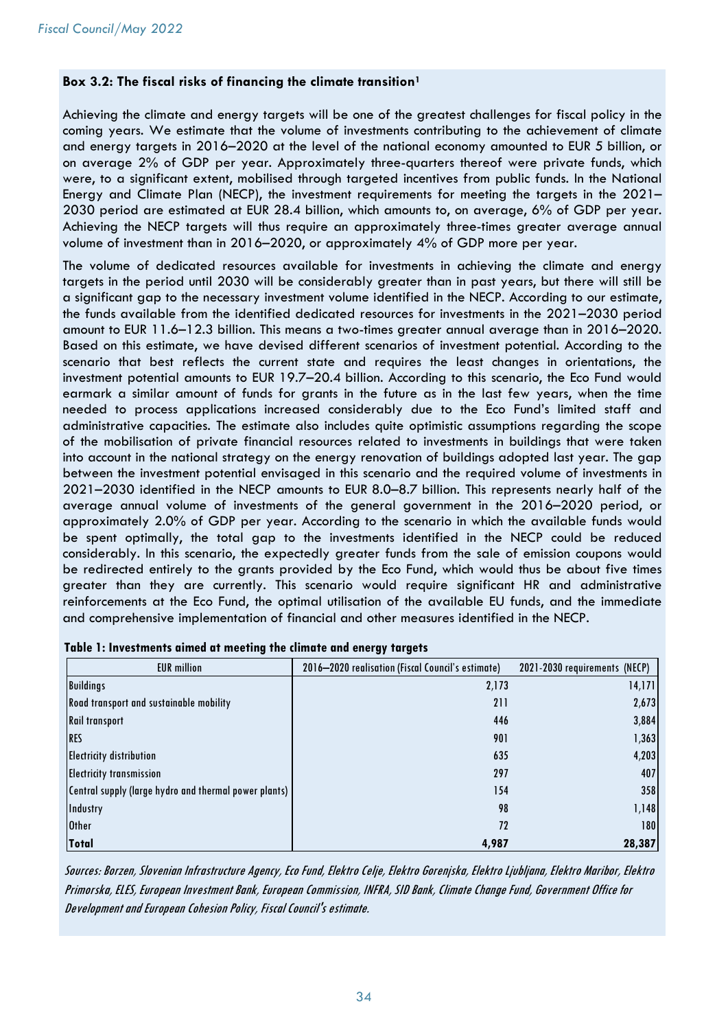**Box 3.2: The fiscal risks of financing the climate transition**[1]

Achieving the climate and energy targets will be one of the greatest challenges for fiscal policy in the coming years. We estimate that the volume of investments contributing to the achievement of climate and energy targets in 2016–2020 at the level of the national economy amounted to EUR 5 billion, or on average 2% of GDP per year. Approximately three-quarters thereof were private funds, which were, to a significant extent, mobilised through targeted incentives from public funds. In the National Energy and Climate Plan (NECP), the investment requirements for meeting the targets in the 2021–2030 period are estimated at EUR 28.4 billion, which amounts to, on average, 6% of GDP per year. Achieving the NECP targets will thus require an approximately three-times greater average annual volume of investment than in 2016–2020, or approximately 4% of GDP more per year.

The volume of dedicated resources available for investments in achieving the climate and energy targets in the period until 2030 will be considerably greater than in past years, but there will still be a significant gap to the necessary investment volume identified in the NECP. According to our estimate, the funds available from the identified dedicated resources for investments in the 2021–2030 period amount to EUR 11.6–12.3 billion. This means a two-times greater annual average than in 2016–2020. Based on this estimate, we have devised different scenarios of investment potential. According to the scenario that best reflects the current state and requires the least changes in orientations, the investment potential amounts to EUR 19.7–20.4 billion. According to this scenario, the Eco Fund would earmark a similar amount of funds for grants in the future as in the last few years, when the time needed to process applications increased considerably due to the Eco Fund's limited staff and administrative capacities. The estimate also includes quite optimistic assumptions regarding the scope of the mobilisation of private financial resources related to investments in buildings that were taken into account in the national strategy on the energy renovation of buildings adopted last year. The gap between the investment potential envisaged in this scenario and the required volume of investments in 2021–2030 identified in the NECP amounts to EUR 8.0–8.7 billion. This represents nearly half of the average annual volume of investments of the general government in the 2016–2020 period, or approximately 2.0% of GDP per year. According to the scenario in which the available funds would be spent optimally, the total gap to the investments identified in the NECP could be reduced considerably. In this scenario, the expectedly greater funds from the sale of emission coupons would be redirected entirely to the grants provided by the Eco Fund, which would thus be about five times greater than they are currently. This scenario would require significant HR and administrative reinforcements at the Eco Fund, the optimal utilisation of the available EU funds, and the immediate and comprehensive implementation of financial and other measures identified in the NECP.

**Table 1: Investments aimed at meeting the climate and energy targets**

| EUR million | 2016–2020 realisation (Fiscal Council's estimate) | 2021-2030 requirements (NECP) |
|---|---|---|
| Buildings | 2,173 | 14,171 |
| Road transport and sustainable mobility | 211 | 2,673 |
| Rail transport | 446 | 3,884 |
| RES | 901 | 1,363 |
| Electricity distribution | 635 | 4,203 |
| Electricity transmission | 297 | 407 |
| Central supply (large hydro and thermal power plants) | 154 | 358 |
| Industry | 98 | 1,148 |
| Other | 72 | 180 |
| **Total** | **4,987** | **28,387** |

*Sources: Borzen, Slovenian Infrastructure Agency, Eco Fund, Elektro Celje, Elektro Gorenjska, Elektro Ljubljana, Elektro Maribor, Elektro Primorska, ELES, European Investment Bank, European Commission, INFRA, SID Bank, Climate Change Fund, Government Office for Development and European Cohesion Policy, Fiscal Council's estimate.*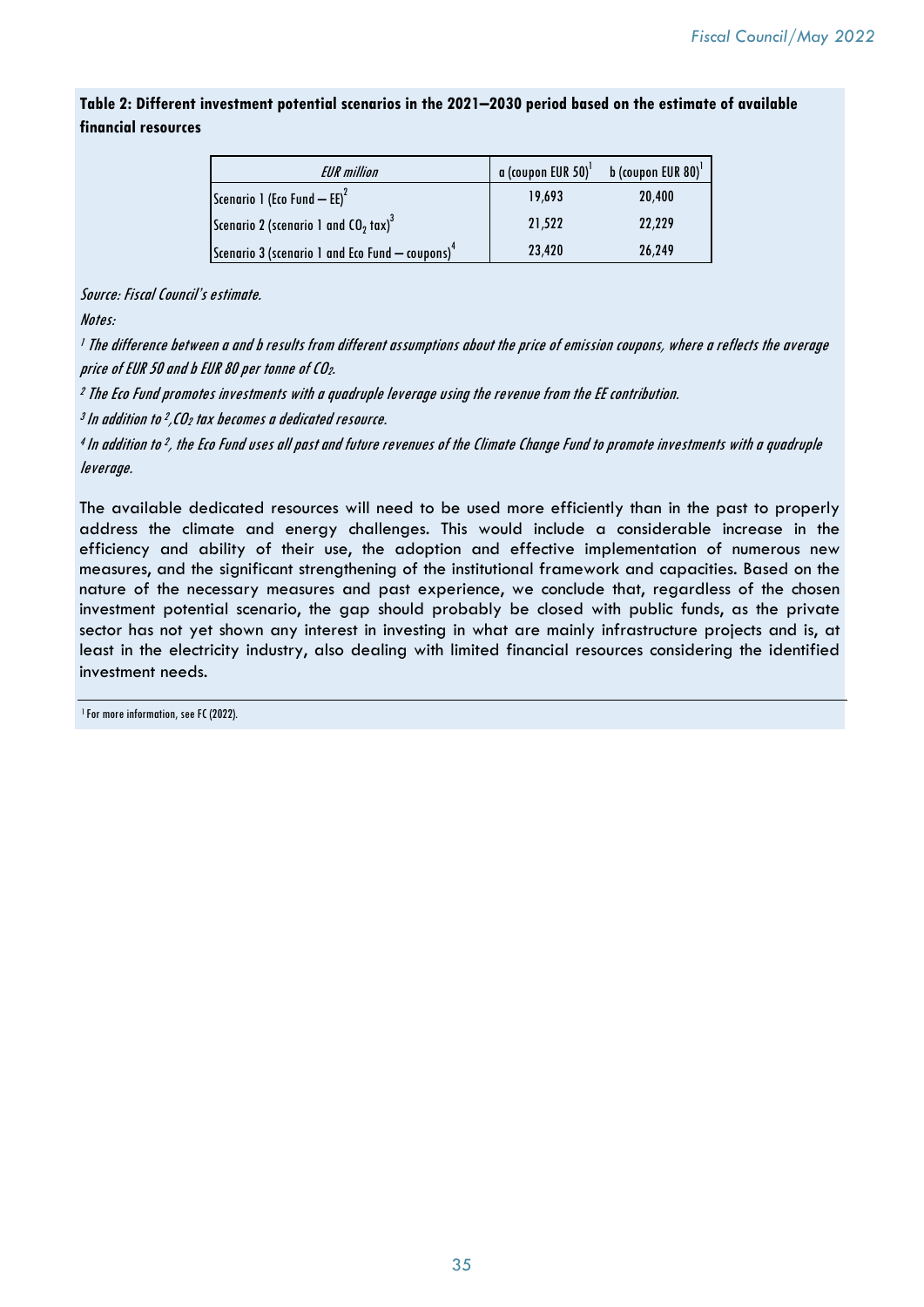**Table 2: Different investment potential scenarios in the 2021–2030 period based on the estimate of available financial resources**

| *EUR million* | a (coupon EUR 50)[1] | b (coupon EUR 80)[1] |
|---|---|---|
| Scenario 1 (Eco Fund – EE)[2] | 19,693 | 20,400 |
| Scenario 2 (scenario 1 and $CO_2$ tax)[3] | 21,522 | 22,229 |
| Scenario 3 (scenario 1 and Eco Fund – coupons)[4] | 23,420 | 26,249 |

*Source: Fiscal Council's estimate.*

*Notes:*

*[1] The difference between a and b results from different assumptions about the price of emission coupons, where a reflects the average price of EUR 50 and b EUR 80 per tonne of $CO_2$.*

*[2] The Eco Fund promotes investments with a quadruple leverage using the revenue from the EE contribution.*

*[3] In addition to [2], $CO_2$ tax becomes a dedicated resource.*

*[4] In addition to [2], the Eco Fund uses all past and future revenues of the Climate Change Fund to promote investments with a quadruple leverage.*

The available dedicated resources will need to be used more efficiently than in the past to properly address the climate and energy challenges. This would include a considerable increase in the efficiency and ability of their use, the adoption and effective implementation of numerous new measures, and the significant strengthening of the institutional framework and capacities. Based on the nature of the necessary measures and past experience, we conclude that, regardless of the chosen investment potential scenario, the gap should probably be closed with public funds, as the private sector has not yet shown any interest in investing in what are mainly infrastructure projects and is, at least in the electricity industry, also dealing with limited financial resources considering the identified investment needs.

[1] For more information, see FC (2022).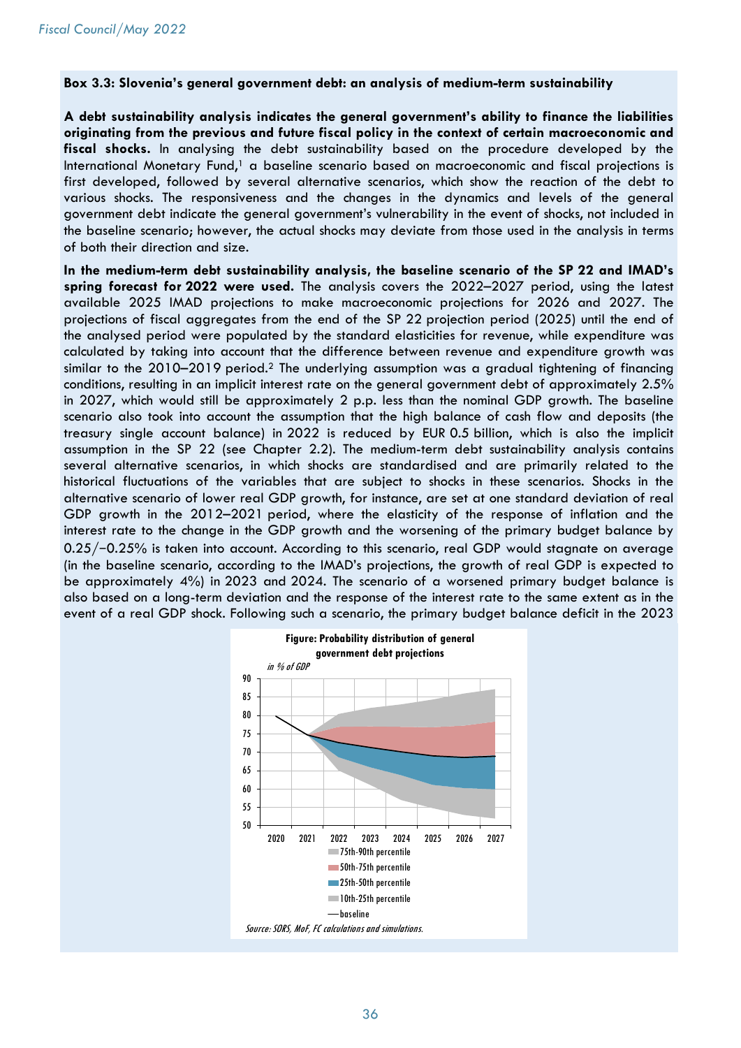### Box 3.3: Slovenia's general government debt: an analysis of medium-term sustainability

**A debt sustainability analysis indicates the general government's ability to finance the liabilities originating from the previous and future fiscal policy in the context of certain macroeconomic and fiscal shocks.** In analysing the debt sustainability based on the procedure developed by the International Monetary Fund,[1] a baseline scenario based on macroeconomic and fiscal projections is first developed, followed by several alternative scenarios, which show the reaction of the debt to various shocks. The responsiveness and the changes in the dynamics and levels of the general government debt indicate the general government's vulnerability in the event of shocks, not included in the baseline scenario; however, the actual shocks may deviate from those used in the analysis in terms of both their direction and size.

**In the medium-term debt sustainability analysis, the baseline scenario of the SP 22 and IMAD's spring forecast for 2022 were used.** The analysis covers the 2022–2027 period, using the latest available 2025 IMAD projections to make macroeconomic projections for 2026 and 2027. The projections of fiscal aggregates from the end of the SP 22 projection period (2025) until the end of the analysed period were populated by the standard elasticities for revenue, while expenditure was calculated by taking into account that the difference between revenue and expenditure growth was similar to the 2010–2019 period.[2] The underlying assumption was a gradual tightening of financing conditions, resulting in an implicit interest rate on the general government debt of approximately 2.5% in 2027, which would still be approximately 2 p.p. less than the nominal GDP growth. The baseline scenario also took into account the assumption that the high balance of cash flow and deposits (the treasury single account balance) in 2022 is reduced by EUR 0.5 billion, which is also the implicit assumption in the SP 22 (see Chapter 2.2). The medium-term debt sustainability analysis contains several alternative scenarios, in which shocks are standardised and are primarily related to the historical fluctuations of the variables that are subject to shocks in these scenarios. Shocks in the alternative scenario of lower real GDP growth, for instance, are set at one standard deviation of real GDP growth in the 2012–2021 period, where the elasticity of the response of inflation and the interest rate to the change in the GDP growth and the worsening of the primary budget balance by 0.25/−0.25% is taken into account. According to this scenario, real GDP would stagnate on average (in the baseline scenario, according to the IMAD's projections, the growth of real GDP is expected to be approximately 4%) in 2023 and 2024. The scenario of a worsened primary budget balance is also based on a long-term deviation and the response of the interest rate to the same extent as in the event of a real GDP shock. Following such a scenario, the primary budget balance deficit in the 2023

**Figure: Probability distribution of general government debt projections**

*in % of GDP*

Legend: 75th-90th percentile; 50th-75th percentile; 25th-50th percentile; 10th-25th percentile; baseline

*Source: SORS, MoF, FC calculations and simulations.*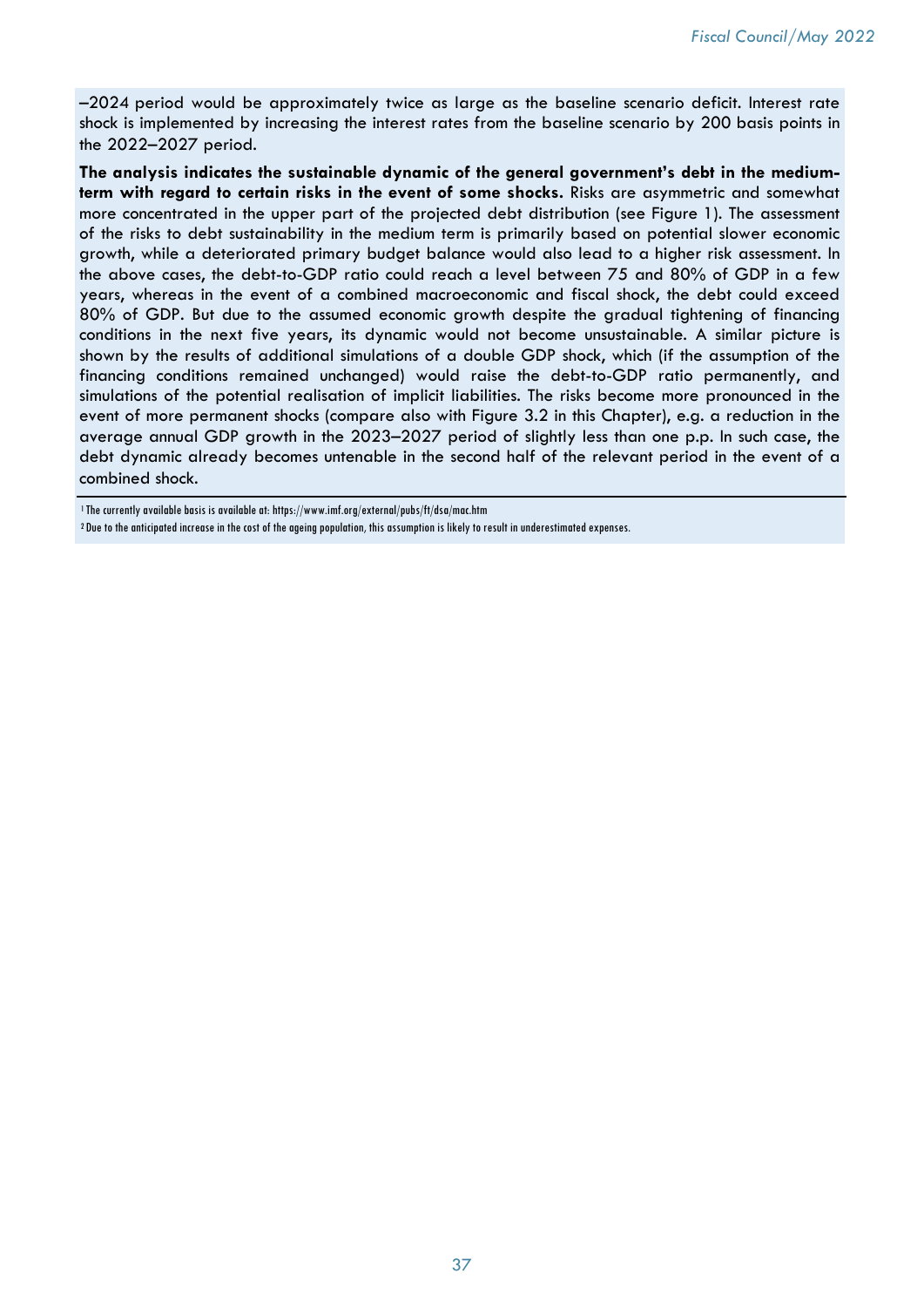–2024 period would be approximately twice as large as the baseline scenario deficit. Interest rate shock is implemented by increasing the interest rates from the baseline scenario by 200 basis points in the 2022–2027 period.

**The analysis indicates the sustainable dynamic of the general government's debt in the medium-term with regard to certain risks in the event of some shocks.** Risks are asymmetric and somewhat more concentrated in the upper part of the projected debt distribution (see Figure 1). The assessment of the risks to debt sustainability in the medium term is primarily based on potential slower economic growth, while a deteriorated primary budget balance would also lead to a higher risk assessment. In the above cases, the debt-to-GDP ratio could reach a level between 75 and 80% of GDP in a few years, whereas in the event of a combined macroeconomic and fiscal shock, the debt could exceed 80% of GDP. But due to the assumed economic growth despite the gradual tightening of financing conditions in the next five years, its dynamic would not become unsustainable. A similar picture is shown by the results of additional simulations of a double GDP shock, which (if the assumption of the financing conditions remained unchanged) would raise the debt-to-GDP ratio permanently, and simulations of the potential realisation of implicit liabilities. The risks become more pronounced in the event of more permanent shocks (compare also with Figure 3.2 in this Chapter), e.g. a reduction in the average annual GDP growth in the 2023–2027 period of slightly less than one p.p. In such case, the debt dynamic already becomes untenable in the second half of the relevant period in the event of a combined shock.

[1] The currently available basis is available at: https://www.imf.org/external/pubs/ft/dsa/mac.htm

[2] Due to the anticipated increase in the cost of the ageing population, this assumption is likely to result in underestimated expenses.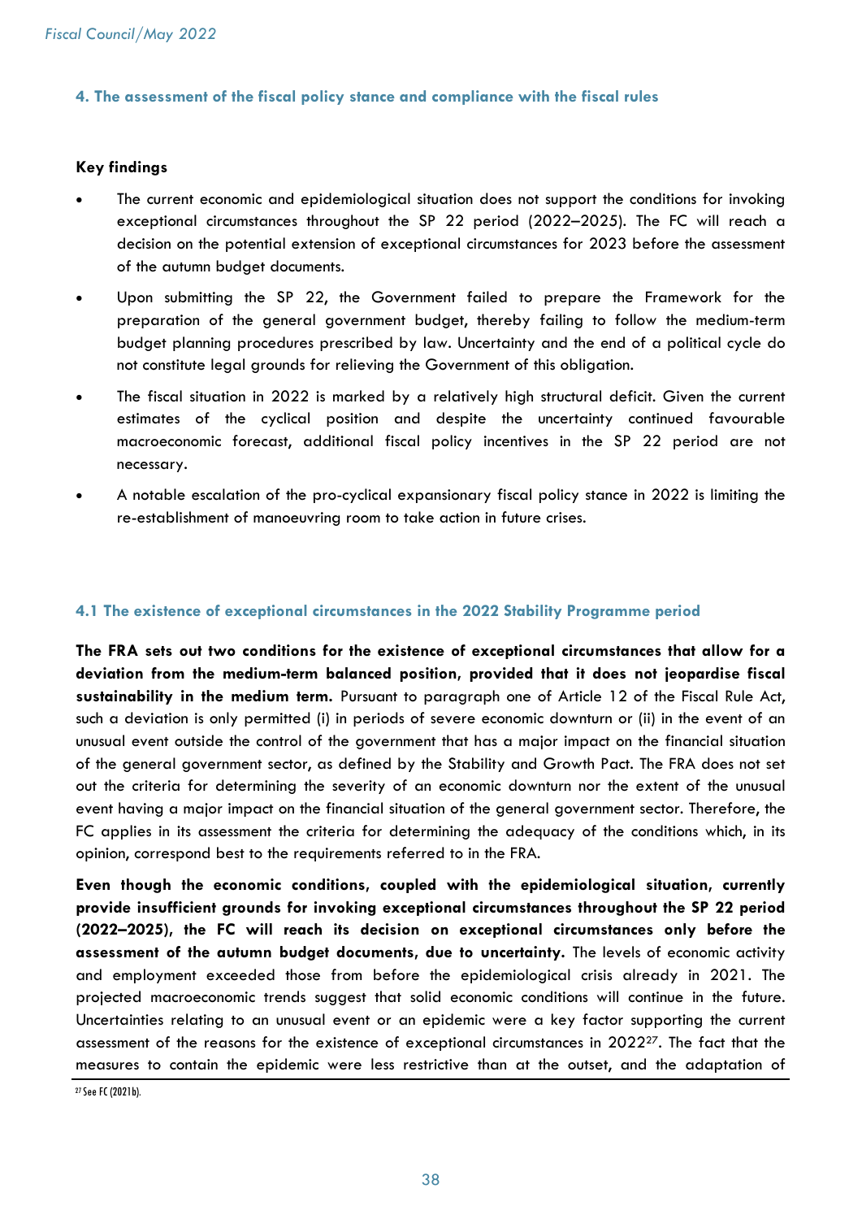## 4. The assessment of the fiscal policy stance and compliance with the fiscal rules

**Key findings**

- The current economic and epidemiological situation does not support the conditions for invoking exceptional circumstances throughout the SP 22 period (2022–2025). The FC will reach a decision on the potential extension of exceptional circumstances for 2023 before the assessment of the autumn budget documents.
- Upon submitting the SP 22, the Government failed to prepare the Framework for the preparation of the general government budget, thereby failing to follow the medium-term budget planning procedures prescribed by law. Uncertainty and the end of a political cycle do not constitute legal grounds for relieving the Government of this obligation.
- The fiscal situation in 2022 is marked by a relatively high structural deficit. Given the current estimates of the cyclical position and despite the uncertainty continued favourable macroeconomic forecast, additional fiscal policy incentives in the SP 22 period are not necessary.
- A notable escalation of the pro-cyclical expansionary fiscal policy stance in 2022 is limiting the re-establishment of manoeuvring room to take action in future crises.

### 4.1 The existence of exceptional circumstances in the 2022 Stability Programme period

**The FRA sets out two conditions for the existence of exceptional circumstances that allow for a deviation from the medium-term balanced position, provided that it does not jeopardise fiscal sustainability in the medium term.** Pursuant to paragraph one of Article 12 of the Fiscal Rule Act, such a deviation is only permitted (i) in periods of severe economic downturn or (ii) in the event of an unusual event outside the control of the government that has a major impact on the financial situation of the general government sector, as defined by the Stability and Growth Pact. The FRA does not set out the criteria for determining the severity of an economic downturn nor the extent of the unusual event having a major impact on the financial situation of the general government sector. Therefore, the FC applies in its assessment the criteria for determining the adequacy of the conditions which, in its opinion, correspond best to the requirements referred to in the FRA.

**Even though the economic conditions, coupled with the epidemiological situation, currently provide insufficient grounds for invoking exceptional circumstances throughout the SP 22 period (2022–2025), the FC will reach its decision on exceptional circumstances only before the assessment of the autumn budget documents, due to uncertainty.** The levels of economic activity and employment exceeded those from before the epidemiological crisis already in 2021. The projected macroeconomic trends suggest that solid economic conditions will continue in the future. Uncertainties relating to an unusual event or an epidemic were a key factor supporting the current assessment of the reasons for the existence of exceptional circumstances in 2022[27]. The fact that the measures to contain the epidemic were less restrictive than at the outset, and the adaptation of

[27] See FC (2021b).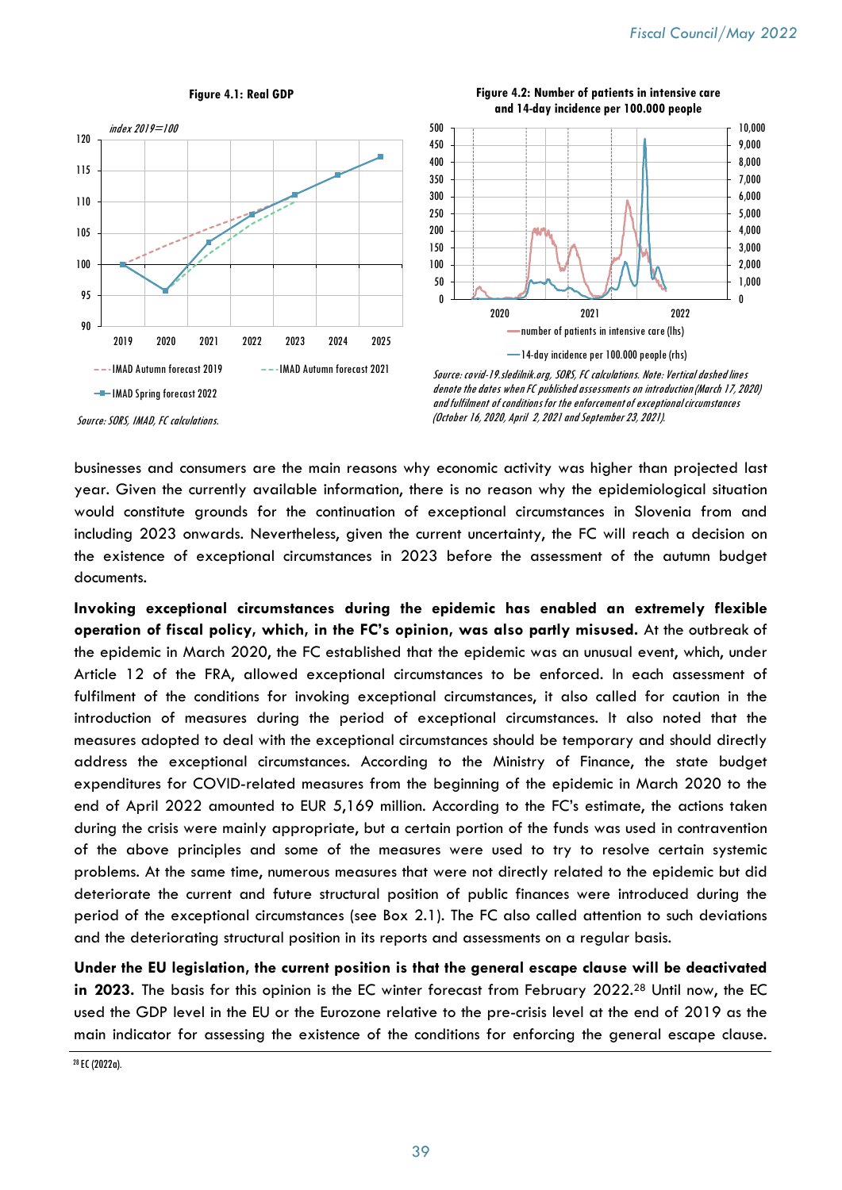**Figure 4.1: Real GDP**

*index 2019=100*

- - - IMAD Autumn forecast 2019 - - - IMAD Autumn forecast 2021 —■— IMAD Spring forecast 2022

*Source: SORS, IMAD, FC calculations.*

**Figure 4.2: Number of patients in intensive care and 14-day incidence per 100.000 people**

— number of patients in intensive care (lhs) — 14-day incidence per 100.000 people (rhs)

*Source: covid-19.sledilnik.org, SORS, FC calculations. Note: Vertical dashed lines denote the dates when FC published assessments on introduction (March 17, 2020) and fulfilment of conditions for the enforcement of exceptional circumstances (October 16, 2020, April 2, 2021 and September 23, 2021).*

businesses and consumers are the main reasons why economic activity was higher than projected last year. Given the currently available information, there is no reason why the epidemiological situation would constitute grounds for the continuation of exceptional circumstances in Slovenia from and including 2023 onwards. Nevertheless, given the current uncertainty, the FC will reach a decision on the existence of exceptional circumstances in 2023 before the assessment of the autumn budget documents.

**Invoking exceptional circumstances during the epidemic has enabled an extremely flexible operation of fiscal policy, which, in the FC's opinion, was also partly misused.** At the outbreak of the epidemic in March 2020, the FC established that the epidemic was an unusual event, which, under Article 12 of the FRA, allowed exceptional circumstances to be enforced. In each assessment of fulfilment of the conditions for invoking exceptional circumstances, it also called for caution in the introduction of measures during the period of exceptional circumstances. It also noted that the measures adopted to deal with the exceptional circumstances should be temporary and should directly address the exceptional circumstances. According to the Ministry of Finance, the state budget expenditures for COVID-related measures from the beginning of the epidemic in March 2020 to the end of April 2022 amounted to EUR 5,169 million. According to the FC's estimate, the actions taken during the crisis were mainly appropriate, but a certain portion of the funds was used in contravention of the above principles and some of the measures were used to try to resolve certain systemic problems. At the same time, numerous measures that were not directly related to the epidemic but did deteriorate the current and future structural position of public finances were introduced during the period of the exceptional circumstances (see Box 2.1). The FC also called attention to such deviations and the deteriorating structural position in its reports and assessments on a regular basis.

**Under the EU legislation, the current position is that the general escape clause will be deactivated in 2023.** The basis for this opinion is the EC winter forecast from February 2022.[28] Until now, the EC used the GDP level in the EU or the Eurozone relative to the pre-crisis level at the end of 2019 as the main indicator for assessing the existence of the conditions for enforcing the general escape clause.

[28] EC (2022a).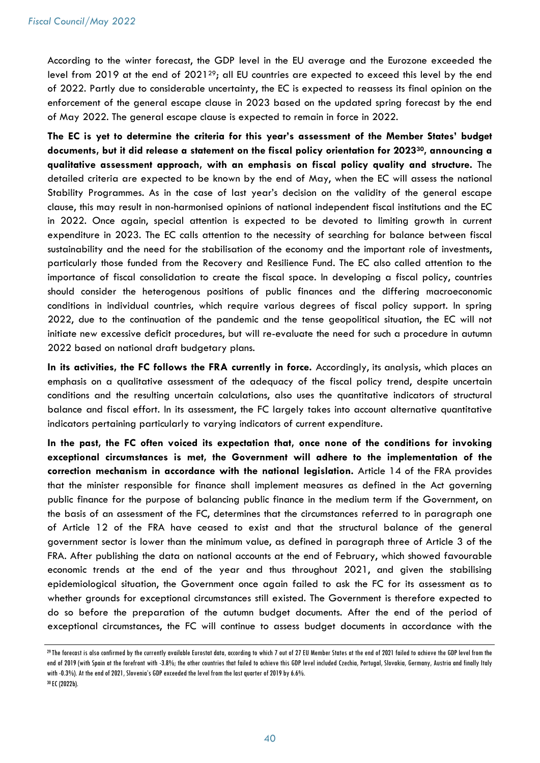According to the winter forecast, the GDP level in the EU average and the Eurozone exceeded the level from 2019 at the end of 2021[29]; all EU countries are expected to exceed this level by the end of 2022. Partly due to considerable uncertainty, the EC is expected to reassess its final opinion on the enforcement of the general escape clause in 2023 based on the updated spring forecast by the end of May 2022. The general escape clause is expected to remain in force in 2022.

**The EC is yet to determine the criteria for this year's assessment of the Member States' budget documents, but it did release a statement on the fiscal policy orientation for 2023[30], announcing a qualitative assessment approach, with an emphasis on fiscal policy quality and structure.** The detailed criteria are expected to be known by the end of May, when the EC will assess the national Stability Programmes. As in the case of last year's decision on the validity of the general escape clause, this may result in non-harmonised opinions of national independent fiscal institutions and the EC in 2022. Once again, special attention is expected to be devoted to limiting growth in current expenditure in 2023. The EC calls attention to the necessity of searching for balance between fiscal sustainability and the need for the stabilisation of the economy and the important role of investments, particularly those funded from the Recovery and Resilience Fund. The EC also called attention to the importance of fiscal consolidation to create the fiscal space. In developing a fiscal policy, countries should consider the heterogenous positions of public finances and the differing macroeconomic conditions in individual countries, which require various degrees of fiscal policy support. In spring 2022, due to the continuation of the pandemic and the tense geopolitical situation, the EC will not initiate new excessive deficit procedures, but will re-evaluate the need for such a procedure in autumn 2022 based on national draft budgetary plans.

**In its activities, the FC follows the FRA currently in force.** Accordingly, its analysis, which places an emphasis on a qualitative assessment of the adequacy of the fiscal policy trend, despite uncertain conditions and the resulting uncertain calculations, also uses the quantitative indicators of structural balance and fiscal effort. In its assessment, the FC largely takes into account alternative quantitative indicators pertaining particularly to varying indicators of current expenditure.

**In the past, the FC often voiced its expectation that, once none of the conditions for invoking exceptional circumstances is met, the Government will adhere to the implementation of the correction mechanism in accordance with the national legislation.** Article 14 of the FRA provides that the minister responsible for finance shall implement measures as defined in the Act governing public finance for the purpose of balancing public finance in the medium term if the Government, on the basis of an assessment of the FC, determines that the circumstances referred to in paragraph one of Article 12 of the FRA have ceased to exist and that the structural balance of the general government sector is lower than the minimum value, as defined in paragraph three of Article 3 of the FRA. After publishing the data on national accounts at the end of February, which showed favourable economic trends at the end of the year and thus throughout 2021, and given the stabilising epidemiological situation, the Government once again failed to ask the FC for its assessment as to whether grounds for exceptional circumstances still existed. The Government is therefore expected to do so before the preparation of the autumn budget documents. After the end of the period of exceptional circumstances, the FC will continue to assess budget documents in accordance with the

---

[29] The forecast is also confirmed by the currently available Eurostat data, according to which 7 out of 27 EU Member States at the end of 2021 failed to achieve the GDP level from the end of 2019 (with Spain at the forefront with -3.8%; the other countries that failed to achieve this GDP level included Czechia, Portugal, Slovakia, Germany, Austria and finally Italy with -0.3%). At the end of 2021, Slovenia's GDP exceeded the level from the last quarter of 2019 by 6.6%.

[30] EC (2022b).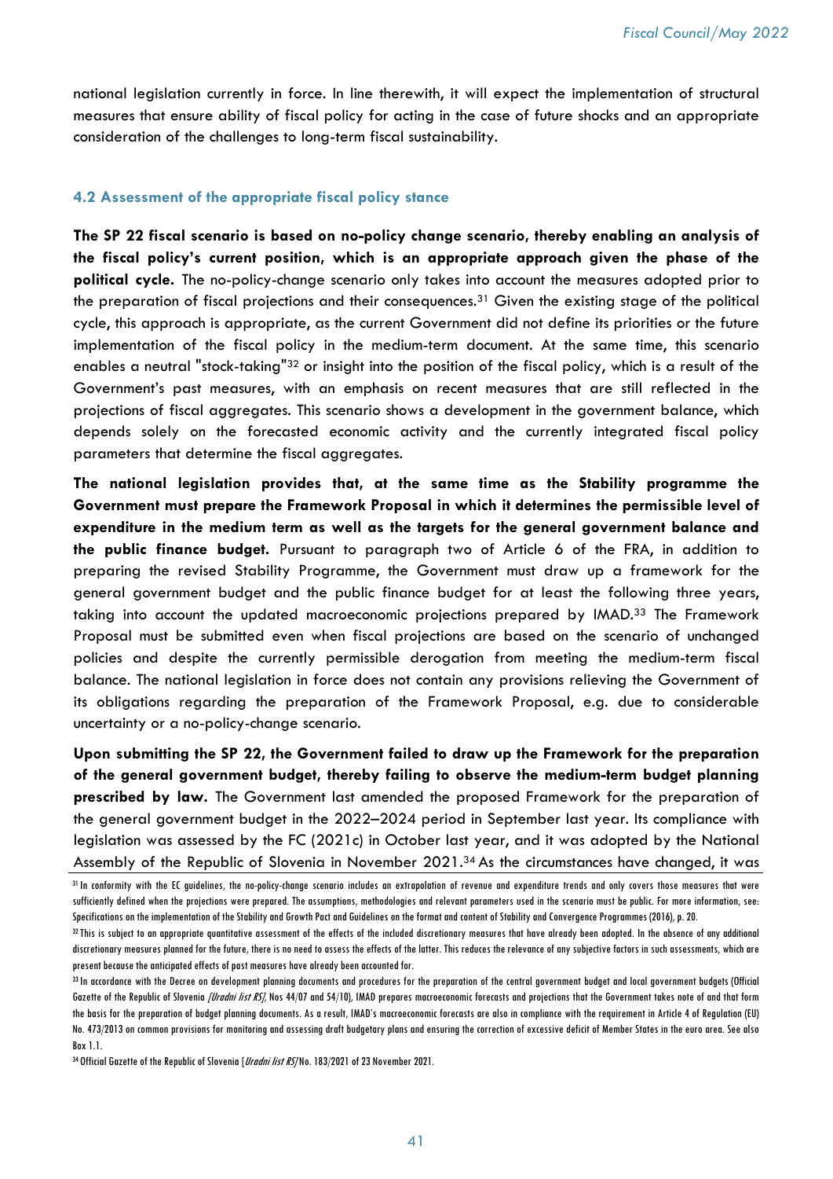national legislation currently in force. In line therewith, it will expect the implementation of structural measures that ensure ability of fiscal policy for acting in the case of future shocks and an appropriate consideration of the challenges to long-term fiscal sustainability.

### 4.2 Assessment of the appropriate fiscal policy stance

**The SP 22 fiscal scenario is based on no-policy change scenario, thereby enabling an analysis of the fiscal policy's current position, which is an appropriate approach given the phase of the political cycle.** The no-policy-change scenario only takes into account the measures adopted prior to the preparation of fiscal projections and their consequences.[31] Given the existing stage of the political cycle, this approach is appropriate, as the current Government did not define its priorities or the future implementation of the fiscal policy in the medium-term document. At the same time, this scenario enables a neutral "stock-taking"[32] or insight into the position of the fiscal policy, which is a result of the Government's past measures, with an emphasis on recent measures that are still reflected in the projections of fiscal aggregates. This scenario shows a development in the government balance, which depends solely on the forecasted economic activity and the currently integrated fiscal policy parameters that determine the fiscal aggregates.

**The national legislation provides that, at the same time as the Stability programme the Government must prepare the Framework Proposal in which it determines the permissible level of expenditure in the medium term as well as the targets for the general government balance and the public finance budget.** Pursuant to paragraph two of Article 6 of the FRA, in addition to preparing the revised Stability Programme, the Government must draw up a framework for the general government budget and the public finance budget for at least the following three years, taking into account the updated macroeconomic projections prepared by IMAD.[33] The Framework Proposal must be submitted even when fiscal projections are based on the scenario of unchanged policies and despite the currently permissible derogation from meeting the medium-term fiscal balance. The national legislation in force does not contain any provisions relieving the Government of its obligations regarding the preparation of the Framework Proposal, e.g. due to considerable uncertainty or a no-policy-change scenario.

**Upon submitting the SP 22, the Government failed to draw up the Framework for the preparation of the general government budget, thereby failing to observe the medium-term budget planning prescribed by law.** The Government last amended the proposed Framework for the preparation of the general government budget in the 2022–2024 period in September last year. Its compliance with legislation was assessed by the FC (2021c) in October last year, and it was adopted by the National Assembly of the Republic of Slovenia in November 2021.[34] As the circumstances have changed, it was

---

[31] In conformity with the EC guidelines, the no-policy-change scenario includes an extrapolation of revenue and expenditure trends and only covers those measures that were sufficiently defined when the projections were prepared. The assumptions, methodologies and relevant parameters used in the scenario must be public. For more information, see: Specifications on the implementation of the Stability and Growth Pact and Guidelines on the format and content of Stability and Convergence Programmes (2016), p. 20.

[32] This is subject to an appropriate quantitative assessment of the effects of the included discretionary measures that have already been adopted. In the absence of any additional discretionary measures planned for the future, there is no need to assess the effects of the latter. This reduces the relevance of any subjective factors in such assessments, which are present because the anticipated effects of past measures have already been accounted for.

[33] In accordance with the Decree on development planning documents and procedures for the preparation of the central government budget and local government budgets (Official Gazette of the Republic of Slovenia *[Uradni list RS]*, Nos 44/07 and 54/10), IMAD prepares macroeconomic forecasts and projections that the Government takes note of and that form the basis for the preparation of budget planning documents. As a result, IMAD's macroeconomic forecasts are also in compliance with the requirement in Article 4 of Regulation (EU) No. 473/2013 on common provisions for monitoring and assessing draft budgetary plans and ensuring the correction of excessive deficit of Member States in the euro area. See also Box 1.1.

[34] Official Gazette of the Republic of Slovenia [*Uradni list RS*] No. 183/2021 of 23 November 2021.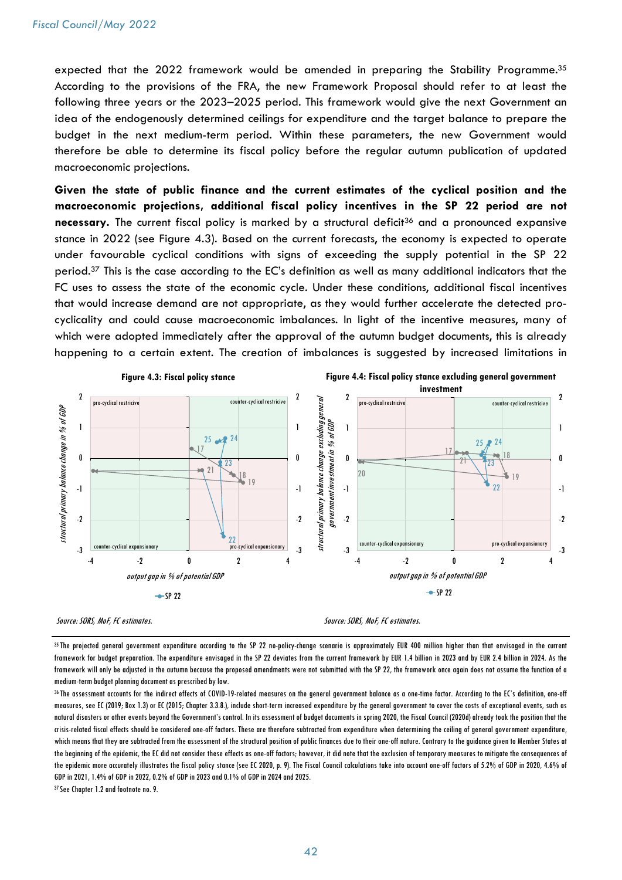expected that the 2022 framework would be amended in preparing the Stability Programme.[35] According to the provisions of the FRA, the new Framework Proposal should refer to at least the following three years or the 2023–2025 period. This framework would give the next Government an idea of the endogenously determined ceilings for expenditure and the target balance to prepare the budget in the next medium-term period. Within these parameters, the new Government would therefore be able to determine its fiscal policy before the regular autumn publication of updated macroeconomic projections.

**Given the state of public finance and the current estimates of the cyclical position and the macroeconomic projections, additional fiscal policy incentives in the SP 22 period are not necessary.** The current fiscal policy is marked by a structural deficit[36] and a pronounced expansive stance in 2022 (see Figure 4.3). Based on the current forecasts, the economy is expected to operate under favourable cyclical conditions with signs of exceeding the supply potential in the SP 22 period.[37] This is the case according to the EC's definition as well as many additional indicators that the FC uses to assess the state of the economic cycle. Under these conditions, additional fiscal incentives that would increase demand are not appropriate, as they would further accelerate the detected pro-cyclicality and could cause macroeconomic imbalances. In light of the incentive measures, many of which were adopted immediately after the approval of the autumn budget documents, this is already happening to a certain extent. The creation of imbalances is suggested by increased limitations in

**Figure 4.3: Fiscal policy stance**

*Source: SORS, MoF, FC estimates.*

**Figure 4.4: Fiscal policy stance excluding general government investment**

*Source: SORS, MoF, FC estimates.*

---

[35] The projected general government expenditure according to the SP 22 no-policy-change scenario is approximately EUR 400 million higher than that envisaged in the current framework for budget preparation. The expenditure envisaged in the SP 22 deviates from the current framework by EUR 1.4 billion in 2023 and by EUR 2.4 billion in 2024. As the framework will only be adjusted in the autumn because the proposed amendments were not submitted with the SP 22, the framework once again does not assume the function of a medium-term budget planning document as prescribed by law.

[36] The assessment accounts for the indirect effects of COVID-19-related measures on the general government balance as a one-time factor. According to the EC's definition, one-off measures, see EC (2019; Box 1.3) or EC (2015; Chapter 3.3.8.), include short-term increased expenditure by the general government to cover the costs of exceptional events, such as natural disasters or other events beyond the Government's control. In its assessment of budget documents in spring 2020, the Fiscal Council (2020d) already took the position that the crisis-related fiscal effects should be considered one-off factors. These are therefore subtracted from expenditure when determining the ceiling of general government expenditure, which means that they are subtracted from the assessment of the structural position of public finances due to their one-off nature. Contrary to the guidance given to Member States at the beginning of the epidemic, the EC did not consider these effects as one-off factors; however, it did note that the exclusion of temporary measures to mitigate the consequences of the epidemic more accurately illustrates the fiscal policy stance (see EC 2020, p. 9). The Fiscal Council calculations take into account one-off factors of 5.2% of GDP in 2020, 4.6% of GDP in 2021, 1.4% of GDP in 2022, 0.2% of GDP in 2023 and 0.1% of GDP in 2024 and 2025.

[37] See Chapter 1.2 and footnote no. 9.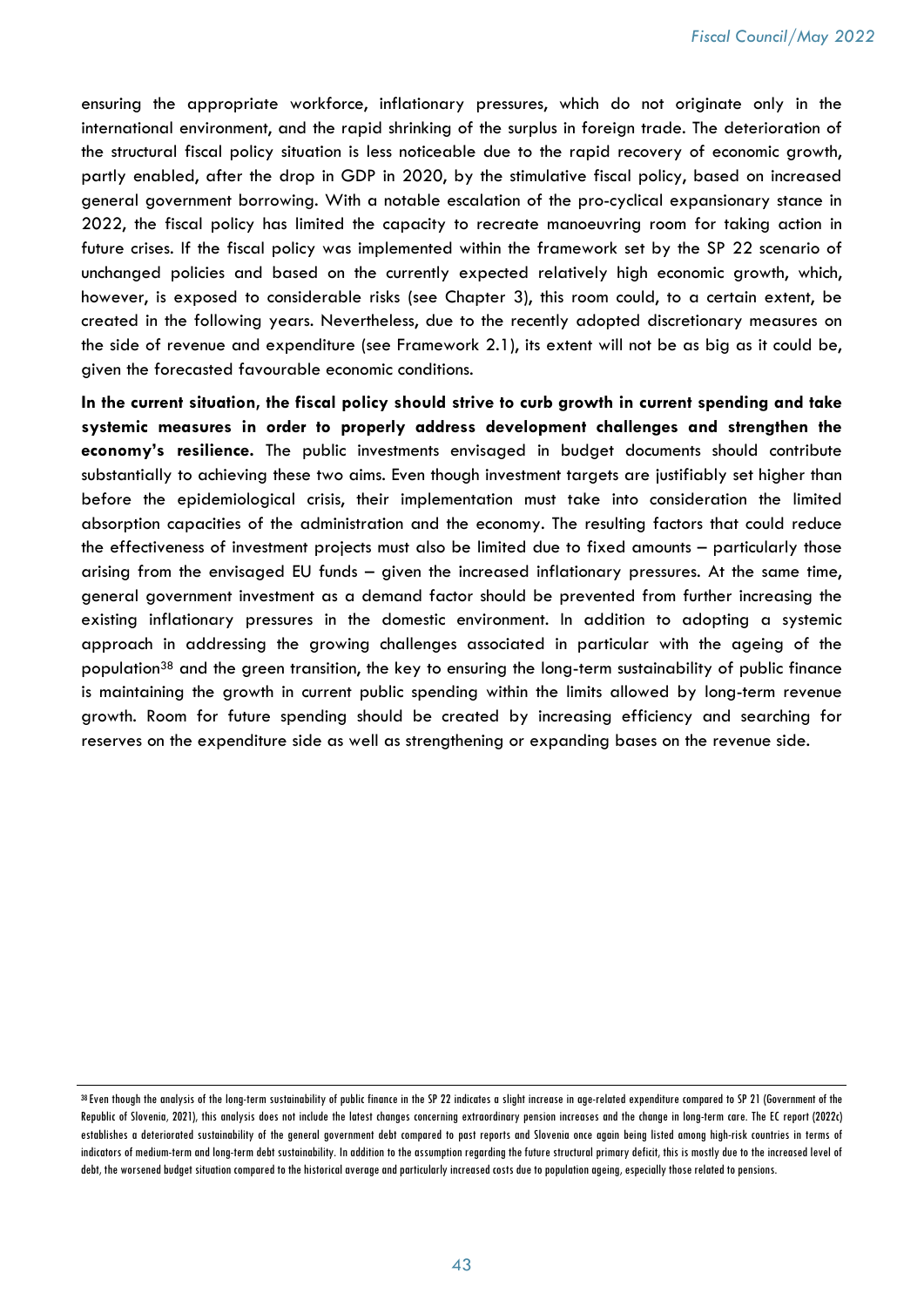ensuring the appropriate workforce, inflationary pressures, which do not originate only in the international environment, and the rapid shrinking of the surplus in foreign trade. The deterioration of the structural fiscal policy situation is less noticeable due to the rapid recovery of economic growth, partly enabled, after the drop in GDP in 2020, by the stimulative fiscal policy, based on increased general government borrowing. With a notable escalation of the pro-cyclical expansionary stance in 2022, the fiscal policy has limited the capacity to recreate manoeuvring room for taking action in future crises. If the fiscal policy was implemented within the framework set by the SP 22 scenario of unchanged policies and based on the currently expected relatively high economic growth, which, however, is exposed to considerable risks (see Chapter 3), this room could, to a certain extent, be created in the following years. Nevertheless, due to the recently adopted discretionary measures on the side of revenue and expenditure (see Framework 2.1), its extent will not be as big as it could be, given the forecasted favourable economic conditions.

**In the current situation, the fiscal policy should strive to curb growth in current spending and take systemic measures in order to properly address development challenges and strengthen the economy's resilience.** The public investments envisaged in budget documents should contribute substantially to achieving these two aims. Even though investment targets are justifiably set higher than before the epidemiological crisis, their implementation must take into consideration the limited absorption capacities of the administration and the economy. The resulting factors that could reduce the effectiveness of investment projects must also be limited due to fixed amounts – particularly those arising from the envisaged EU funds – given the increased inflationary pressures. At the same time, general government investment as a demand factor should be prevented from further increasing the existing inflationary pressures in the domestic environment. In addition to adopting a systemic approach in addressing the growing challenges associated in particular with the ageing of the population[38] and the green transition, the key to ensuring the long-term sustainability of public finance is maintaining the growth in current public spending within the limits allowed by long-term revenue growth. Room for future spending should be created by increasing efficiency and searching for reserves on the expenditure side as well as strengthening or expanding bases on the revenue side.

[38] Even though the analysis of the long-term sustainability of public finance in the SP 22 indicates a slight increase in age-related expenditure compared to SP 21 (Government of the Republic of Slovenia, 2021), this analysis does not include the latest changes concerning extraordinary pension increases and the change in long-term care. The EC report (2022c) establishes a deteriorated sustainability of the general government debt compared to past reports and Slovenia once again being listed among high-risk countries in terms of indicators of medium-term and long-term debt sustainability. In addition to the assumption regarding the future structural primary deficit, this is mostly due to the increased level of debt, the worsened budget situation compared to the historical average and particularly increased costs due to population ageing, especially those related to pensions.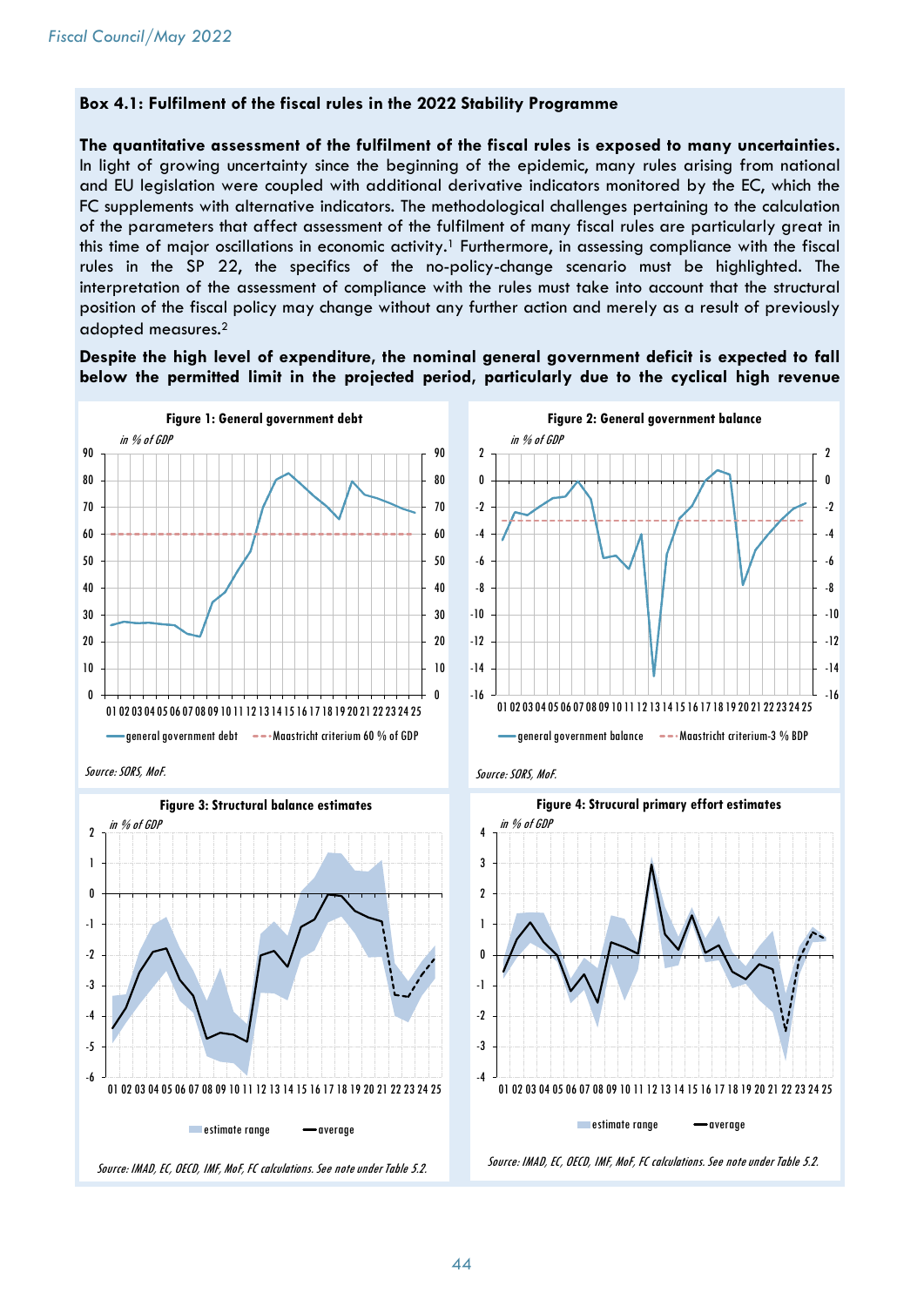## Box 4.1: Fulfilment of the fiscal rules in the 2022 Stability Programme

**The quantitative assessment of the fulfilment of the fiscal rules is exposed to many uncertainties.** In light of growing uncertainty since the beginning of the epidemic, many rules arising from national and EU legislation were coupled with additional derivative indicators monitored by the EC, which the FC supplements with alternative indicators. The methodological challenges pertaining to the calculation of the parameters that affect assessment of the fulfilment of many fiscal rules are particularly great in this time of major oscillations in economic activity.[1] Furthermore, in assessing compliance with the fiscal rules in the SP 22, the specifics of the no-policy-change scenario must be highlighted. The interpretation of the assessment of compliance with the rules must take into account that the structural position of the fiscal policy may change without any further action and merely as a result of previously adopted measures.[2]

**Despite the high level of expenditure, the nominal general government deficit is expected to fall below the permitted limit in the projected period, particularly due to the cyclical high revenue**

**Figure 1: General government debt**

*in % of GDP*

general government debt; Maastricht criterium 60 % of GDP

*Source: SORS, MoF.*

**Figure 2: General government balance**

*in % of GDP*

general government balance; Maastricht criterium-3 % BDP

*Source: SORS, MoF.*

**Figure 3: Structural balance estimates**

*in % of GDP*

estimate range; average

*Source: IMAD, EC, OECD, IMF, MoF, FC calculations. See note under Table 5.2.*

**Figure 4: Strucural primary effort estimates**

*in % of GDP*

estimate range; average

*Source: IMAD, EC, OECD, IMF, MoF, FC calculations. See note under Table 5.2.*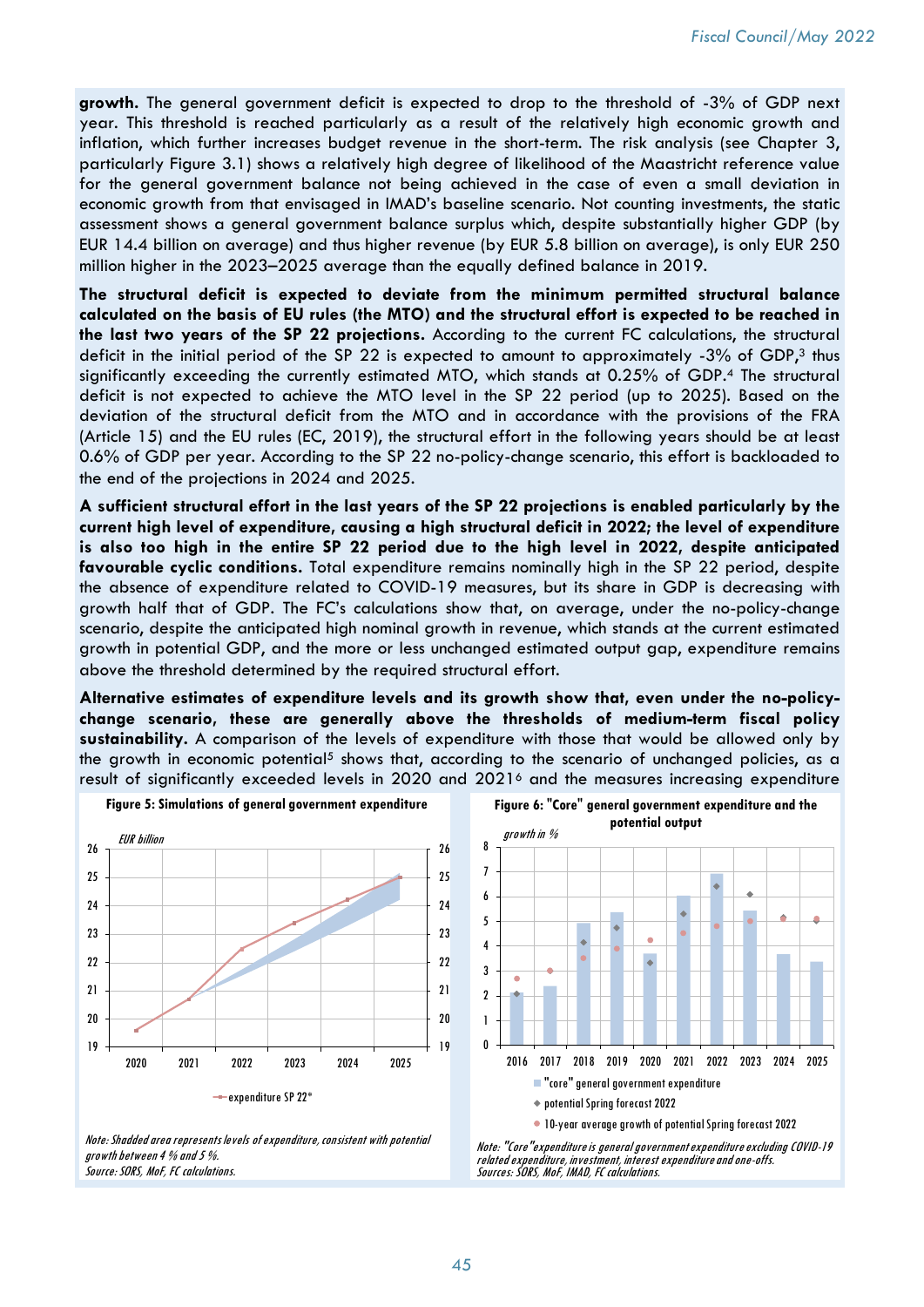**growth.** The general government deficit is expected to drop to the threshold of -3% of GDP next year. This threshold is reached particularly as a result of the relatively high economic growth and inflation, which further increases budget revenue in the short-term. The risk analysis (see Chapter 3, particularly Figure 3.1) shows a relatively high degree of likelihood of the Maastricht reference value for the general government balance not being achieved in the case of even a small deviation in economic growth from that envisaged in IMAD's baseline scenario. Not counting investments, the static assessment shows a general government balance surplus which, despite substantially higher GDP (by EUR 14.4 billion on average) and thus higher revenue (by EUR 5.8 billion on average), is only EUR 250 million higher in the 2023–2025 average than the equally defined balance in 2019.

**The structural deficit is expected to deviate from the minimum permitted structural balance calculated on the basis of EU rules (the MTO) and the structural effort is expected to be reached in the last two years of the SP 22 projections.** According to the current FC calculations, the structural deficit in the initial period of the SP 22 is expected to amount to approximately -3% of GDP,[3] thus significantly exceeding the currently estimated MTO, which stands at 0.25% of GDP.[4] The structural deficit is not expected to achieve the MTO level in the SP 22 period (up to 2025). Based on the deviation of the structural deficit from the MTO and in accordance with the provisions of the FRA (Article 15) and the EU rules (EC, 2019), the structural effort in the following years should be at least 0.6% of GDP per year. According to the SP 22 no-policy-change scenario, this effort is backloaded to the end of the projections in 2024 and 2025.

**A sufficient structural effort in the last years of the SP 22 projections is enabled particularly by the current high level of expenditure, causing a high structural deficit in 2022; the level of expenditure is also too high in the entire SP 22 period due to the high level in 2022, despite anticipated favourable cyclic conditions.** Total expenditure remains nominally high in the SP 22 period, despite the absence of expenditure related to COVID-19 measures, but its share in GDP is decreasing with growth half that of GDP. The FC's calculations show that, on average, under the no-policy-change scenario, despite the anticipated high nominal growth in revenue, which stands at the current estimated growth in potential GDP, and the more or less unchanged estimated output gap, expenditure remains above the threshold determined by the required structural effort.

**Alternative estimates of expenditure levels and its growth show that, even under the no-policy-change scenario, these are generally above the thresholds of medium-term fiscal policy sustainability.** A comparison of the levels of expenditure with those that would be allowed only by the growth in economic potential[5] shows that, according to the scenario of unchanged policies, as a result of significantly exceeded levels in 2020 and 2021[6] and the measures increasing expenditure

**Figure 5: Simulations of general government expenditure**

*Note: Shaded area represents levels of expenditure, consistent with potential growth between 4 % and 5 %.*
*Source: SORS, MoF, FC calculations.*

**Figure 6: "Core" general government expenditure and the potential output**

*Note: "Core"expenditure is general government expenditure excluding COVID-19 related expenditure, investment, interest expenditure and one-offs.*
*Sources: SORS, MoF, IMAD, FC calculations.*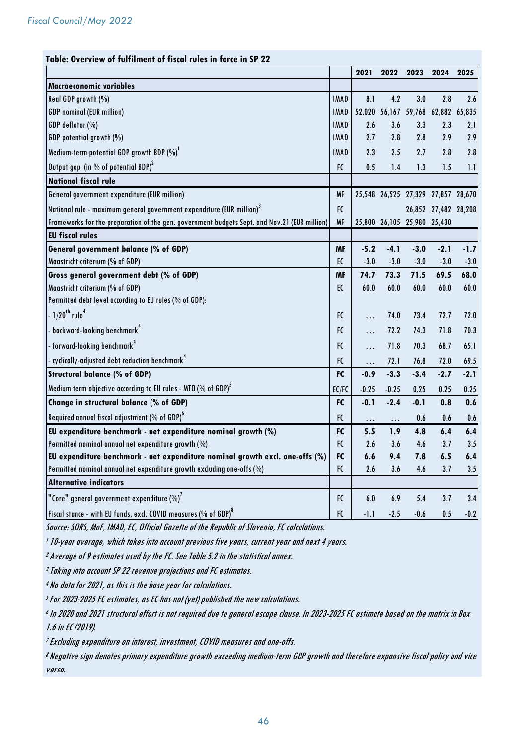**Table: Overview of fulfilment of fiscal rules in force in SP 22**

| | | 2021 | 2022 | 2023 | 2024 | 2025 |
|---|---|---|---|---|---|---|
| **Macroeconomic variables** | | | | | | |
| Real GDP growth (%) | IMAD | 8.1 | 4.2 | 3.0 | 2.8 | 2.6 |
| GDP nominal (EUR million) | IMAD | 52,020 | 56,167 | 59,768 | 62,882 | 65,835 |
| GDP deflator (%) | IMAD | 2.6 | 3.6 | 3.3 | 2.3 | 2.1 |
| GDP potential growth (%) | IMAD | 2.7 | 2.8 | 2.8 | 2.9 | 2.9 |
| Medium-term potential GDP growth BDP (%)[1] | IMAD | 2.3 | 2.5 | 2.7 | 2.8 | 2.8 |
| Output gap (in % of potential BDP)[2] | FC | 0.5 | 1.4 | 1.3 | 1.5 | 1.1 |
| **National fiscal rule** | | | | | | |
| General government expenditure (EUR million) | MF | 25,548 | 26,525 | 27,329 | 27,857 | 28,670 |
| National rule - maximum general government expenditure (EUR million)[3] | FC | | | 26,852 | 27,482 | 28,208 |
| Frameworks for the preparation of the gen. government budgets Sept. and Nov.21 (EUR million) | MF | 25,800 | 26,105 | 25,980 | 25,430 | |
| **EU fiscal rules** | | | | | | |
| **General government balance (% of GDP)** | **MF** | **-5.2** | **-4.1** | **-3.0** | **-2.1** | **-1.7** |
| Maastricht criterium (% of GDP) | EC | -3.0 | -3.0 | -3.0 | -3.0 | -3.0 |
| **Gross general government debt (% of GDP)** | **MF** | **74.7** | **73.3** | **71.5** | **69.5** | **68.0** |
| Maastricht criterium (% of GDP) | EC | 60.0 | 60.0 | 60.0 | 60.0 | 60.0 |
| Permitted debt level according to EU rules (% of GDP): | | | | | | |
| - 1/20th rule[4] | FC | ... | 74.0 | 73.4 | 72.7 | 72.0 |
| - backward-looking benchmark[4] | FC | ... | 72.2 | 74.3 | 71.8 | 70.3 |
| - forward-looking benchmark[4] | FC | ... | 71.8 | 70.3 | 68.7 | 65.1 |
| - cyclically-adjusted debt reduction benchmark[4] | FC | ... | 72.1 | 76.8 | 72.0 | 69.5 |
| **Structural balance (% of GDP)** | **FC** | **-0.9** | **-3.3** | **-3.4** | **-2.7** | **-2.1** |
| Medium term objective according to EU rules - MTO (% of GDP)[5] | EC/FC | -0.25 | -0.25 | 0.25 | 0.25 | 0.25 |
| **Change in structural balance (% of GDP)** | **FC** | **-0.1** | **-2.4** | **-0.1** | **0.8** | **0.6** |
| Required annual fiscal adjustment (% of GDP)[6] | FC | ... | ... | 0.6 | 0.6 | 0.6 |
| **EU expenditure benchmark - net expenditure nominal growth (%)** | **FC** | **5.5** | **1.9** | **4.8** | **6.4** | **6.4** |
| Permitted nominal annual net expenditure growth (%) | FC | 2.6 | 3.6 | 4.6 | 3.7 | 3.5 |
| **EU expenditure benchmark - net expenditure nominal growth excl. one-offs (%)** | **FC** | **6.6** | **9.4** | **7.8** | **6.5** | **6.4** |
| Permitted nominal annual net expenditure growth excluding one-offs (%) | FC | 2.6 | 3.6 | 4.6 | 3.7 | 3.5 |
| **Alternative indicators** | | | | | | |
| "Core" general government expenditure (%)[7] | FC | 6.0 | 6.9 | 5.4 | 3.7 | 3.4 |
| Fiscal stance - with EU funds, excl. COVID measures (% of GDP)[8] | FC | -1.1 | -2.5 | -0.6 | 0.5 | -0.2 |

*Source: SORS, MoF, IMAD, EC, Official Gazette of the Republic of Slovenia, FC calculations.*

*[1] 10-year average, which takes into account previous five years, current year and next 4 years.*

*[2] Average of 9 estimates used by the FC. See Table 5.2 in the statistical annex.*

*[3] Taking into account SP 22 revenue projections and FC estimates.*

*[4] No data for 2021, as this is the base year for calculations.*

*[5] For 2023-2025 FC estimates, as EC has not (yet) published the new calculations.*

*[6] In 2020 and 2021 structural effort is not required due to general escape clause. In 2023-2025 FC estimate based on the matrix in Box 1.6 in EC (2019).*

*[7] Excluding expenditure on interest, investment, COVID measures and one-offs.*

*[8] Negative sign denotes primary expenditure growth exceeding medium-term GDP growth and therefore expansive fiscal policy and vice versa.*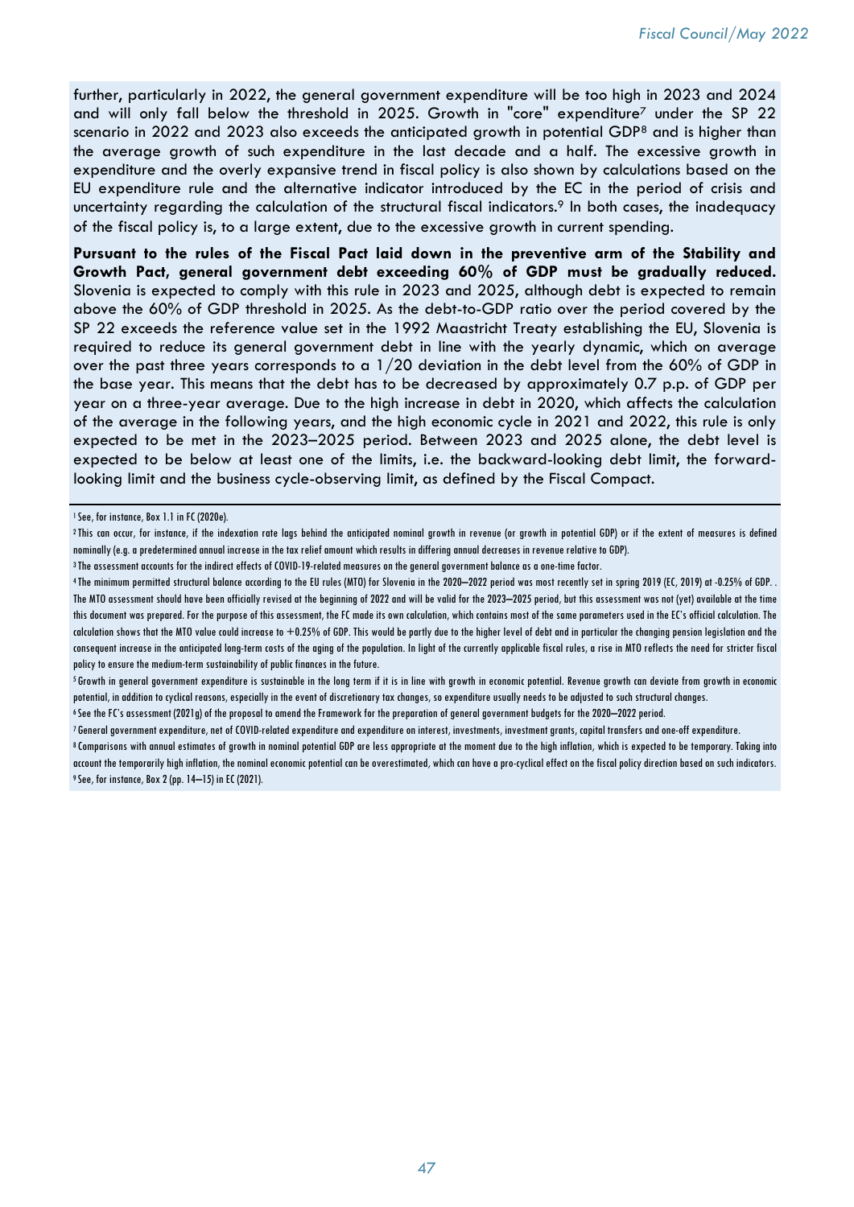further, particularly in 2022, the general government expenditure will be too high in 2023 and 2024 and will only fall below the threshold in 2025. Growth in "core" expenditure[7] under the SP 22 scenario in 2022 and 2023 also exceeds the anticipated growth in potential GDP[8] and is higher than the average growth of such expenditure in the last decade and a half. The excessive growth in expenditure and the overly expansive trend in fiscal policy is also shown by calculations based on the EU expenditure rule and the alternative indicator introduced by the EC in the period of crisis and uncertainty regarding the calculation of the structural fiscal indicators.[9] In both cases, the inadequacy of the fiscal policy is, to a large extent, due to the excessive growth in current spending.

**Pursuant to the rules of the Fiscal Pact laid down in the preventive arm of the Stability and Growth Pact, general government debt exceeding 60% of GDP must be gradually reduced.** Slovenia is expected to comply with this rule in 2023 and 2025, although debt is expected to remain above the 60% of GDP threshold in 2025. As the debt-to-GDP ratio over the period covered by the SP 22 exceeds the reference value set in the 1992 Maastricht Treaty establishing the EU, Slovenia is required to reduce its general government debt in line with the yearly dynamic, which on average over the past three years corresponds to a 1/20 deviation in the debt level from the 60% of GDP in the base year. This means that the debt has to be decreased by approximately 0.7 p.p. of GDP per year on a three-year average. Due to the high increase in debt in 2020, which affects the calculation of the average in the following years, and the high economic cycle in 2021 and 2022, this rule is only expected to be met in the 2023–2025 period. Between 2023 and 2025 alone, the debt level is expected to be below at least one of the limits, i.e. the backward-looking debt limit, the forward-looking limit and the business cycle-observing limit, as defined by the Fiscal Compact.

---

[1] See, for instance, Box 1.1 in FC (2020e).

[2] This can occur, for instance, if the indexation rate lags behind the anticipated nominal growth in revenue (or growth in potential GDP) or if the extent of measures is defined nominally (e.g. a predetermined annual increase in the tax relief amount which results in differing annual decreases in revenue relative to GDP).

[3] The assessment accounts for the indirect effects of COVID-19-related measures on the general government balance as a one-time factor.

[4] The minimum permitted structural balance according to the EU rules (MTO) for Slovenia in the 2020–2022 period was most recently set in spring 2019 (EC, 2019) at -0.25% of GDP. . The MTO assessment should have been officially revised at the beginning of 2022 and will be valid for the 2023–2025 period, but this assessment was not (yet) available at the time this document was prepared. For the purpose of this assessment, the FC made its own calculation, which contains most of the same parameters used in the EC's official calculation. The calculation shows that the MTO value could increase to +0.25% of GDP. This would be partly due to the higher level of debt and in particular the changing pension legislation and the consequent increase in the anticipated long-term costs of the aging of the population. In light of the currently applicable fiscal rules, a rise in MTO reflects the need for stricter fiscal policy to ensure the medium-term sustainability of public finances in the future.

[5] Growth in general government expenditure is sustainable in the long term if it is in line with growth in economic potential. Revenue growth can deviate from growth in economic potential, in addition to cyclical reasons, especially in the event of discretionary tax changes, so expenditure usually needs to be adjusted to such structural changes.

[6] See the FC's assessment (2021g) of the proposal to amend the Framework for the preparation of general government budgets for the 2020–2022 period.

[7] General government expenditure, net of COVID-related expenditure and expenditure on interest, investments, investment grants, capital transfers and one-off expenditure.

[8] Comparisons with annual estimates of growth in nominal potential GDP are less appropriate at the moment due to the high inflation, which is expected to be temporary. Taking into account the temporarily high inflation, the nominal economic potential can be overestimated, which can have a pro-cyclical effect on the fiscal policy direction based on such indicators.

[9] See, for instance, Box 2 (pp. 14–15) in EC (2021).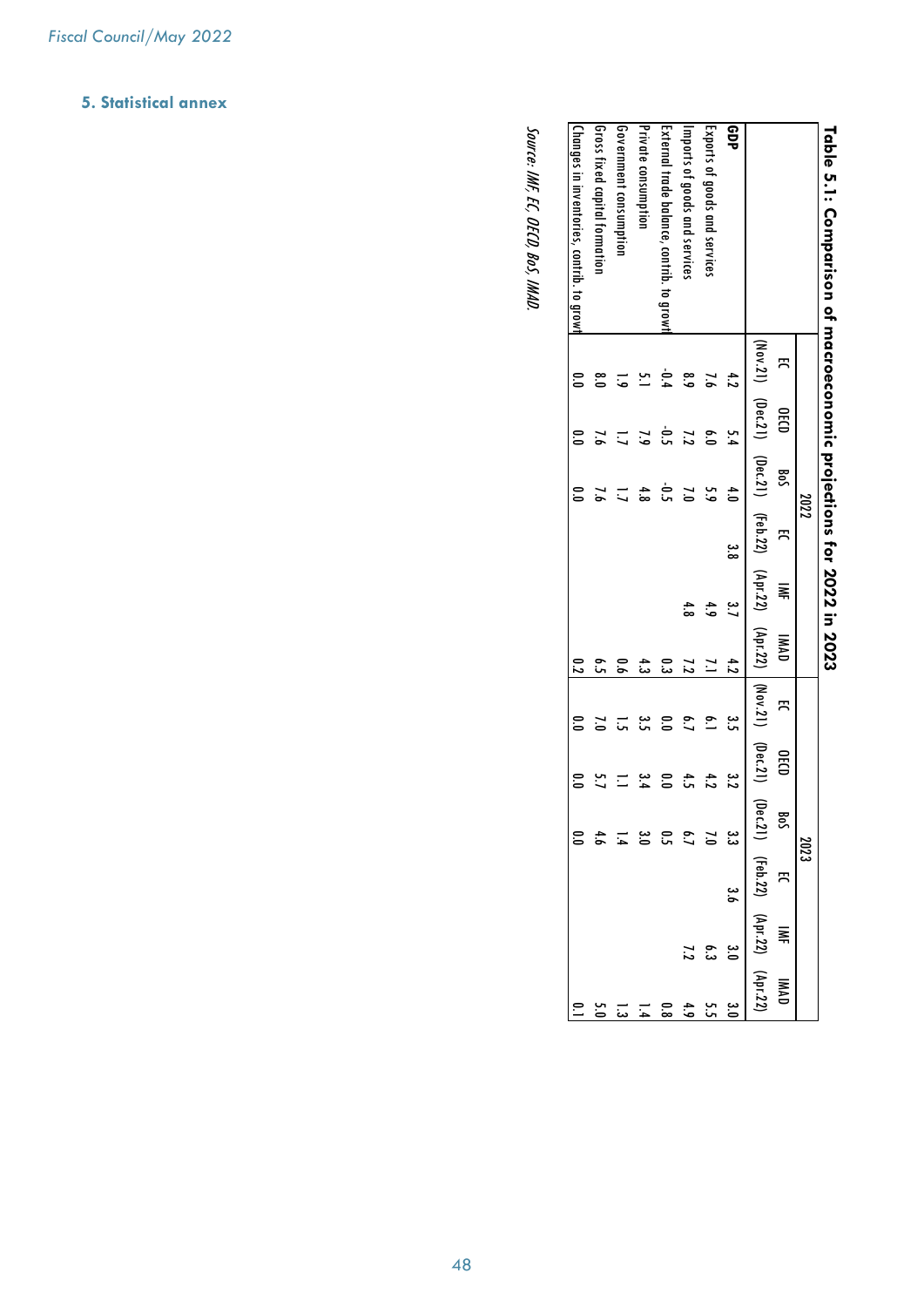## 5. Statistical annex

**Table 5.1: Comparison of macroeconomic projections for 2022 in 2023**

| | 2022 | | | | | | 2023 | | | | | |
|---|---|---|---|---|---|---|---|---|---|---|---|---|
| | EC (Nov.21) | OECD (Dec.21) | BoS (Dec.21) | EC (Feb.22) | IMF (Apr.22) | IMAD (Apr.22) | EC (Nov.21) | OECD (Dec.21) | BoS (Dec.21) | EC (Feb.22) | IMF (Apr.22) | IMAD (Apr.22) |
| **GDP** | 4.2 | 5.4 | 4.0 | 3.8 | 3.7 | 4.2 | 3.5 | 3.2 | 3.3 | 3.6 | 3.0 | 3.0 |
| Exports of goods and services | 7.6 | 6.0 | 5.9 | | 4.9 | 7.1 | 6.1 | 4.2 | 7.0 | | 6.3 | 5.5 |
| Imports of goods and services | 8.9 | 7.2 | 7.0 | | 4.8 | 7.2 | 6.7 | 4.5 | 6.7 | | 7.2 | 4.9 |
| External trade balance, contrib. to growth | -0.4 | -0.5 | -0.5 | | | 0.3 | 0.0 | 0.0 | 0.5 | | | 0.8 |
| Private consumption | 5.1 | 7.9 | 4.8 | | | 4.3 | 3.5 | 3.4 | 3.0 | | | 1.4 |
| Government consumption | 1.9 | 1.7 | 1.7 | | | 0.6 | 1.5 | 1.1 | 1.4 | | | 1.3 |
| Gross fixed capital formation | 8.0 | 7.6 | 7.6 | | | 6.5 | 7.0 | 5.7 | 4.6 | | | 5.0 |
| Changes in inventories, contrib. to growth | 0.0 | 0.0 | 0.0 | | | 0.2 | 0.0 | 0.0 | 0.0 | | | 0.1 |

*Source: IMF, EC, OECD, BoS, IMAD.*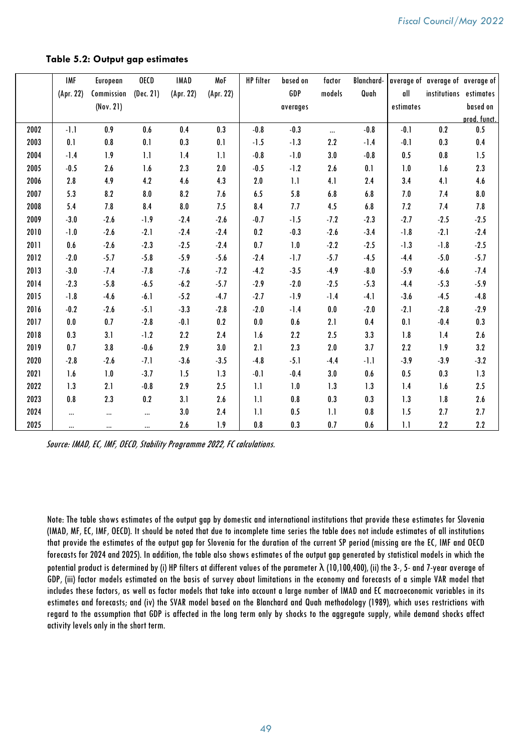**Table 5.2: Output gap estimates**

| | IMF (Apr. 22) | European Commission (Nov. 21) | OECD (Dec. 21) | IMAD (Apr. 22) | MoF (Apr. 22) | HP filter | based on GDP averages | factor models | Blanchard-Quah | average of all estimates | average of institutions | average of estimates based on prod. funct. |
|---|---|---|---|---|---|---|---|---|---|---|---|---|
| 2002 | -1.1 | 0.9 | 0.6 | 0.4 | 0.3 | -0.8 | -0.3 | ... | -0.8 | -0.1 | 0.2 | 0.5 |
| 2003 | 0.1 | 0.8 | 0.1 | 0.3 | 0.1 | -1.5 | -1.3 | 2.2 | -1.4 | -0.1 | 0.3 | 0.4 |
| 2004 | -1.4 | 1.9 | 1.1 | 1.4 | 1.1 | -0.8 | -1.0 | 3.0 | -0.8 | 0.5 | 0.8 | 1.5 |
| 2005 | -0.5 | 2.6 | 1.6 | 2.3 | 2.0 | -0.5 | -1.2 | 2.6 | 0.1 | 1.0 | 1.6 | 2.3 |
| 2006 | 2.8 | 4.9 | 4.2 | 4.6 | 4.3 | 2.0 | 1.1 | 4.1 | 2.4 | 3.4 | 4.1 | 4.6 |
| 2007 | 5.3 | 8.2 | 8.0 | 8.2 | 7.6 | 6.5 | 5.8 | 6.8 | 6.8 | 7.0 | 7.4 | 8.0 |
| 2008 | 5.4 | 7.8 | 8.4 | 8.0 | 7.5 | 8.4 | 7.7 | 4.5 | 6.8 | 7.2 | 7.4 | 7.8 |
| 2009 | -3.0 | -2.6 | -1.9 | -2.4 | -2.6 | -0.7 | -1.5 | -7.2 | -2.3 | -2.7 | -2.5 | -2.5 |
| 2010 | -1.0 | -2.6 | -2.1 | -2.4 | -2.4 | 0.2 | -0.3 | -2.6 | -3.4 | -1.8 | -2.1 | -2.4 |
| 2011 | 0.6 | -2.6 | -2.3 | -2.5 | -2.4 | 0.7 | 1.0 | -2.2 | -2.5 | -1.3 | -1.8 | -2.5 |
| 2012 | -2.0 | -5.7 | -5.8 | -5.9 | -5.6 | -2.4 | -1.7 | -5.7 | -4.5 | -4.4 | -5.0 | -5.7 |
| 2013 | -3.0 | -7.4 | -7.8 | -7.6 | -7.2 | -4.2 | -3.5 | -4.9 | -8.0 | -5.9 | -6.6 | -7.4 |
| 2014 | -2.3 | -5.8 | -6.5 | -6.2 | -5.7 | -2.9 | -2.0 | -2.5 | -5.3 | -4.4 | -5.3 | -5.9 |
| 2015 | -1.8 | -4.6 | -6.1 | -5.2 | -4.7 | -2.7 | -1.9 | -1.4 | -4.1 | -3.6 | -4.5 | -4.8 |
| 2016 | -0.2 | -2.6 | -5.1 | -3.3 | -2.8 | -2.0 | -1.4 | 0.0 | -2.0 | -2.1 | -2.8 | -2.9 |
| 2017 | 0.0 | 0.7 | -2.8 | -0.1 | 0.2 | 0.0 | 0.6 | 2.1 | 0.4 | 0.1 | -0.4 | 0.3 |
| 2018 | 0.3 | 3.1 | -1.2 | 2.2 | 2.4 | 1.6 | 2.2 | 2.5 | 3.3 | 1.8 | 1.4 | 2.6 |
| 2019 | 0.7 | 3.8 | -0.6 | 2.9 | 3.0 | 2.1 | 2.3 | 2.0 | 3.7 | 2.2 | 1.9 | 3.2 |
| 2020 | -2.8 | -2.6 | -7.1 | -3.6 | -3.5 | -4.8 | -5.1 | -4.4 | -1.1 | -3.9 | -3.9 | -3.2 |
| 2021 | 1.6 | 1.0 | -3.7 | 1.5 | 1.3 | -0.1 | -0.4 | 3.0 | 0.6 | 0.5 | 0.3 | 1.3 |
| 2022 | 1.3 | 2.1 | -0.8 | 2.9 | 2.5 | 1.1 | 1.0 | 1.3 | 1.3 | 1.4 | 1.6 | 2.5 |
| 2023 | 0.8 | 2.3 | 0.2 | 3.1 | 2.6 | 1.1 | 0.8 | 0.3 | 0.3 | 1.3 | 1.8 | 2.6 |
| 2024 | ... | ... | ... | 3.0 | 2.4 | 1.1 | 0.5 | 1.1 | 0.8 | 1.5 | 2.7 | 2.7 |
| 2025 | ... | ... | ... | 2.6 | 1.9 | 0.8 | 0.3 | 0.7 | 0.6 | 1.1 | 2.2 | 2.2 |

*Source: IMAD, EC, IMF, OECD, Stability Programme 2022, FC calculations.*

Note: The table shows estimates of the output gap by domestic and international institutions that provide these estimates for Slovenia (IMAD, MF, EC, IMF, OECD). It should be noted that due to incomplete time series the table does not include estimates of all institutions that provide the estimates of the output gap for Slovenia for the duration of the current SP period (missing are the EC, IMF and OECD forecasts for 2024 and 2025). In addition, the table also shows estimates of the output gap generated by statistical models in which the potential product is determined by (i) HP filters at different values of the parameter $\lambda$ (10,100,400), (ii) the 3-, 5- and 7-year average of GDP, (iii) factor models estimated on the basis of survey about limitations in the economy and forecasts of a simple VAR model that includes these factors, as well as factor models that take into account a large number of IMAD and EC macroeconomic variables in its estimates and forecasts; and (iv) the SVAR model based on the Blanchard and Quah methodology (1989), which uses restrictions with regard to the assumption that GDP is affected in the long term only by shocks to the aggregate supply, while demand shocks affect activity levels only in the short term.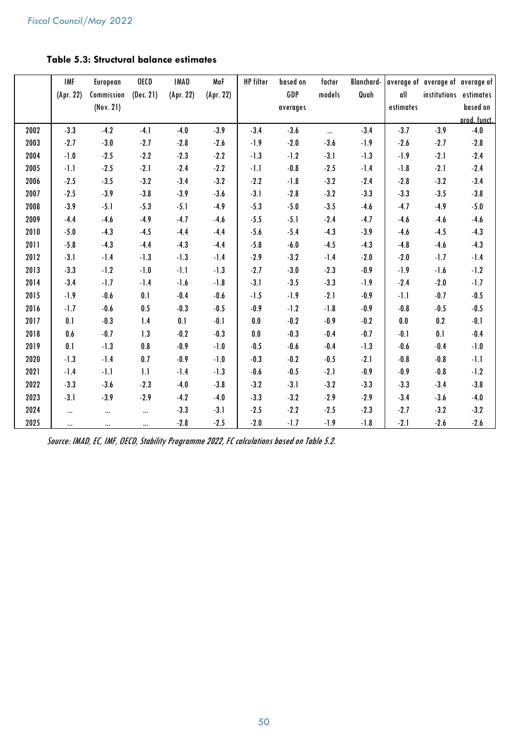**Table 5.3: Structural balance estimates**

| | IMF (Apr. 22) | European Commission (Nov. 21) | OECD (Dec. 21) | IMAD (Apr. 22) | MoF (Apr. 22) | HP filter | based on GDP averages | factor models | Blanchard-Quah | average of all estimates | average of institutions | average of estimates based on prod. funct. |
|---|---|---|---|---|---|---|---|---|---|---|---|---|
| 2002 | -3.3 | -4.2 | -4.1 | -4.0 | -3.9 | -3.4 | -3.6 | ... | -3.4 | -3.7 | -3.9 | -4.0 |
| 2003 | -2.7 | -3.0 | -2.7 | -2.8 | -2.6 | -1.9 | -2.0 | -3.6 | -1.9 | -2.6 | -2.7 | -2.8 |
| 2004 | -1.0 | -2.5 | -2.2 | -2.3 | -2.2 | -1.3 | -1.2 | -3.1 | -1.3 | -1.9 | -2.1 | -2.4 |
| 2005 | -1.1 | -2.5 | -2.1 | -2.4 | -2.2 | -1.1 | -0.8 | -2.5 | -1.4 | -1.8 | -2.1 | -2.4 |
| 2006 | -2.5 | -3.5 | -3.2 | -3.4 | -3.2 | -2.2 | -1.8 | -3.2 | -2.4 | -2.8 | -3.2 | -3.4 |
| 2007 | -2.5 | -3.9 | -3.8 | -3.9 | -3.6 | -3.1 | -2.8 | -3.2 | -3.3 | -3.3 | -3.5 | -3.8 |
| 2008 | -3.9 | -5.1 | -5.3 | -5.1 | -4.9 | -5.3 | -5.0 | -3.5 | -4.6 | -4.7 | -4.9 | -5.0 |
| 2009 | -4.4 | -4.6 | -4.9 | -4.7 | -4.6 | -5.5 | -5.1 | -2.4 | -4.7 | -4.6 | -4.6 | -4.6 |
| 2010 | -5.0 | -4.3 | -4.5 | -4.4 | -4.4 | -5.6 | -5.4 | -4.3 | -3.9 | -4.6 | -4.5 | -4.3 |
| 2011 | -5.8 | -4.3 | -4.4 | -4.3 | -4.4 | -5.8 | -6.0 | -4.5 | -4.3 | -4.8 | -4.6 | -4.3 |
| 2012 | -3.1 | -1.4 | -1.3 | -1.3 | -1.4 | -2.9 | -3.2 | -1.4 | -2.0 | -2.0 | -1.7 | -1.4 |
| 2013 | -3.3 | -1.2 | -1.0 | -1.1 | -1.3 | -2.7 | -3.0 | -2.3 | -0.9 | -1.9 | -1.6 | -1.2 |
| 2014 | -3.4 | -1.7 | -1.4 | -1.6 | -1.8 | -3.1 | -3.5 | -3.3 | -1.9 | -2.4 | -2.0 | -1.7 |
| 2015 | -1.9 | -0.6 | 0.1 | -0.4 | -0.6 | -1.5 | -1.9 | -2.1 | -0.9 | -1.1 | -0.7 | -0.5 |
| 2016 | -1.7 | -0.6 | 0.5 | -0.3 | -0.5 | -0.9 | -1.2 | -1.8 | -0.9 | -0.8 | -0.5 | -0.5 |
| 2017 | 0.1 | -0.3 | 1.4 | 0.1 | -0.1 | 0.0 | -0.2 | -0.9 | -0.2 | 0.0 | 0.2 | -0.1 |
| 2018 | 0.6 | -0.7 | 1.3 | -0.2 | -0.3 | 0.0 | -0.3 | -0.4 | -0.7 | -0.1 | 0.1 | -0.4 |
| 2019 | 0.1 | -1.3 | 0.8 | -0.9 | -1.0 | -0.5 | -0.6 | -0.4 | -1.3 | -0.6 | -0.4 | -1.0 |
| 2020 | -1.3 | -1.4 | 0.7 | -0.9 | -1.0 | -0.3 | -0.2 | -0.5 | -2.1 | -0.8 | -0.8 | -1.1 |
| 2021 | -1.4 | -1.1 | 1.1 | -1.4 | -1.3 | -0.6 | -0.5 | -2.1 | -0.9 | -0.9 | -0.8 | -1.2 |
| 2022 | -3.3 | -3.6 | -2.3 | -4.0 | -3.8 | -3.2 | -3.1 | -3.2 | -3.3 | -3.3 | -3.4 | -3.8 |
| 2023 | -3.1 | -3.9 | -2.9 | -4.2 | -4.0 | -3.3 | -3.2 | -2.9 | -2.9 | -3.4 | -3.6 | -4.0 |
| 2024 | ... | ... | ... | -3.3 | -3.1 | -2.5 | -2.2 | -2.5 | -2.3 | -2.7 | -3.2 | -3.2 |
| 2025 | ... | ... | ... | -2.8 | -2.5 | -2.0 | -1.7 | -1.9 | -1.8 | -2.1 | -2.6 | -2.6 |

*Source: IMAD, EC, IMF, OECD, Stability Programme 2022, FC calculations based on Table 5.2.*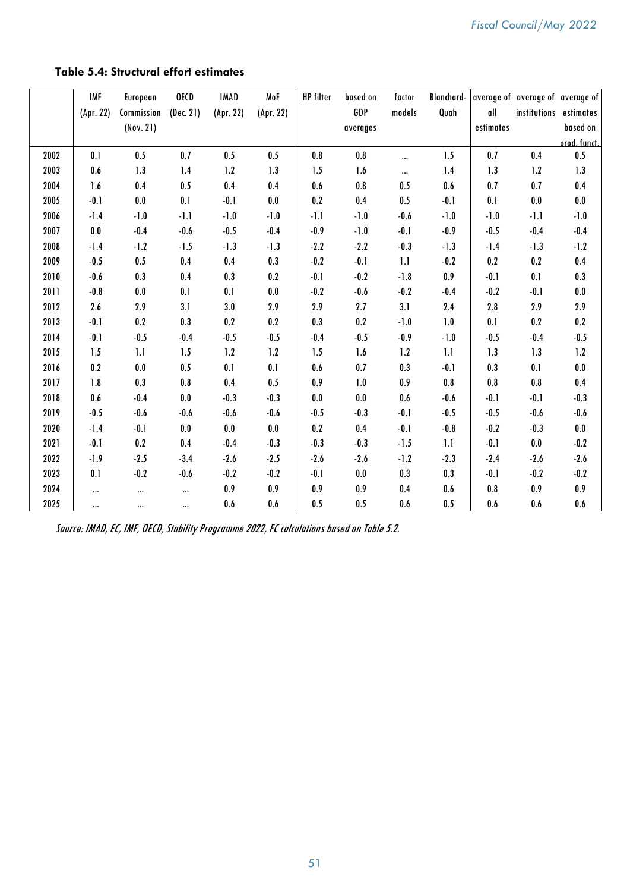**Table 5.4: Structural effort estimates**

| | IMF (Apr. 22) | European Commission (Nov. 21) | OECD (Dec. 21) | IMAD (Apr. 22) | MoF (Apr. 22) | HP filter | based on GDP averages | factor models | Blanchard-Quah | average of all estimates | average of institutions | average of estimates based on prod. funct. |
|---|---|---|---|---|---|---|---|---|---|---|---|---|
| 2002 | 0.1 | 0.5 | 0.7 | 0.5 | 0.5 | 0.8 | 0.8 | ... | 1.5 | 0.7 | 0.4 | 0.5 |
| 2003 | 0.6 | 1.3 | 1.4 | 1.2 | 1.3 | 1.5 | 1.6 | ... | 1.4 | 1.3 | 1.2 | 1.3 |
| 2004 | 1.6 | 0.4 | 0.5 | 0.4 | 0.4 | 0.6 | 0.8 | 0.5 | 0.6 | 0.7 | 0.7 | 0.4 |
| 2005 | -0.1 | 0.0 | 0.1 | -0.1 | 0.0 | 0.2 | 0.4 | 0.5 | -0.1 | 0.1 | 0.0 | 0.0 |
| 2006 | -1.4 | -1.0 | -1.1 | -1.0 | -1.0 | -1.1 | -1.0 | -0.6 | -1.0 | -1.0 | -1.1 | -1.0 |
| 2007 | 0.0 | -0.4 | -0.6 | -0.5 | -0.4 | -0.9 | -1.0 | -0.1 | -0.9 | -0.5 | -0.4 | -0.4 |
| 2008 | -1.4 | -1.2 | -1.5 | -1.3 | -1.3 | -2.2 | -2.2 | -0.3 | -1.3 | -1.4 | -1.3 | -1.2 |
| 2009 | -0.5 | 0.5 | 0.4 | 0.4 | 0.3 | -0.2 | -0.1 | 1.1 | -0.2 | 0.2 | 0.2 | 0.4 |
| 2010 | -0.6 | 0.3 | 0.4 | 0.3 | 0.2 | -0.1 | -0.2 | -1.8 | 0.9 | -0.1 | 0.1 | 0.3 |
| 2011 | -0.8 | 0.0 | 0.1 | 0.1 | 0.0 | -0.2 | -0.6 | -0.2 | -0.4 | -0.2 | -0.1 | 0.0 |
| 2012 | 2.6 | 2.9 | 3.1 | 3.0 | 2.9 | 2.9 | 2.7 | 3.1 | 2.4 | 2.8 | 2.9 | 2.9 |
| 2013 | -0.1 | 0.2 | 0.3 | 0.2 | 0.2 | 0.3 | 0.2 | -1.0 | 1.0 | 0.1 | 0.2 | 0.2 |
| 2014 | -0.1 | -0.5 | -0.4 | -0.5 | -0.5 | -0.4 | -0.5 | -0.9 | -1.0 | -0.5 | -0.4 | -0.5 |
| 2015 | 1.5 | 1.1 | 1.5 | 1.2 | 1.2 | 1.5 | 1.6 | 1.2 | 1.1 | 1.3 | 1.3 | 1.2 |
| 2016 | 0.2 | 0.0 | 0.5 | 0.1 | 0.1 | 0.6 | 0.7 | 0.3 | -0.1 | 0.3 | 0.1 | 0.0 |
| 2017 | 1.8 | 0.3 | 0.8 | 0.4 | 0.5 | 0.9 | 1.0 | 0.9 | 0.8 | 0.8 | 0.8 | 0.4 |
| 2018 | 0.6 | -0.4 | 0.0 | -0.3 | -0.3 | 0.0 | 0.0 | 0.6 | -0.6 | -0.1 | -0.1 | -0.3 |
| 2019 | -0.5 | -0.6 | -0.6 | -0.6 | -0.6 | -0.5 | -0.3 | -0.1 | -0.5 | -0.5 | -0.6 | -0.6 |
| 2020 | -1.4 | -0.1 | 0.0 | 0.0 | 0.0 | 0.2 | 0.4 | -0.1 | -0.8 | -0.2 | -0.3 | 0.0 |
| 2021 | -0.1 | 0.2 | 0.4 | -0.4 | -0.3 | -0.3 | -0.3 | -1.5 | 1.1 | -0.1 | 0.0 | -0.2 |
| 2022 | -1.9 | -2.5 | -3.4 | -2.6 | -2.5 | -2.6 | -2.6 | -1.2 | -2.3 | -2.4 | -2.6 | -2.6 |
| 2023 | 0.1 | -0.2 | -0.6 | -0.2 | -0.2 | -0.1 | 0.0 | 0.3 | 0.3 | -0.1 | -0.2 | -0.2 |
| 2024 | ... | ... | ... | 0.9 | 0.9 | 0.9 | 0.9 | 0.4 | 0.6 | 0.8 | 0.9 | 0.9 |
| 2025 | ... | ... | ... | 0.6 | 0.6 | 0.5 | 0.5 | 0.6 | 0.5 | 0.6 | 0.6 | 0.6 |

*Source: IMAD, EC, IMF, OECD, Stability Programme 2022, FC calculations based on Table 5.2.*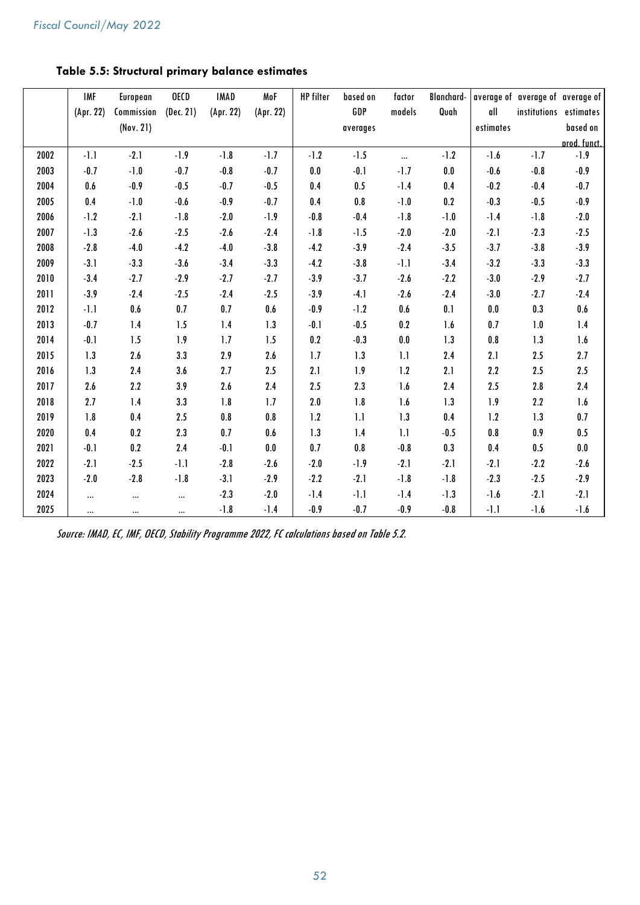**Table 5.5: Structural primary balance estimates**

| | IMF (Apr. 22) | European Commission (Nov. 21) | OECD (Dec. 21) | IMAD (Apr. 22) | MoF (Apr. 22) | HP filter | based on GDP averages | factor models | Blanchard-Quah | average of all estimates | average of institutions | average of estimates based on prod. funct. |
|---|---|---|---|---|---|---|---|---|---|---|---|---|
| 2002 | -1.1 | -2.1 | -1.9 | -1.8 | -1.7 | -1.2 | -1.5 | ... | -1.2 | -1.6 | -1.7 | -1.9 |
| 2003 | -0.7 | -1.0 | -0.7 | -0.8 | -0.7 | 0.0 | -0.1 | -1.7 | 0.0 | -0.6 | -0.8 | -0.9 |
| 2004 | 0.6 | -0.9 | -0.5 | -0.7 | -0.5 | 0.4 | 0.5 | -1.4 | 0.4 | -0.2 | -0.4 | -0.7 |
| 2005 | 0.4 | -1.0 | -0.6 | -0.9 | -0.7 | 0.4 | 0.8 | -1.0 | 0.2 | -0.3 | -0.5 | -0.9 |
| 2006 | -1.2 | -2.1 | -1.8 | -2.0 | -1.9 | -0.8 | -0.4 | -1.8 | -1.0 | -1.4 | -1.8 | -2.0 |
| 2007 | -1.3 | -2.6 | -2.5 | -2.6 | -2.4 | -1.8 | -1.5 | -2.0 | -2.0 | -2.1 | -2.3 | -2.5 |
| 2008 | -2.8 | -4.0 | -4.2 | -4.0 | -3.8 | -4.2 | -3.9 | -2.4 | -3.5 | -3.7 | -3.8 | -3.9 |
| 2009 | -3.1 | -3.3 | -3.6 | -3.4 | -3.3 | -4.2 | -3.8 | -1.1 | -3.4 | -3.2 | -3.3 | -3.3 |
| 2010 | -3.4 | -2.7 | -2.9 | -2.7 | -2.7 | -3.9 | -3.7 | -2.6 | -2.2 | -3.0 | -2.9 | -2.7 |
| 2011 | -3.9 | -2.4 | -2.5 | -2.4 | -2.5 | -3.9 | -4.1 | -2.6 | -2.4 | -3.0 | -2.7 | -2.4 |
| 2012 | -1.1 | 0.6 | 0.7 | 0.7 | 0.6 | -0.9 | -1.2 | 0.6 | 0.1 | 0.0 | 0.3 | 0.6 |
| 2013 | -0.7 | 1.4 | 1.5 | 1.4 | 1.3 | -0.1 | -0.5 | 0.2 | 1.6 | 0.7 | 1.0 | 1.4 |
| 2014 | -0.1 | 1.5 | 1.9 | 1.7 | 1.5 | 0.2 | -0.3 | 0.0 | 1.3 | 0.8 | 1.3 | 1.6 |
| 2015 | 1.3 | 2.6 | 3.3 | 2.9 | 2.6 | 1.7 | 1.3 | 1.1 | 2.4 | 2.1 | 2.5 | 2.7 |
| 2016 | 1.3 | 2.4 | 3.6 | 2.7 | 2.5 | 2.1 | 1.9 | 1.2 | 2.1 | 2.2 | 2.5 | 2.5 |
| 2017 | 2.6 | 2.2 | 3.9 | 2.6 | 2.4 | 2.5 | 2.3 | 1.6 | 2.4 | 2.5 | 2.8 | 2.4 |
| 2018 | 2.7 | 1.4 | 3.3 | 1.8 | 1.7 | 2.0 | 1.8 | 1.6 | 1.3 | 1.9 | 2.2 | 1.6 |
| 2019 | 1.8 | 0.4 | 2.5 | 0.8 | 0.8 | 1.2 | 1.1 | 1.3 | 0.4 | 1.2 | 1.3 | 0.7 |
| 2020 | 0.4 | 0.2 | 2.3 | 0.7 | 0.6 | 1.3 | 1.4 | 1.1 | -0.5 | 0.8 | 0.9 | 0.5 |
| 2021 | -0.1 | 0.2 | 2.4 | -0.1 | 0.0 | 0.7 | 0.8 | -0.8 | 0.3 | 0.4 | 0.5 | 0.0 |
| 2022 | -2.1 | -2.5 | -1.1 | -2.8 | -2.6 | -2.0 | -1.9 | -2.1 | -2.1 | -2.1 | -2.2 | -2.6 |
| 2023 | -2.0 | -2.8 | -1.8 | -3.1 | -2.9 | -2.2 | -2.1 | -1.8 | -1.8 | -2.3 | -2.5 | -2.9 |
| 2024 | ... | ... | ... | -2.3 | -2.0 | -1.4 | -1.1 | -1.4 | -1.3 | -1.6 | -2.1 | -2.1 |
| 2025 | ... | ... | ... | -1.8 | -1.4 | -0.9 | -0.7 | -0.9 | -0.8 | -1.1 | -1.6 | -1.6 |

*Source: IMAD, EC, IMF, OECD, Stability Programme 2022, FC calculations based on Table 5.2.*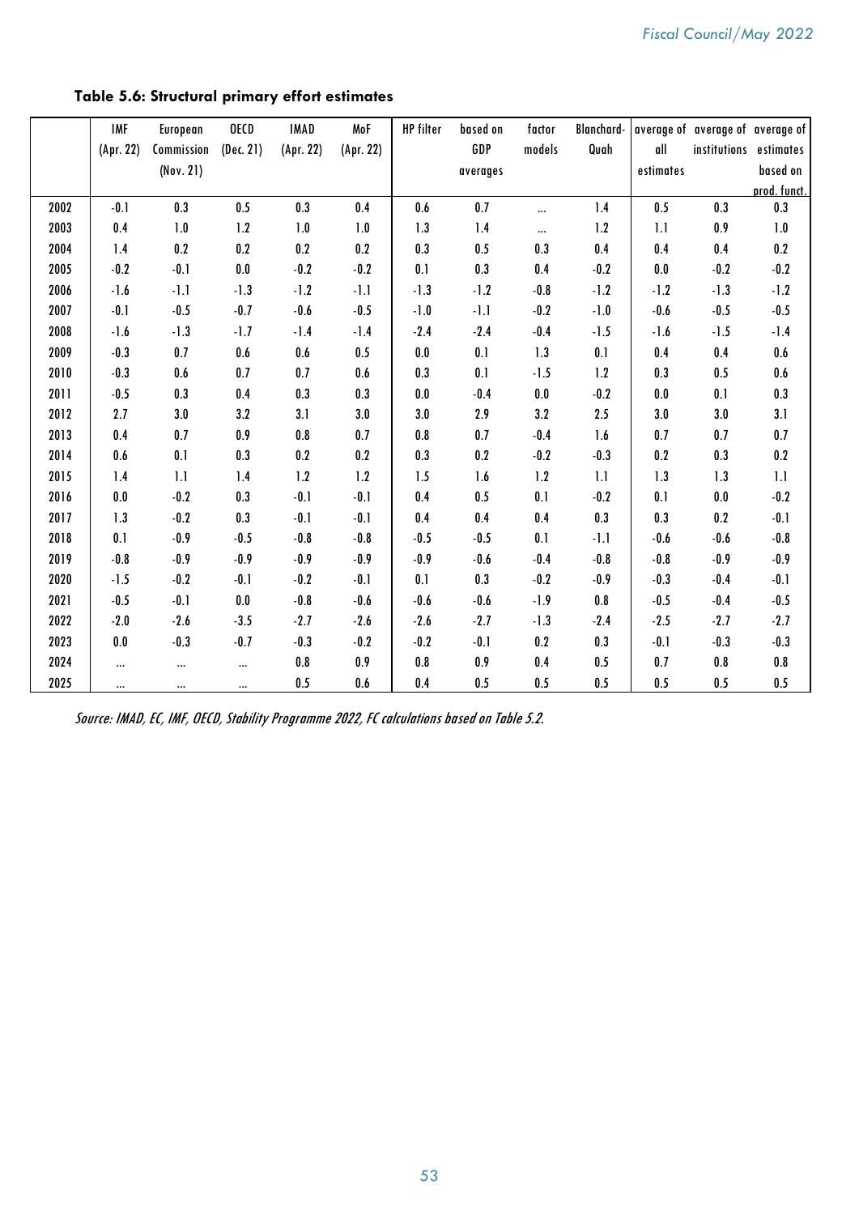**Table 5.6: Structural primary effort estimates**

| | IMF (Apr. 22) | European Commission (Nov. 21) | OECD (Dec. 21) | IMAD (Apr. 22) | MoF (Apr. 22) | HP filter | based on GDP averages | factor models | Blanchard-Quah | average of all estimates | average of institutions | average of estimates based on prod. funct. |
|---|---|---|---|---|---|---|---|---|---|---|---|---|
| 2002 | -0.1 | 0.3 | 0.5 | 0.3 | 0.4 | 0.6 | 0.7 | ... | 1.4 | 0.5 | 0.3 | 0.3 |
| 2003 | 0.4 | 1.0 | 1.2 | 1.0 | 1.0 | 1.3 | 1.4 | ... | 1.2 | 1.1 | 0.9 | 1.0 |
| 2004 | 1.4 | 0.2 | 0.2 | 0.2 | 0.2 | 0.3 | 0.5 | 0.3 | 0.4 | 0.4 | 0.4 | 0.2 |
| 2005 | -0.2 | -0.1 | 0.0 | -0.2 | -0.2 | 0.1 | 0.3 | 0.4 | -0.2 | 0.0 | -0.2 | -0.2 |
| 2006 | -1.6 | -1.1 | -1.3 | -1.2 | -1.1 | -1.3 | -1.2 | -0.8 | -1.2 | -1.2 | -1.3 | -1.2 |
| 2007 | -0.1 | -0.5 | -0.7 | -0.6 | -0.5 | -1.0 | -1.1 | -0.2 | -1.0 | -0.6 | -0.5 | -0.5 |
| 2008 | -1.6 | -1.3 | -1.7 | -1.4 | -1.4 | -2.4 | -2.4 | -0.4 | -1.5 | -1.6 | -1.5 | -1.4 |
| 2009 | -0.3 | 0.7 | 0.6 | 0.6 | 0.5 | 0.0 | 0.1 | 1.3 | 0.1 | 0.4 | 0.4 | 0.6 |
| 2010 | -0.3 | 0.6 | 0.7 | 0.7 | 0.6 | 0.3 | 0.1 | -1.5 | 1.2 | 0.3 | 0.5 | 0.6 |
| 2011 | -0.5 | 0.3 | 0.4 | 0.3 | 0.3 | 0.0 | -0.4 | 0.0 | -0.2 | 0.0 | 0.1 | 0.3 |
| 2012 | 2.7 | 3.0 | 3.2 | 3.1 | 3.0 | 3.0 | 2.9 | 3.2 | 2.5 | 3.0 | 3.0 | 3.1 |
| 2013 | 0.4 | 0.7 | 0.9 | 0.8 | 0.7 | 0.8 | 0.7 | -0.4 | 1.6 | 0.7 | 0.7 | 0.7 |
| 2014 | 0.6 | 0.1 | 0.3 | 0.2 | 0.2 | 0.3 | 0.2 | -0.2 | -0.3 | 0.2 | 0.3 | 0.2 |
| 2015 | 1.4 | 1.1 | 1.4 | 1.2 | 1.2 | 1.5 | 1.6 | 1.2 | 1.1 | 1.3 | 1.3 | 1.1 |
| 2016 | 0.0 | -0.2 | 0.3 | -0.1 | -0.1 | 0.4 | 0.5 | 0.1 | -0.2 | 0.1 | 0.0 | -0.2 |
| 2017 | 1.3 | -0.2 | 0.3 | -0.1 | -0.1 | 0.4 | 0.4 | 0.4 | 0.3 | 0.3 | 0.2 | -0.1 |
| 2018 | 0.1 | -0.9 | -0.5 | -0.8 | -0.8 | -0.5 | -0.5 | 0.1 | -1.1 | -0.6 | -0.6 | -0.8 |
| 2019 | -0.8 | -0.9 | -0.9 | -0.9 | -0.9 | -0.9 | -0.6 | -0.4 | -0.8 | -0.8 | -0.9 | -0.9 |
| 2020 | -1.5 | -0.2 | -0.1 | -0.2 | -0.1 | 0.1 | 0.3 | -0.2 | -0.9 | -0.3 | -0.4 | -0.1 |
| 2021 | -0.5 | -0.1 | 0.0 | -0.8 | -0.6 | -0.6 | -0.6 | -1.9 | 0.8 | -0.5 | -0.4 | -0.5 |
| 2022 | -2.0 | -2.6 | -3.5 | -2.7 | -2.6 | -2.6 | -2.7 | -1.3 | -2.4 | -2.5 | -2.7 | -2.7 |
| 2023 | 0.0 | -0.3 | -0.7 | -0.3 | -0.2 | -0.2 | -0.1 | 0.2 | 0.3 | -0.1 | -0.3 | -0.3 |
| 2024 | ... | ... | ... | 0.8 | 0.9 | 0.8 | 0.9 | 0.4 | 0.5 | 0.7 | 0.8 | 0.8 |
| 2025 | ... | ... | ... | 0.5 | 0.6 | 0.4 | 0.5 | 0.5 | 0.5 | 0.5 | 0.5 | 0.5 |

*Source: IMAD, EC, IMF, OECD, Stability Programme 2022, FC calculations based on Table 5.2.*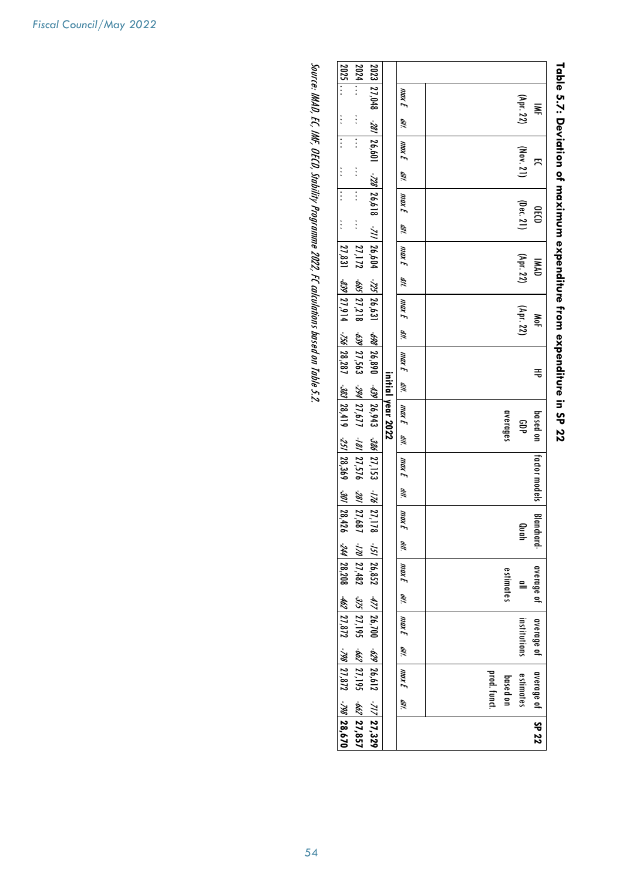**Table 5.7: Deviation of maximum expenditure from expenditure in SP 22**

| | IMF (Apr. 22) | | EC (Nov. 21) | | OECD (Dec. 21) | | IMAD (Apr. 22) | | MoF (Apr. 22) | | HP | | based on GDP averages | | factor models | | Blanchard-Quah | | average of all estimates | | average of institutions | | average of estimates based on prod. funct. | | SP 22 |
|---|---|---|---|---|---|---|---|---|---|---|---|---|---|---|---|---|---|---|---|---|---|---|---|---|---|
| | *max E* | *diff.* | *max E* | *diff.* | *max E* | *diff.* | *max E* | *diff.* | *max E* | *diff.* | *max E* | *diff.* | *max E* | *diff.* | *max E* | *diff.* | *max E* | *diff.* | *max E* | *diff.* | *max E* | *diff.* | *max E* | *diff.* | |
| **initial year 2022** | | | | | | | | | | | | | | | | | | | | | | | | | |
| 2023 | 27,048 | *-281* | 26,601 | *-728* | 26,618 | *-711* | 26,604 | *-725* | 26,631 | *-698* | 26,890 | *-439* | 26,943 | *-386* | 27,153 | *-176* | 27,178 | *-151* | 26,852 | *-477* | 26,700 | *-629* | 26,612 | *-717* | **27,329** |
| 2024 | ... | | ... | | ... | | 27,172 | *-685* | 27,218 | *-639* | 27,563 | *-294* | 27,677 | *-181* | 27,576 | *-281* | 27,687 | *-170* | 27,482 | *-375* | 27,195 | *-662* | 27,195 | *-662* | **27,857** |
| 2025 | ... | ... | ... | ... | ... | ... | 27,831 | *-839* | 27,914 | *-756* | 28,287 | *-383* | 28,419 | *-251* | 28,369 | *-301* | 28,426 | *-244* | 28,208 | *-462* | 27,872 | *-798* | 27,872 | *-798* | **28,670** |

*Source: IMAD, EC, IMF, OECD, Stability Programme 2022, FC calculations based on Table 5.2.*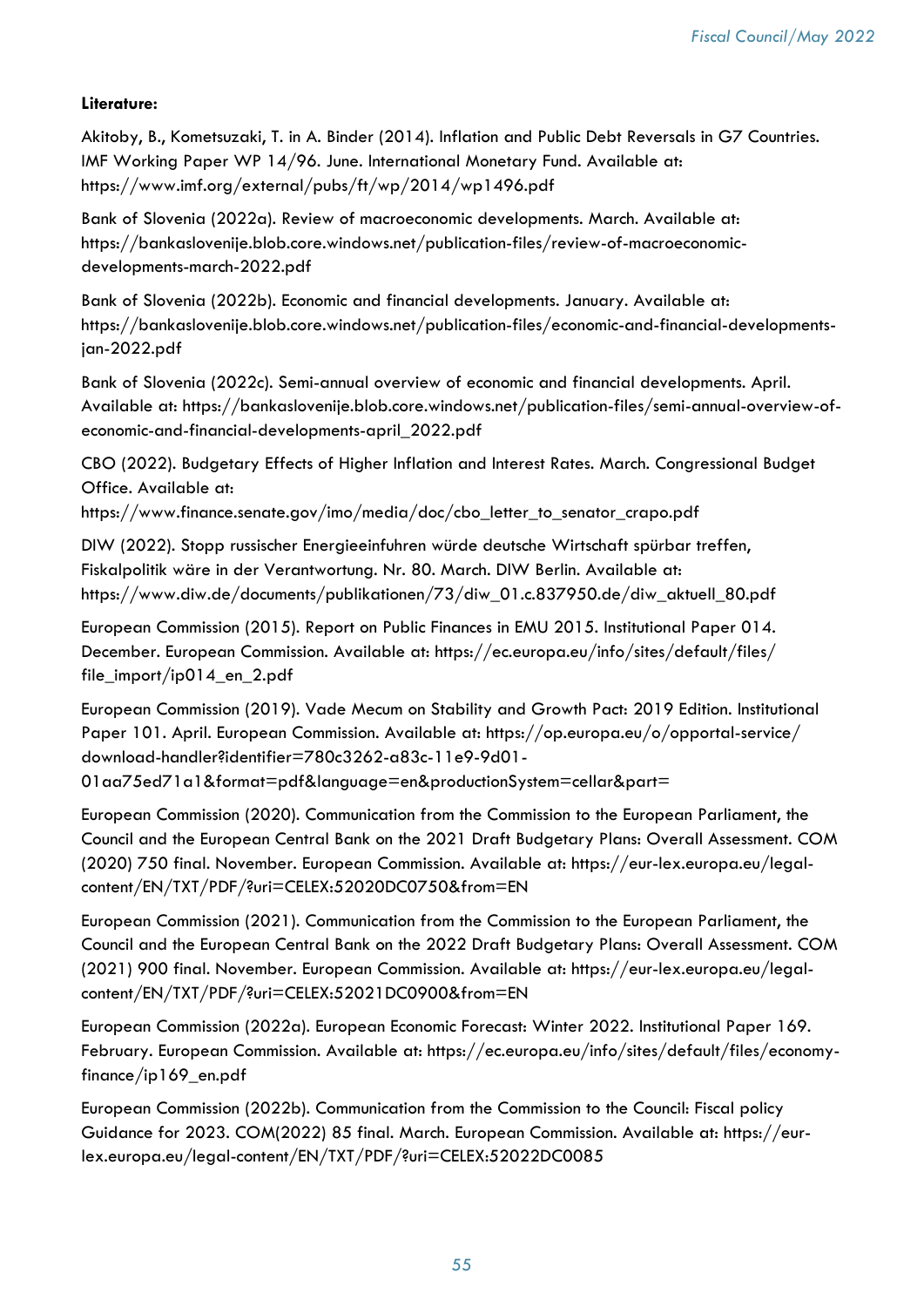**Literature:**

Akitoby, B., Kometsuzaki, T. in A. Binder (2014). Inflation and Public Debt Reversals in G7 Countries. IMF Working Paper WP 14/96. June. International Monetary Fund. Available at: https://www.imf.org/external/pubs/ft/wp/2014/wp1496.pdf

Bank of Slovenia (2022a). Review of macroeconomic developments. March. Available at: https://bankaslovenije.blob.core.windows.net/publication-files/review-of-macroeconomic-developments-march-2022.pdf

Bank of Slovenia (2022b). Economic and financial developments. January. Available at: https://bankaslovenije.blob.core.windows.net/publication-files/economic-and-financial-developments-jan-2022.pdf

Bank of Slovenia (2022c). Semi-annual overview of economic and financial developments. April. Available at: https://bankaslovenije.blob.core.windows.net/publication-files/semi-annual-overview-of-economic-and-financial-developments-april_2022.pdf

CBO (2022). Budgetary Effects of Higher Inflation and Interest Rates. March. Congressional Budget Office. Available at: https://www.finance.senate.gov/imo/media/doc/cbo_letter_to_senator_crapo.pdf

DIW (2022). Stopp russischer Energieeinfuhren würde deutsche Wirtschaft spürbar treffen, Fiskalpolitik wäre in der Verantwortung. Nr. 80. March. DIW Berlin. Available at: https://www.diw.de/documents/publikationen/73/diw_01.c.837950.de/diw_aktuell_80.pdf

European Commission (2015). Report on Public Finances in EMU 2015. Institutional Paper 014. December. European Commission. Available at: https://ec.europa.eu/info/sites/default/files/file_import/ip014_en_2.pdf

European Commission (2019). Vade Mecum on Stability and Growth Pact: 2019 Edition. Institutional Paper 101. April. European Commission. Available at: https://op.europa.eu/o/opportal-service/download-handler?identifier=780c3262-a83c-11e9-9d01-01aa75ed71a1&format=pdf&language=en&productionSystem=cellar&part=

European Commission (2020). Communication from the Commission to the European Parliament, the Council and the European Central Bank on the 2021 Draft Budgetary Plans: Overall Assessment. COM (2020) 750 final. November. European Commission. Available at: https://eur-lex.europa.eu/legal-content/EN/TXT/PDF/?uri=CELEX:52020DC0750&from=EN

European Commission (2021). Communication from the Commission to the European Parliament, the Council and the European Central Bank on the 2022 Draft Budgetary Plans: Overall Assessment. COM (2021) 900 final. November. European Commission. Available at: https://eur-lex.europa.eu/legal-content/EN/TXT/PDF/?uri=CELEX:52021DC0900&from=EN

European Commission (2022a). European Economic Forecast: Winter 2022. Institutional Paper 169. February. European Commission. Available at: https://ec.europa.eu/info/sites/default/files/economy-finance/ip169_en.pdf

European Commission (2022b). Communication from the Commission to the Council: Fiscal policy Guidance for 2023. COM(2022) 85 final. March. European Commission. Available at: https://eur-lex.europa.eu/legal-content/EN/TXT/PDF/?uri=CELEX:52022DC0085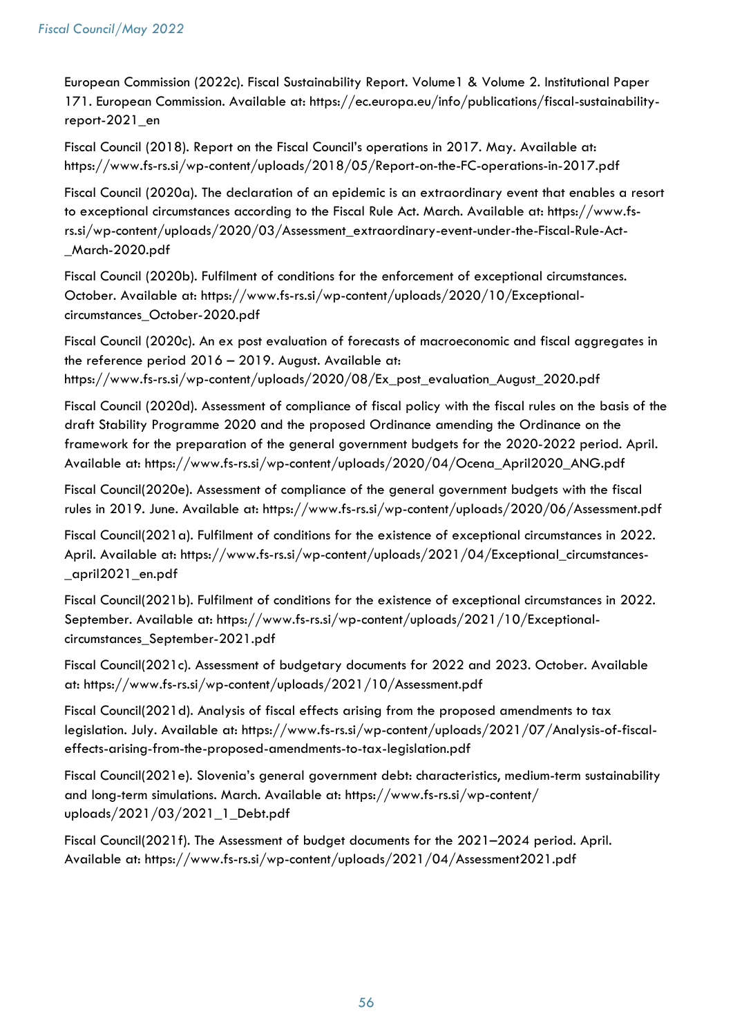European Commission (2022c). Fiscal Sustainability Report. Volume1 & Volume 2. Institutional Paper 171. European Commission. Available at: https://ec.europa.eu/info/publications/fiscal-sustainability-report-2021_en

Fiscal Council (2018). Report on the Fiscal Council's operations in 2017. May. Available at: https://www.fs-rs.si/wp-content/uploads/2018/05/Report-on-the-FC-operations-in-2017.pdf

Fiscal Council (2020a). The declaration of an epidemic is an extraordinary event that enables a resort to exceptional circumstances according to the Fiscal Rule Act. March. Available at: https://www.fs-rs.si/wp-content/uploads/2020/03/Assessment_extraordinary-event-under-the-Fiscal-Rule-Act-_March-2020.pdf

Fiscal Council (2020b). Fulfilment of conditions for the enforcement of exceptional circumstances. October. Available at: https://www.fs-rs.si/wp-content/uploads/2020/10/Exceptional-circumstances_October-2020.pdf

Fiscal Council (2020c). An ex post evaluation of forecasts of macroeconomic and fiscal aggregates in the reference period 2016 – 2019. August. Available at: https://www.fs-rs.si/wp-content/uploads/2020/08/Ex_post_evaluation_August_2020.pdf

Fiscal Council (2020d). Assessment of compliance of fiscal policy with the fiscal rules on the basis of the draft Stability Programme 2020 and the proposed Ordinance amending the Ordinance on the framework for the preparation of the general government budgets for the 2020-2022 period. April. Available at: https://www.fs-rs.si/wp-content/uploads/2020/04/Ocena_April2020_ANG.pdf

Fiscal Council(2020e). Assessment of compliance of the general government budgets with the fiscal rules in 2019. June. Available at: https://www.fs-rs.si/wp-content/uploads/2020/06/Assessment.pdf

Fiscal Council(2021a). Fulfilment of conditions for the existence of exceptional circumstances in 2022. April. Available at: https://www.fs-rs.si/wp-content/uploads/2021/04/Exceptional_circumstances-_april2021_en.pdf

Fiscal Council(2021b). Fulfilment of conditions for the existence of exceptional circumstances in 2022. September. Available at: https://www.fs-rs.si/wp-content/uploads/2021/10/Exceptional-circumstances_September-2021.pdf

Fiscal Council(2021c). Assessment of budgetary documents for 2022 and 2023. October. Available at: https://www.fs-rs.si/wp-content/uploads/2021/10/Assessment.pdf

Fiscal Council(2021d). Analysis of fiscal effects arising from the proposed amendments to tax legislation. July. Available at: https://www.fs-rs.si/wp-content/uploads/2021/07/Analysis-of-fiscal-effects-arising-from-the-proposed-amendments-to-tax-legislation.pdf

Fiscal Council(2021e). Slovenia's general government debt: characteristics, medium-term sustainability and long-term simulations. March. Available at: https://www.fs-rs.si/wp-content/uploads/2021/03/2021_1_Debt.pdf

Fiscal Council(2021f). The Assessment of budget documents for the 2021–2024 period. April. Available at: https://www.fs-rs.si/wp-content/uploads/2021/04/Assessment2021.pdf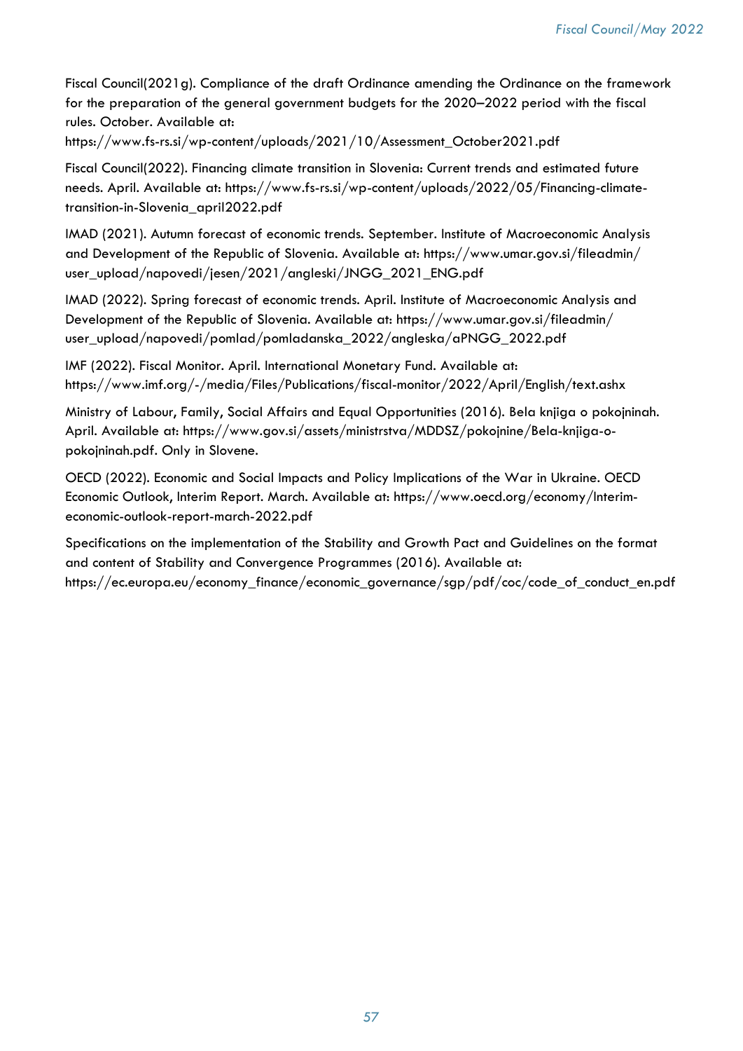Fiscal Council(2021g). Compliance of the draft Ordinance amending the Ordinance on the framework for the preparation of the general government budgets for the 2020–2022 period with the fiscal rules. October. Available at: https://www.fs-rs.si/wp-content/uploads/2021/10/Assessment_October2021.pdf

Fiscal Council(2022). Financing climate transition in Slovenia: Current trends and estimated future needs. April. Available at: https://www.fs-rs.si/wp-content/uploads/2022/05/Financing-climate-transition-in-Slovenia_april2022.pdf

IMAD (2021). Autumn forecast of economic trends. September. Institute of Macroeconomic Analysis and Development of the Republic of Slovenia. Available at: https://www.umar.gov.si/fileadmin/user_upload/napovedi/jesen/2021/angleski/JNGG_2021_ENG.pdf

IMAD (2022). Spring forecast of economic trends. April. Institute of Macroeconomic Analysis and Development of the Republic of Slovenia. Available at: https://www.umar.gov.si/fileadmin/user_upload/napovedi/pomlad/pomladanska_2022/angleska/aPNGG_2022.pdf

IMF (2022). Fiscal Monitor. April. International Monetary Fund. Available at: https://www.imf.org/-/media/Files/Publications/fiscal-monitor/2022/April/English/text.ashx

Ministry of Labour, Family, Social Affairs and Equal Opportunities (2016). Bela knjiga o pokojninah. April. Available at: https://www.gov.si/assets/ministrstva/MDDSZ/pokojnine/Bela-knjiga-o-pokojninah.pdf. Only in Slovene.

OECD (2022). Economic and Social Impacts and Policy Implications of the War in Ukraine. OECD Economic Outlook, Interim Report. March. Available at: https://www.oecd.org/economy/Interim-economic-outlook-report-march-2022.pdf

Specifications on the implementation of the Stability and Growth Pact and Guidelines on the format and content of Stability and Convergence Programmes (2016). Available at: https://ec.europa.eu/economy_finance/economic_governance/sgp/pdf/coc/code_of_conduct_en.pdf